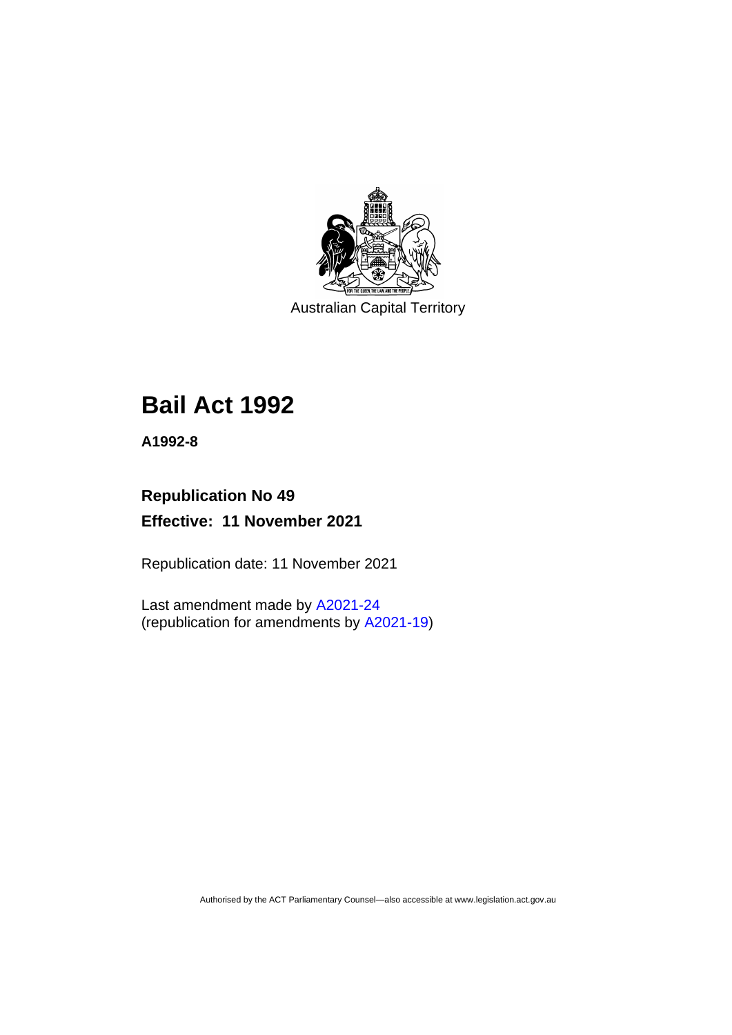Australian Capital Territory

# Bail Act 1992

**A1992-8**

**Republication No 49**

**Effective: 11 November 2021**

Republication date: 11 November 2021

Last amendment made by A2021-24
(republication for amendments by A2021-19)

Authorised by the ACT Parliamentary Counsel—also accessible at www.legislation.act.gov.au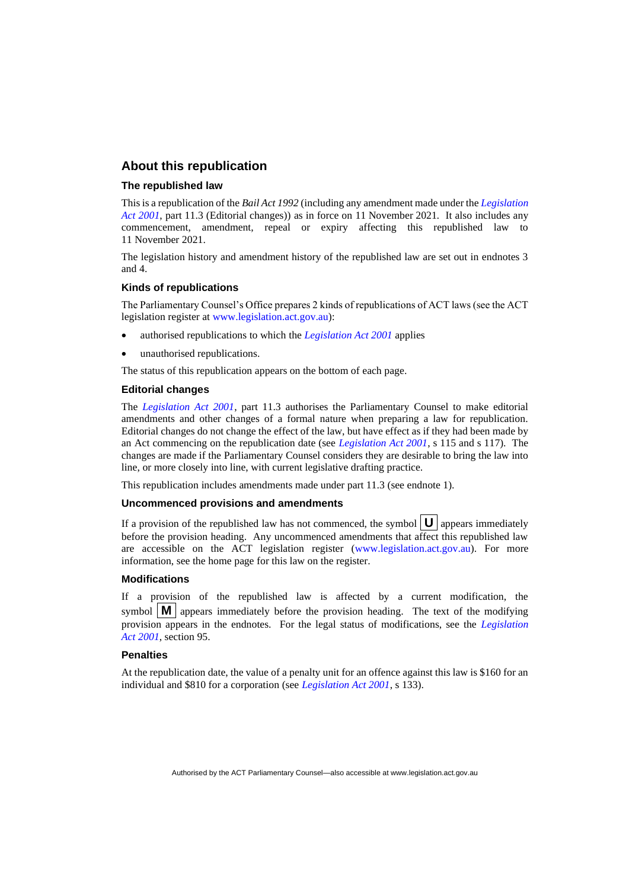## About this republication

### The republished law

This is a republication of the *Bail Act 1992* (including any amendment made under the *Legislation Act 2001*, part 11.3 (Editorial changes)) as in force on 11 November 2021. It also includes any commencement, amendment, repeal or expiry affecting this republished law to 11 November 2021.

The legislation history and amendment history of the republished law are set out in endnotes 3 and 4.

### Kinds of republications

The Parliamentary Counsel's Office prepares 2 kinds of republications of ACT laws (see the ACT legislation register at www.legislation.act.gov.au):

- authorised republications to which the *Legislation Act 2001* applies
- unauthorised republications.

The status of this republication appears on the bottom of each page.

### Editorial changes

The *Legislation Act 2001*, part 11.3 authorises the Parliamentary Counsel to make editorial amendments and other changes of a formal nature when preparing a law for republication. Editorial changes do not change the effect of the law, but have effect as if they had been made by an Act commencing on the republication date (see *Legislation Act 2001*, s 115 and s 117). The changes are made if the Parliamentary Counsel considers they are desirable to bring the law into line, or more closely into line, with current legislative drafting practice.

This republication includes amendments made under part 11.3 (see endnote 1).

### Uncommenced provisions and amendments

If a provision of the republished law has not commenced, the symbol **U** appears immediately before the provision heading. Any uncommenced amendments that affect this republished law are accessible on the ACT legislation register (www.legislation.act.gov.au). For more information, see the home page for this law on the register.

### Modifications

If a provision of the republished law is affected by a current modification, the symbol **M** appears immediately before the provision heading. The text of the modifying provision appears in the endnotes. For the legal status of modifications, see the *Legislation Act 2001*, section 95.

### Penalties

At the republication date, the value of a penalty unit for an offence against this law is $160 for an individual and $810 for a corporation (see *Legislation Act 2001*, s 133).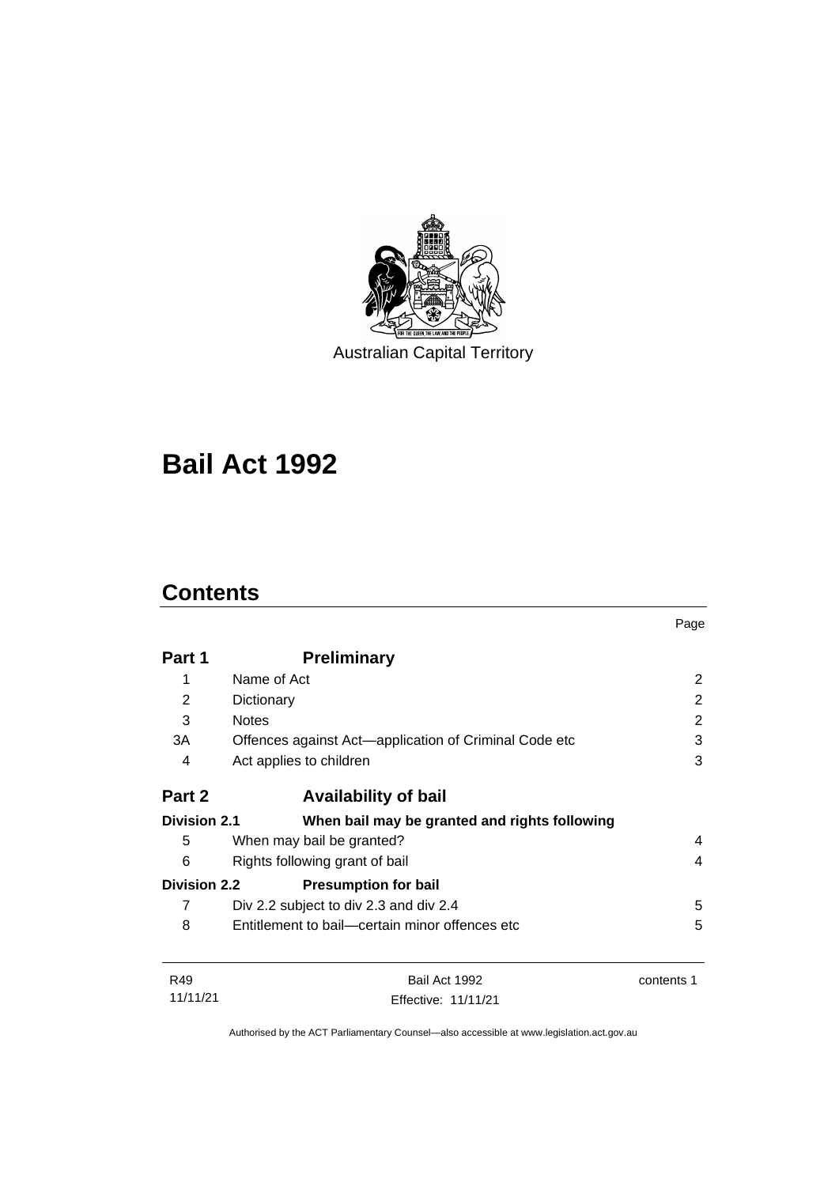Australian Capital Territory

# Bail Act 1992

## Contents

| | | Page |
|---|---|---|
| **Part 1** | **Preliminary** | |
| 1 | Name of Act | 2 |
| 2 | Dictionary | 2 |
| 3 | Notes | 2 |
| 3A | Offences against Act—application of Criminal Code etc | 3 |
| 4 | Act applies to children | 3 |
| **Part 2** | **Availability of bail** | |
| **Division 2.1** | **When bail may be granted and rights following** | |
| 5 | When may bail be granted? | 4 |
| 6 | Rights following grant of bail | 4 |
| **Division 2.2** | **Presumption for bail** | |
| 7 | Div 2.2 subject to div 2.3 and div 2.4 | 5 |
| 8 | Entitlement to bail—certain minor offences etc | 5 |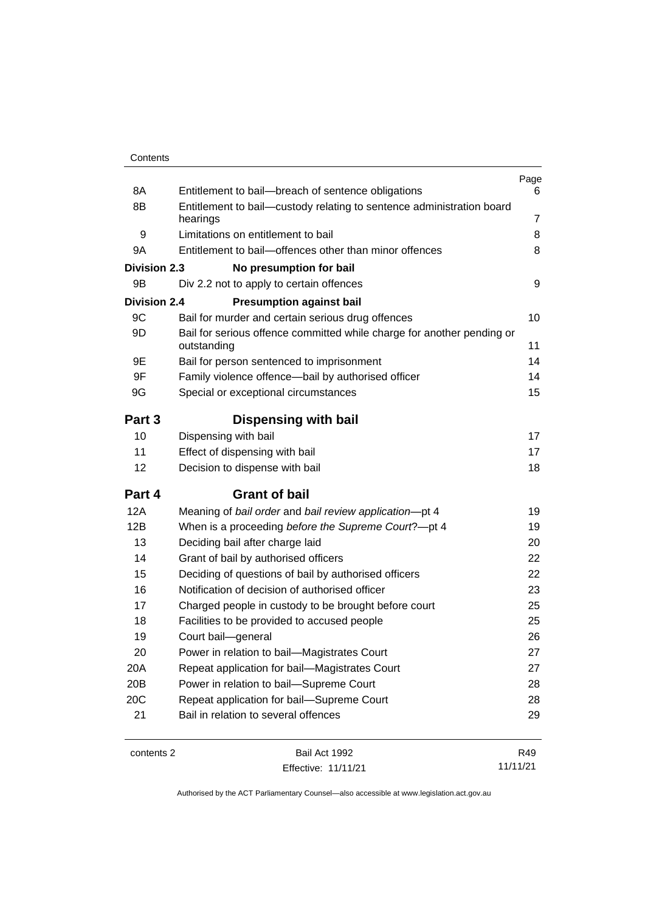| | | Page |
|---|---|---|
| 8A | Entitlement to bail—breach of sentence obligations | 6 |
| 8B | Entitlement to bail—custody relating to sentence administration board hearings | 7 |
| 9 | Limitations on entitlement to bail | 8 |
| 9A | Entitlement to bail—offences other than minor offences | 8 |
| **Division 2.3** | **No presumption for bail** | |
| 9B | Div 2.2 not to apply to certain offences | 9 |
| **Division 2.4** | **Presumption against bail** | |
| 9C | Bail for murder and certain serious drug offences | 10 |
| 9D | Bail for serious offence committed while charge for another pending or outstanding | 11 |
| 9E | Bail for person sentenced to imprisonment | 14 |
| 9F | Family violence offence—bail by authorised officer | 14 |
| 9G | Special or exceptional circumstances | 15 |
| **Part 3** | **Dispensing with bail** | |
| 10 | Dispensing with bail | 17 |
| 11 | Effect of dispensing with bail | 17 |
| 12 | Decision to dispense with bail | 18 |
| **Part 4** | **Grant of bail** | |
| 12A | Meaning of *bail order* and *bail review application*—pt 4 | 19 |
| 12B | When is a proceeding *before the Supreme Court*?—pt 4 | 19 |
| 13 | Deciding bail after charge laid | 20 |
| 14 | Grant of bail by authorised officers | 22 |
| 15 | Deciding of questions of bail by authorised officers | 22 |
| 16 | Notification of decision of authorised officer | 23 |
| 17 | Charged people in custody to be brought before court | 25 |
| 18 | Facilities to be provided to accused people | 25 |
| 19 | Court bail—general | 26 |
| 20 | Power in relation to bail—Magistrates Court | 27 |
| 20A | Repeat application for bail—Magistrates Court | 27 |
| 20B | Power in relation to bail—Supreme Court | 28 |
| 20C | Repeat application for bail—Supreme Court | 28 |
| 21 | Bail in relation to several offences | 29 |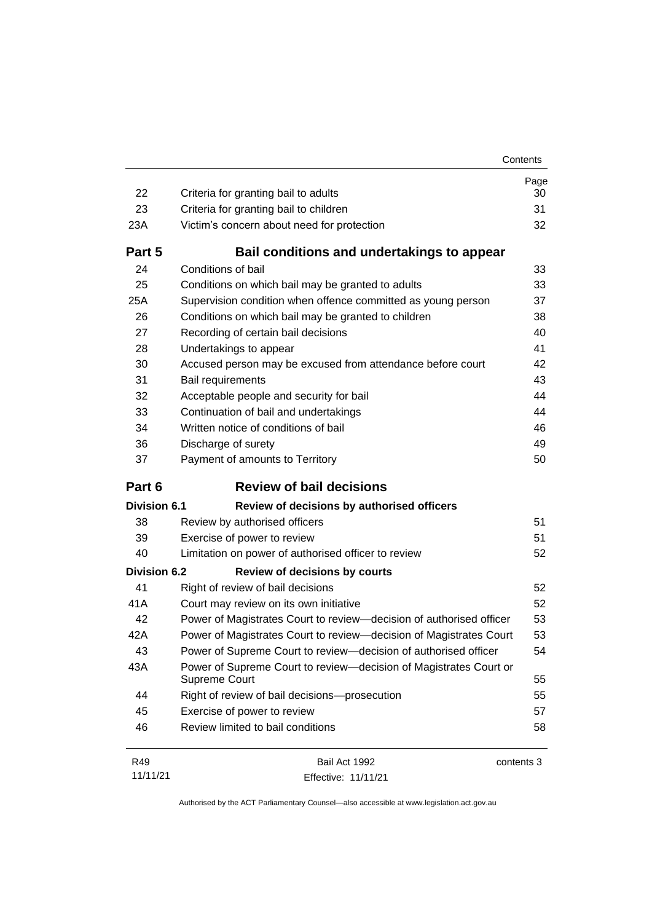| | | Page |
|---|---|---|
| 22 | Criteria for granting bail to adults | 30 |
| 23 | Criteria for granting bail to children | 31 |
| 23A | Victim's concern about need for protection | 32 |
| **Part 5** | **Bail conditions and undertakings to appear** | |
| 24 | Conditions of bail | 33 |
| 25 | Conditions on which bail may be granted to adults | 33 |
| 25A | Supervision condition when offence committed as young person | 37 |
| 26 | Conditions on which bail may be granted to children | 38 |
| 27 | Recording of certain bail decisions | 40 |
| 28 | Undertakings to appear | 41 |
| 30 | Accused person may be excused from attendance before court | 42 |
| 31 | Bail requirements | 43 |
| 32 | Acceptable people and security for bail | 44 |
| 33 | Continuation of bail and undertakings | 44 |
| 34 | Written notice of conditions of bail | 46 |
| 36 | Discharge of surety | 49 |
| 37 | Payment of amounts to Territory | 50 |
| **Part 6** | **Review of bail decisions** | |
| **Division 6.1** | **Review of decisions by authorised officers** | |
| 38 | Review by authorised officers | 51 |
| 39 | Exercise of power to review | 51 |
| 40 | Limitation on power of authorised officer to review | 52 |
| **Division 6.2** | **Review of decisions by courts** | |
| 41 | Right of review of bail decisions | 52 |
| 41A | Court may review on its own initiative | 52 |
| 42 | Power of Magistrates Court to review—decision of authorised officer | 53 |
| 42A | Power of Magistrates Court to review—decision of Magistrates Court | 53 |
| 43 | Power of Supreme Court to review—decision of authorised officer | 54 |
| 43A | Power of Supreme Court to review—decision of Magistrates Court or Supreme Court | 55 |
| 44 | Right of review of bail decisions—prosecution | 55 |
| 45 | Exercise of power to review | 57 |
| 46 | Review limited to bail conditions | 58 |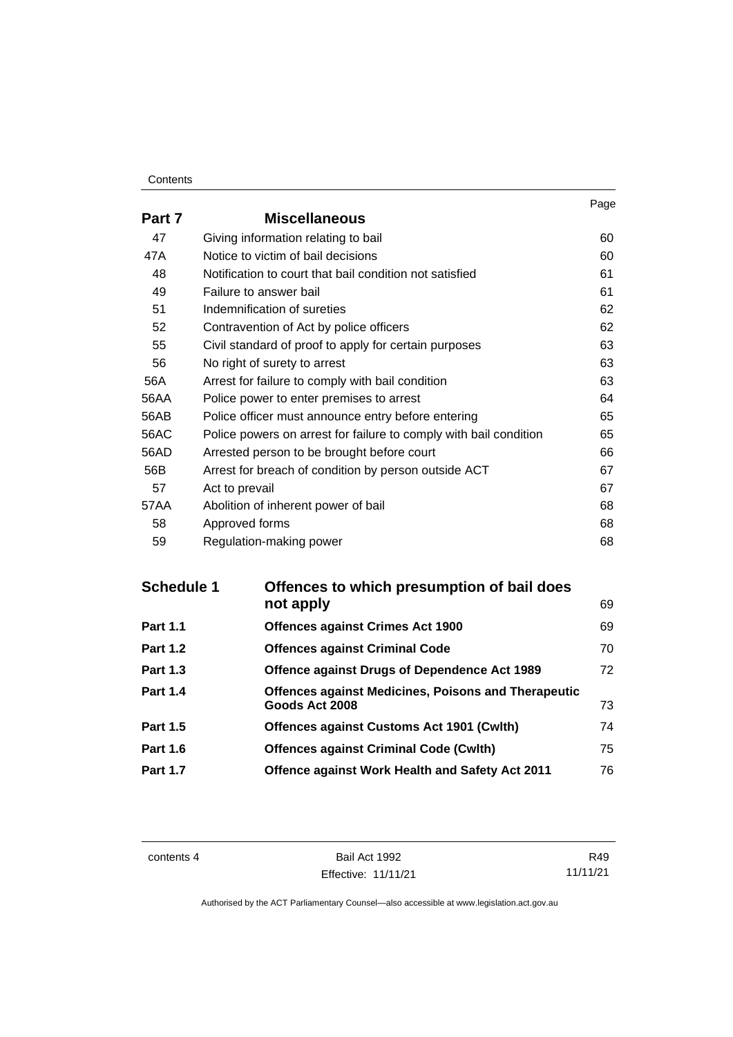| | | Page |
|---|---|---|
| **Part 7** | **Miscellaneous** | |
| 47 | Giving information relating to bail | 60 |
| 47A | Notice to victim of bail decisions | 60 |
| 48 | Notification to court that bail condition not satisfied | 61 |
| 49 | Failure to answer bail | 61 |
| 51 | Indemnification of sureties | 62 |
| 52 | Contravention of Act by police officers | 62 |
| 55 | Civil standard of proof to apply for certain purposes | 63 |
| 56 | No right of surety to arrest | 63 |
| 56A | Arrest for failure to comply with bail condition | 63 |
| 56AA | Police power to enter premises to arrest | 64 |
| 56AB | Police officer must announce entry before entering | 65 |
| 56AC | Police powers on arrest for failure to comply with bail condition | 65 |
| 56AD | Arrested person to be brought before court | 66 |
| 56B | Arrest for breach of condition by person outside ACT | 67 |
| 57 | Act to prevail | 67 |
| 57AA | Abolition of inherent power of bail | 68 |
| 58 | Approved forms | 68 |
| 59 | Regulation-making power | 68 |

| | | |
|---|---|---|
| **Schedule 1** | **Offences to which presumption of bail does not apply** | 69 |
| **Part 1.1** | **Offences against Crimes Act 1900** | 69 |
| **Part 1.2** | **Offences against Criminal Code** | 70 |
| **Part 1.3** | **Offence against Drugs of Dependence Act 1989** | 72 |
| **Part 1.4** | **Offences against Medicines, Poisons and Therapeutic Goods Act 2008** | 73 |
| **Part 1.5** | **Offences against Customs Act 1901 (Cwlth)** | 74 |
| **Part 1.6** | **Offences against Criminal Code (Cwlth)** | 75 |
| **Part 1.7** | **Offence against Work Health and Safety Act 2011** | 76 |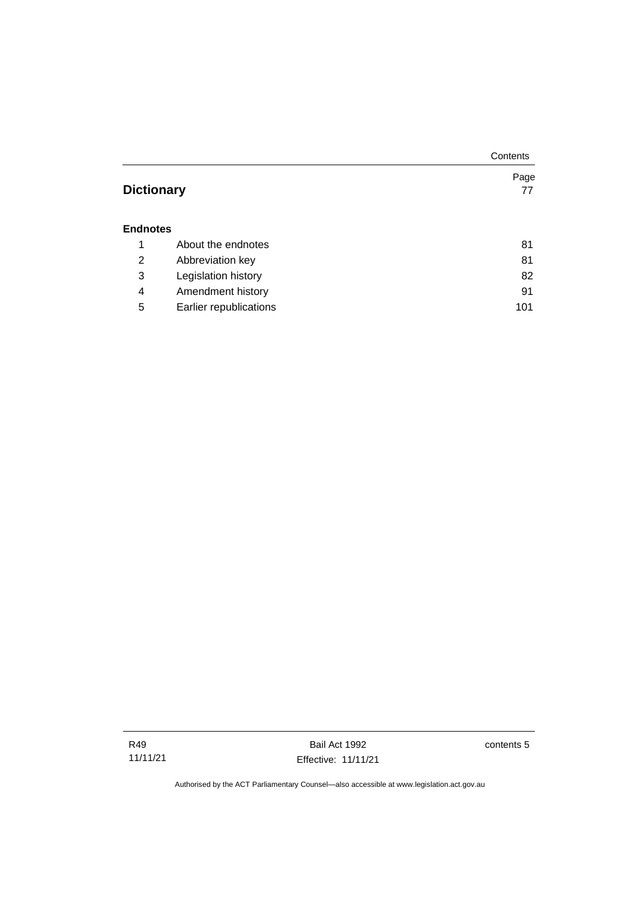| | | Page |
|---|---|---|
| **Dictionary** | | 77 |
| **Endnotes** | | |
| 1 | About the endnotes | 81 |
| 2 | Abbreviation key | 81 |
| 3 | Legislation history | 82 |
| 4 | Amendment history | 91 |
| 5 | Earlier republications | 101 |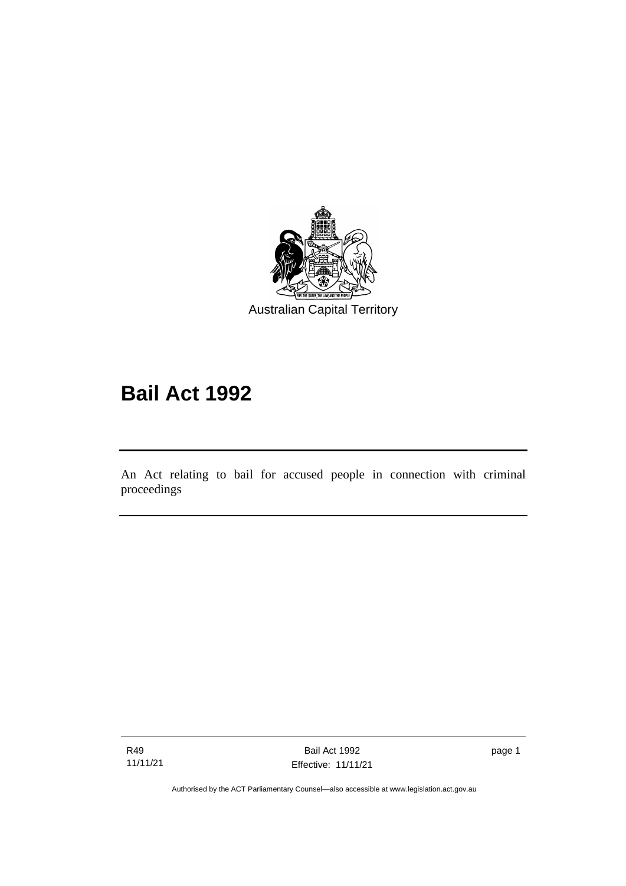Australian Capital Territory

# Bail Act 1992

An Act relating to bail for accused people in connection with criminal proceedings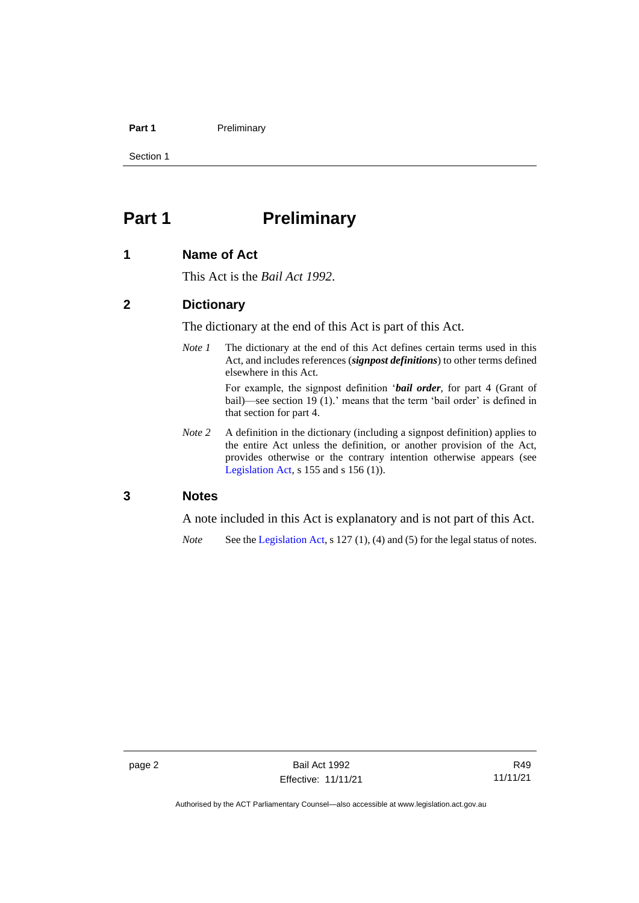# Part 1 Preliminary

## 1 Name of Act

This Act is the *Bail Act 1992*.

## 2 Dictionary

The dictionary at the end of this Act is part of this Act.

*Note 1* The dictionary at the end of this Act defines certain terms used in this Act, and includes references (***signpost definitions***) to other terms defined elsewhere in this Act.

For example, the signpost definition '***bail order***, for part 4 (Grant of bail)—see section 19 (1).' means that the term 'bail order' is defined in that section for part 4.

*Note 2* A definition in the dictionary (including a signpost definition) applies to the entire Act unless the definition, or another provision of the Act, provides otherwise or the contrary intention otherwise appears (see Legislation Act, s 155 and s 156 (1)).

## 3 Notes

A note included in this Act is explanatory and is not part of this Act.

*Note* See the Legislation Act, s 127 (1), (4) and (5) for the legal status of notes.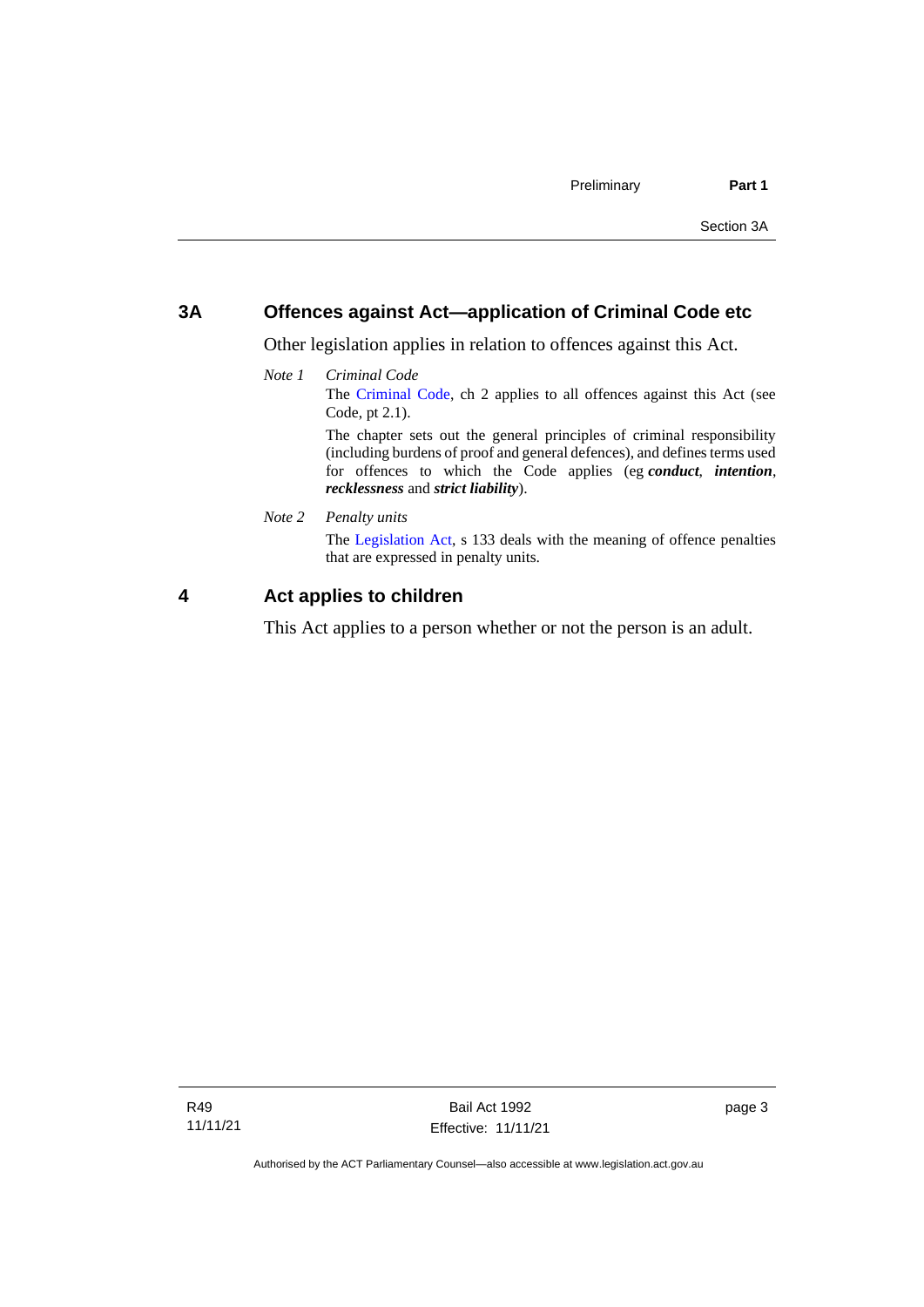## 3A Offences against Act—application of Criminal Code etc

Other legislation applies in relation to offences against this Act.

*Note 1* *Criminal Code*

The Criminal Code, ch 2 applies to all offences against this Act (see Code, pt 2.1).

The chapter sets out the general principles of criminal responsibility (including burdens of proof and general defences), and defines terms used for offences to which the Code applies (eg ***conduct***, ***intention***, ***recklessness*** and ***strict liability***).

*Note 2* *Penalty units*

The Legislation Act, s 133 deals with the meaning of offence penalties that are expressed in penalty units.

## 4 Act applies to children

This Act applies to a person whether or not the person is an adult.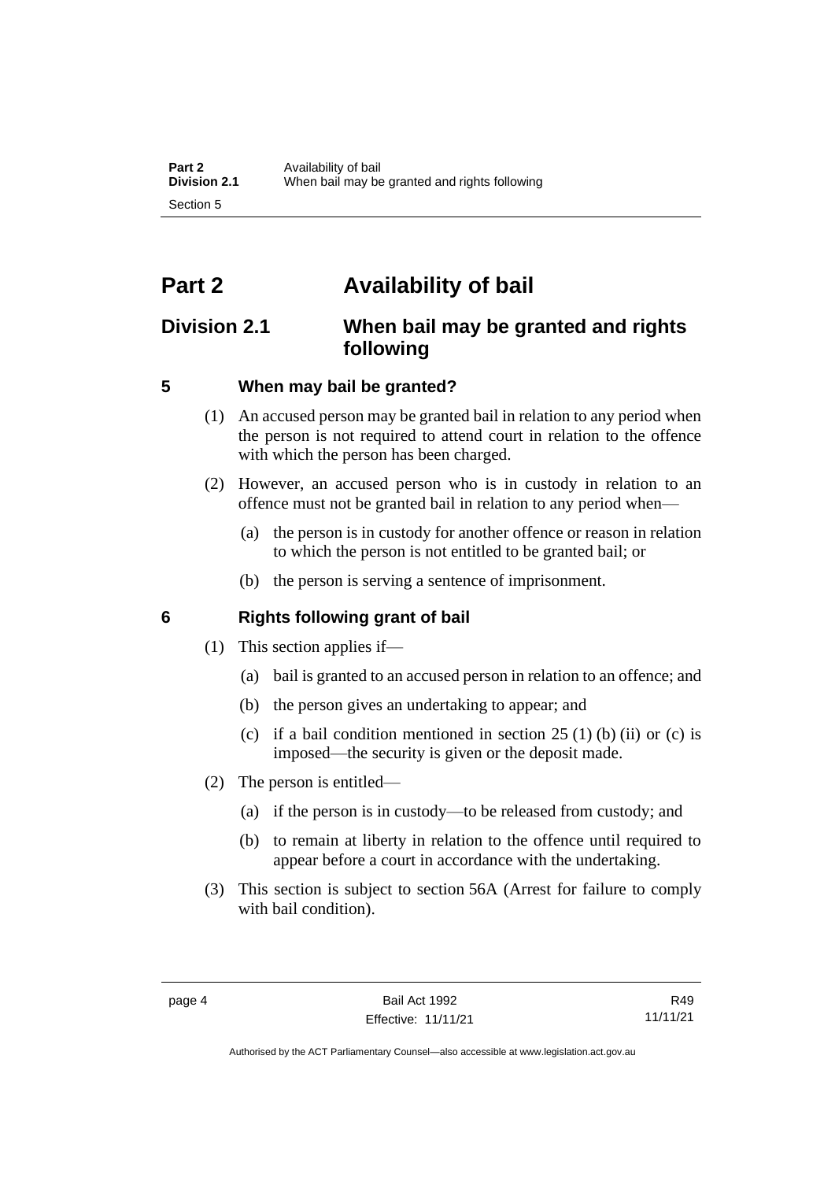# Part 2 Availability of bail

## Division 2.1 When bail may be granted and rights following

### 5 When may bail be granted?

(1) An accused person may be granted bail in relation to any period when the person is not required to attend court in relation to the offence with which the person has been charged.

(2) However, an accused person who is in custody in relation to an offence must not be granted bail in relation to any period when—

(a) the person is in custody for another offence or reason in relation to which the person is not entitled to be granted bail; or

(b) the person is serving a sentence of imprisonment.

### 6 Rights following grant of bail

(1) This section applies if—

(a) bail is granted to an accused person in relation to an offence; and

(b) the person gives an undertaking to appear; and

(c) if a bail condition mentioned in section 25 (1) (b) (ii) or (c) is imposed—the security is given or the deposit made.

(2) The person is entitled—

(a) if the person is in custody—to be released from custody; and

(b) to remain at liberty in relation to the offence until required to appear before a court in accordance with the undertaking.

(3) This section is subject to section 56A (Arrest for failure to comply with bail condition).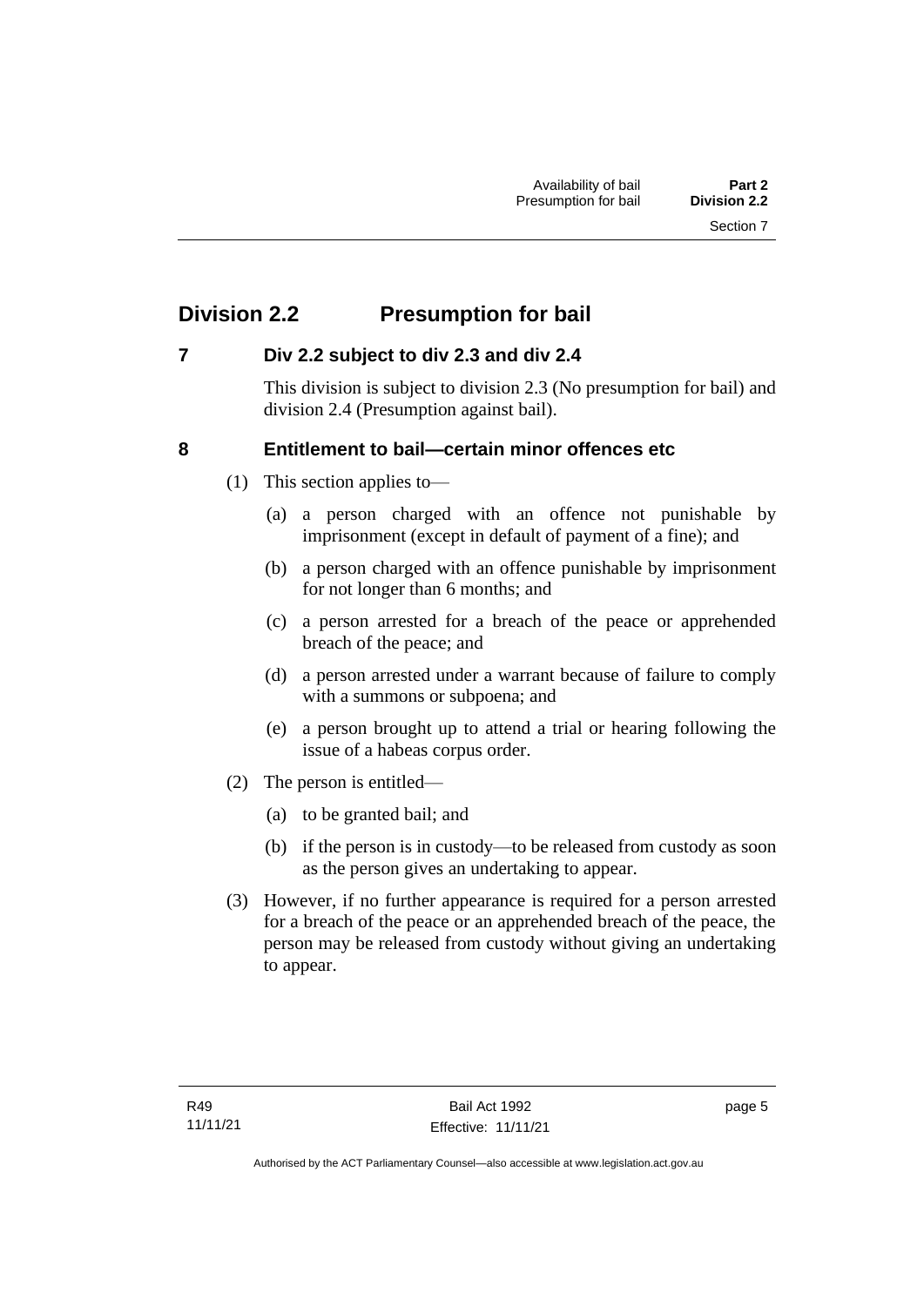## Division 2.2 Presumption for bail

### 7 Div 2.2 subject to div 2.3 and div 2.4

This division is subject to division 2.3 (No presumption for bail) and division 2.4 (Presumption against bail).

### 8 Entitlement to bail—certain minor offences etc

(1) This section applies to—

(a) a person charged with an offence not punishable by imprisonment (except in default of payment of a fine); and

(b) a person charged with an offence punishable by imprisonment for not longer than 6 months; and

(c) a person arrested for a breach of the peace or apprehended breach of the peace; and

(d) a person arrested under a warrant because of failure to comply with a summons or subpoena; and

(e) a person brought up to attend a trial or hearing following the issue of a habeas corpus order.

(2) The person is entitled—

(a) to be granted bail; and

(b) if the person is in custody—to be released from custody as soon as the person gives an undertaking to appear.

(3) However, if no further appearance is required for a person arrested for a breach of the peace or an apprehended breach of the peace, the person may be released from custody without giving an undertaking to appear.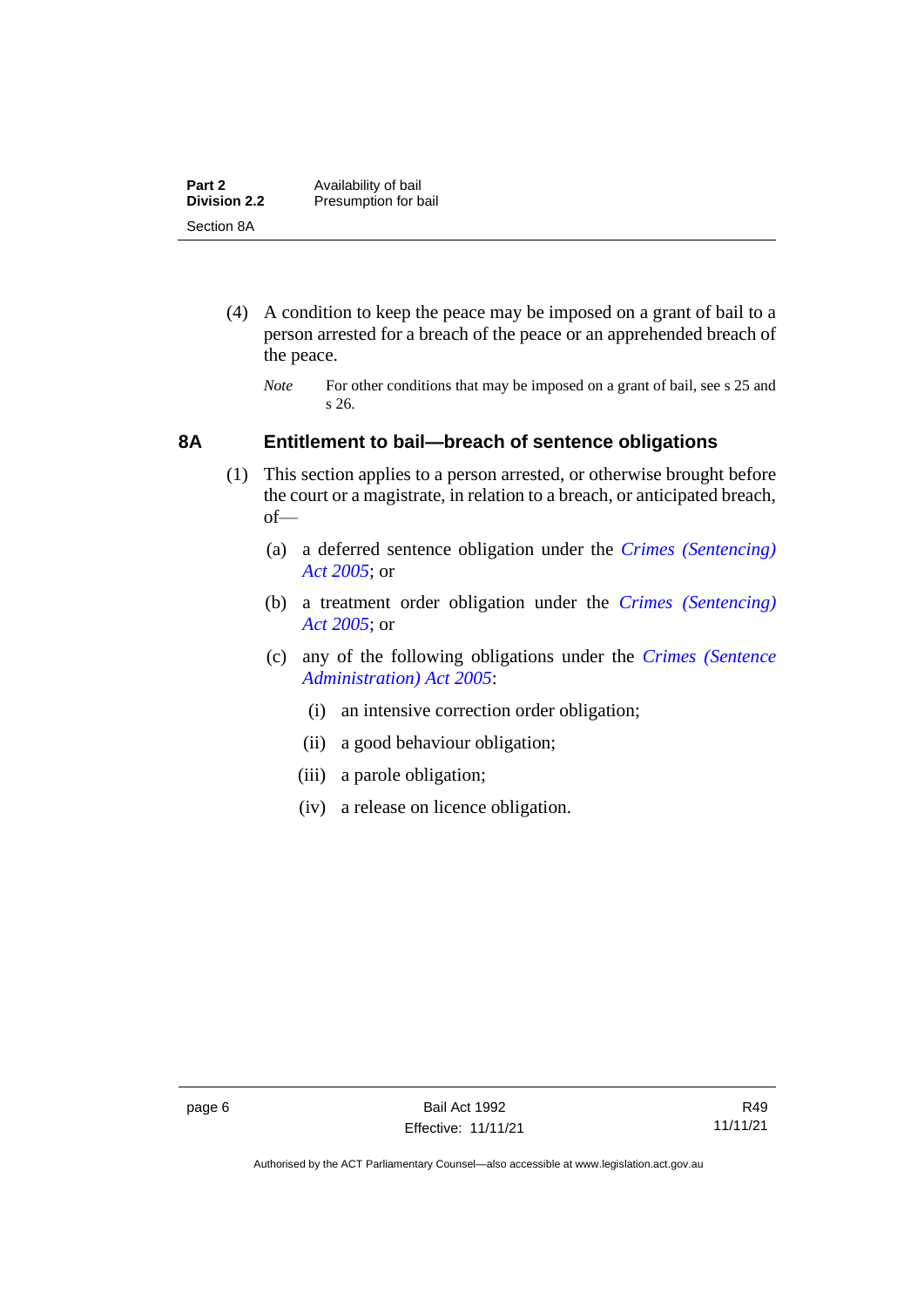(4) A condition to keep the peace may be imposed on a grant of bail to a person arrested for a breach of the peace or an apprehended breach of the peace.

*Note* For other conditions that may be imposed on a grant of bail, see s 25 and s 26.

### 8A Entitlement to bail—breach of sentence obligations

(1) This section applies to a person arrested, or otherwise brought before the court or a magistrate, in relation to a breach, or anticipated breach, of—

(a) a deferred sentence obligation under the *Crimes (Sentencing) Act 2005*; or

(b) a treatment order obligation under the *Crimes (Sentencing) Act 2005*; or

(c) any of the following obligations under the *Crimes (Sentence Administration) Act 2005*:

(i) an intensive correction order obligation;

(ii) a good behaviour obligation;

(iii) a parole obligation;

(iv) a release on licence obligation.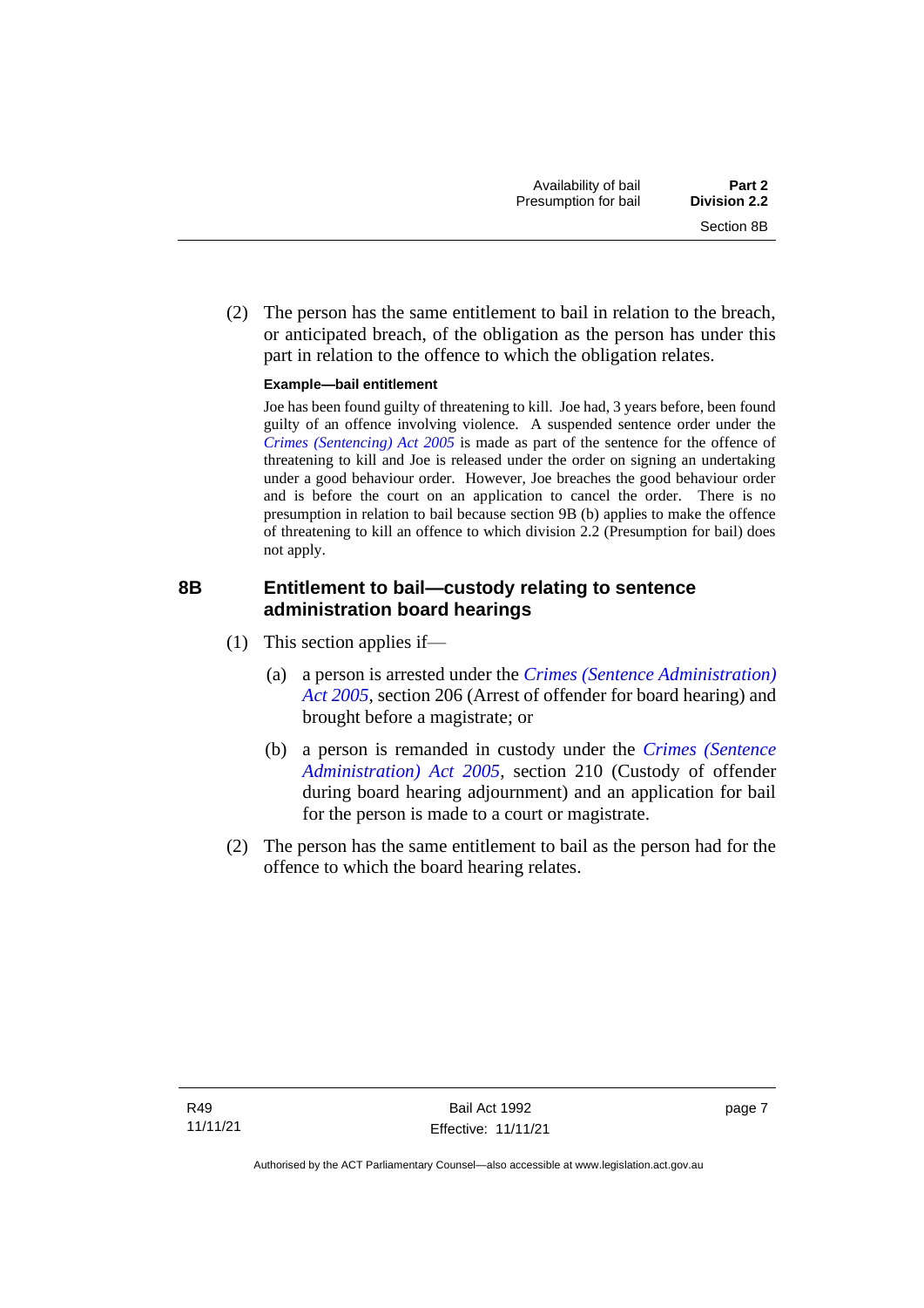(2) The person has the same entitlement to bail in relation to the breach, or anticipated breach, of the obligation as the person has under this part in relation to the offence to which the obligation relates.

**Example—bail entitlement**

Joe has been found guilty of threatening to kill. Joe had, 3 years before, been found guilty of an offence involving violence. A suspended sentence order under the *Crimes (Sentencing) Act 2005* is made as part of the sentence for the offence of threatening to kill and Joe is released under the order on signing an undertaking under a good behaviour order. However, Joe breaches the good behaviour order and is before the court on an application to cancel the order. There is no presumption in relation to bail because section 9B (b) applies to make the offence of threatening to kill an offence to which division 2.2 (Presumption for bail) does not apply.

### 8B Entitlement to bail—custody relating to sentence administration board hearings

(1) This section applies if—

(a) a person is arrested under the *Crimes (Sentence Administration) Act 2005*, section 206 (Arrest of offender for board hearing) and brought before a magistrate; or

(b) a person is remanded in custody under the *Crimes (Sentence Administration) Act 2005*, section 210 (Custody of offender during board hearing adjournment) and an application for bail for the person is made to a court or magistrate.

(2) The person has the same entitlement to bail as the person had for the offence to which the board hearing relates.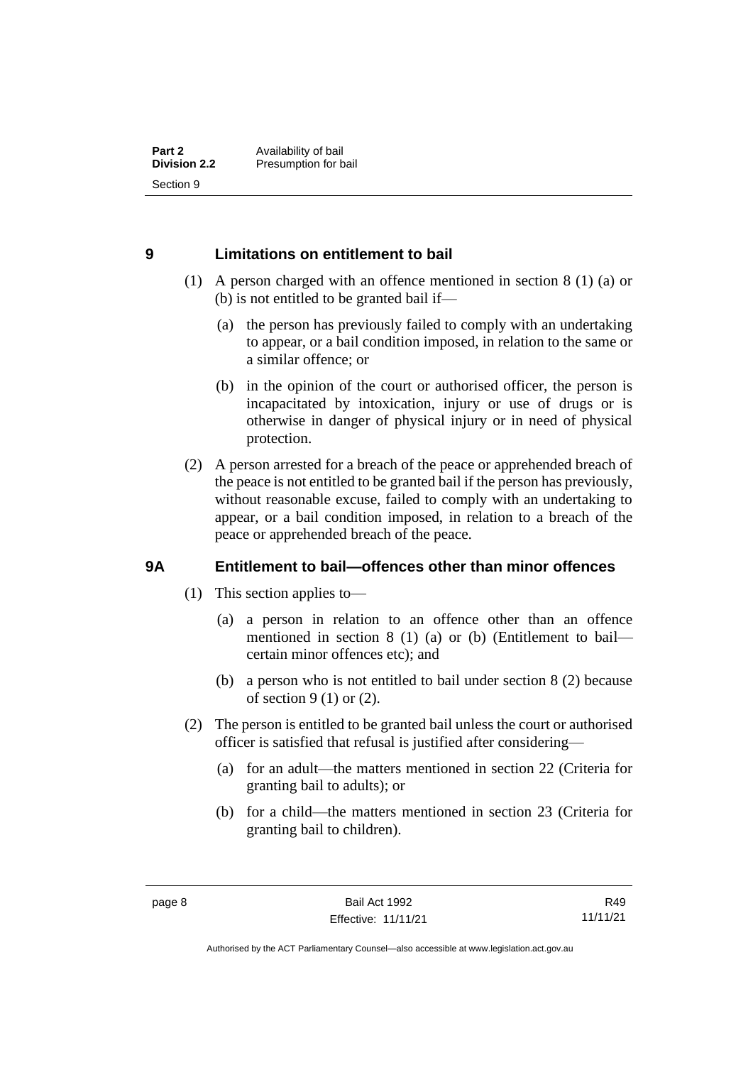## 9 Limitations on entitlement to bail

(1) A person charged with an offence mentioned in section 8 (1) (a) or (b) is not entitled to be granted bail if—

(a) the person has previously failed to comply with an undertaking to appear, or a bail condition imposed, in relation to the same or a similar offence; or

(b) in the opinion of the court or authorised officer, the person is incapacitated by intoxication, injury or use of drugs or is otherwise in danger of physical injury or in need of physical protection.

(2) A person arrested for a breach of the peace or apprehended breach of the peace is not entitled to be granted bail if the person has previously, without reasonable excuse, failed to comply with an undertaking to appear, or a bail condition imposed, in relation to a breach of the peace or apprehended breach of the peace.

## 9A Entitlement to bail—offences other than minor offences

(1) This section applies to—

(a) a person in relation to an offence other than an offence mentioned in section 8 (1) (a) or (b) (Entitlement to bail—certain minor offences etc); and

(b) a person who is not entitled to bail under section 8 (2) because of section 9 (1) or (2).

(2) The person is entitled to be granted bail unless the court or authorised officer is satisfied that refusal is justified after considering—

(a) for an adult—the matters mentioned in section 22 (Criteria for granting bail to adults); or

(b) for a child—the matters mentioned in section 23 (Criteria for granting bail to children).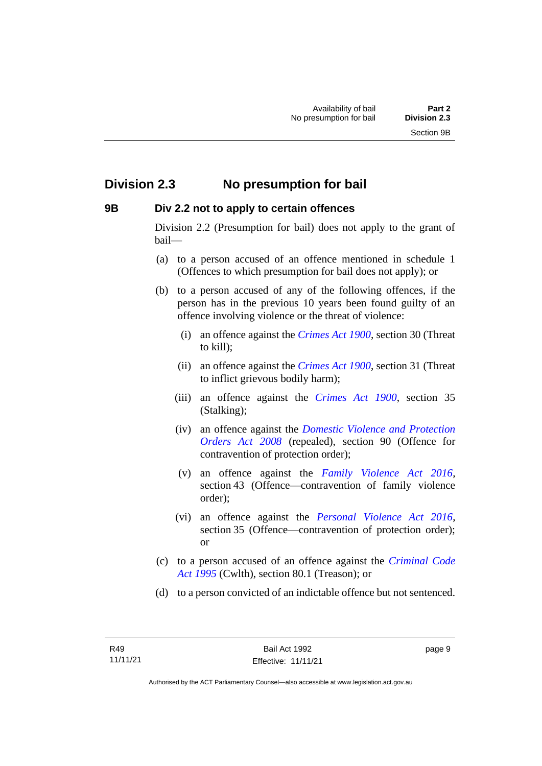## Division 2.3 No presumption for bail

### 9B Div 2.2 not to apply to certain offences

Division 2.2 (Presumption for bail) does not apply to the grant of bail—

(a) to a person accused of an offence mentioned in schedule 1 (Offences to which presumption for bail does not apply); or

(b) to a person accused of any of the following offences, if the person has in the previous 10 years been found guilty of an offence involving violence or the threat of violence:

  (i) an offence against the *Crimes Act 1900*, section 30 (Threat to kill);

  (ii) an offence against the *Crimes Act 1900*, section 31 (Threat to inflict grievous bodily harm);

  (iii) an offence against the *Crimes Act 1900*, section 35 (Stalking);

  (iv) an offence against the *Domestic Violence and Protection Orders Act 2008* (repealed), section 90 (Offence for contravention of protection order);

  (v) an offence against the *Family Violence Act 2016*, section 43 (Offence—contravention of family violence order);

  (vi) an offence against the *Personal Violence Act 2016*, section 35 (Offence—contravention of protection order); or

(c) to a person accused of an offence against the *Criminal Code Act 1995* (Cwlth), section 80.1 (Treason); or

(d) to a person convicted of an indictable offence but not sentenced.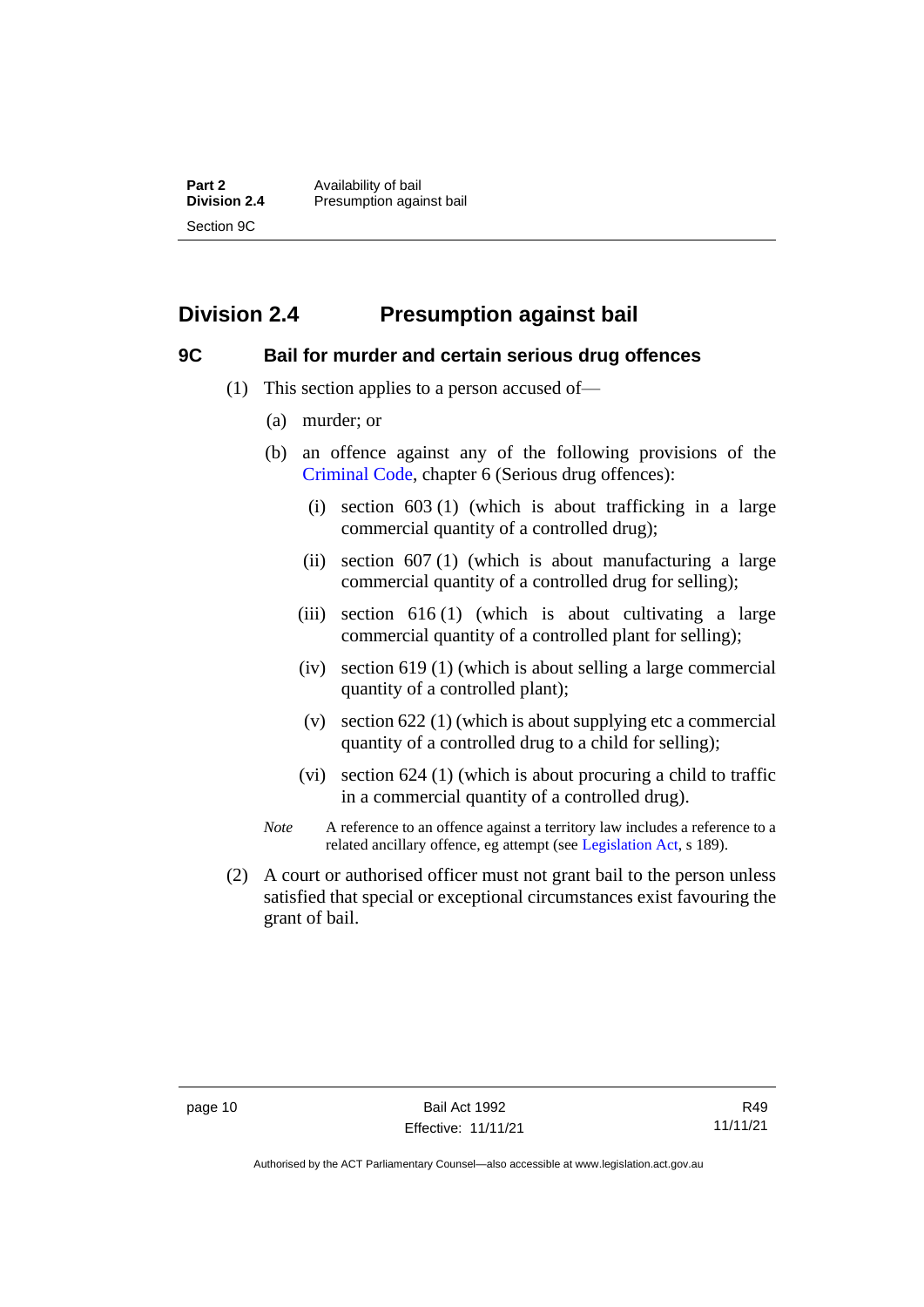## Division 2.4 Presumption against bail

### 9C Bail for murder and certain serious drug offences

(1) This section applies to a person accused of—

(a) murder; or

(b) an offence against any of the following provisions of the Criminal Code, chapter 6 (Serious drug offences):

(i) section 603 (1) (which is about trafficking in a large commercial quantity of a controlled drug);

(ii) section 607 (1) (which is about manufacturing a large commercial quantity of a controlled drug for selling);

(iii) section 616 (1) (which is about cultivating a large commercial quantity of a controlled plant for selling);

(iv) section 619 (1) (which is about selling a large commercial quantity of a controlled plant);

(v) section 622 (1) (which is about supplying etc a commercial quantity of a controlled drug to a child for selling);

(vi) section 624 (1) (which is about procuring a child to traffic in a commercial quantity of a controlled drug).

*Note* A reference to an offence against a territory law includes a reference to a related ancillary offence, eg attempt (see Legislation Act, s 189).

(2) A court or authorised officer must not grant bail to the person unless satisfied that special or exceptional circumstances exist favouring the grant of bail.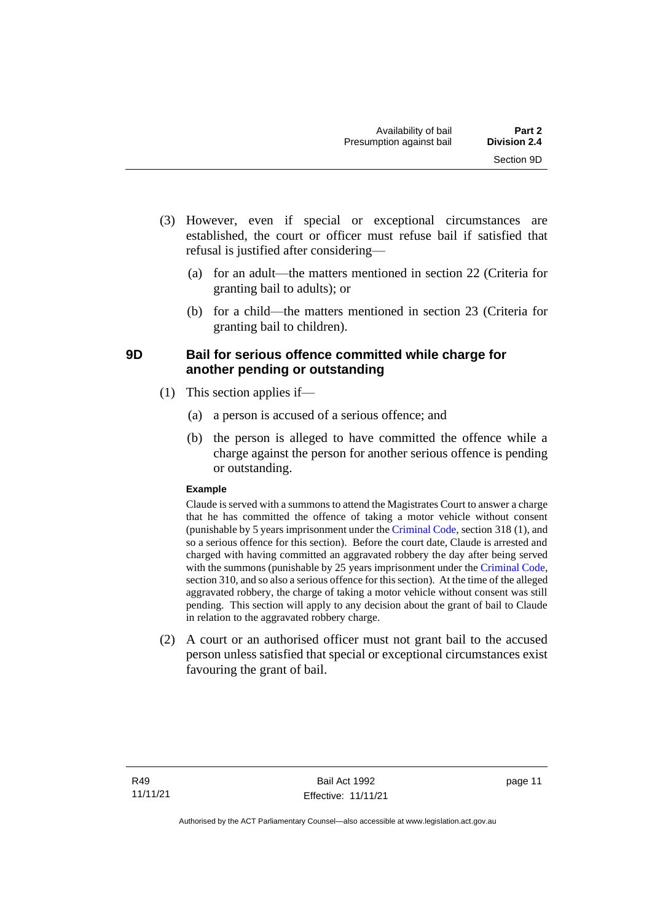(3) However, even if special or exceptional circumstances are established, the court or officer must refuse bail if satisfied that refusal is justified after considering—

(a) for an adult—the matters mentioned in section 22 (Criteria for granting bail to adults); or

(b) for a child—the matters mentioned in section 23 (Criteria for granting bail to children).

### 9D Bail for serious offence committed while charge for another pending or outstanding

(1) This section applies if—

(a) a person is accused of a serious offence; and

(b) the person is alleged to have committed the offence while a charge against the person for another serious offence is pending or outstanding.

**Example**

Claude is served with a summons to attend the Magistrates Court to answer a charge that he has committed the offence of taking a motor vehicle without consent (punishable by 5 years imprisonment under the Criminal Code, section 318 (1), and so a serious offence for this section). Before the court date, Claude is arrested and charged with having committed an aggravated robbery the day after being served with the summons (punishable by 25 years imprisonment under the Criminal Code, section 310, and so also a serious offence for this section). At the time of the alleged aggravated robbery, the charge of taking a motor vehicle without consent was still pending. This section will apply to any decision about the grant of bail to Claude in relation to the aggravated robbery charge.

(2) A court or an authorised officer must not grant bail to the accused person unless satisfied that special or exceptional circumstances exist favouring the grant of bail.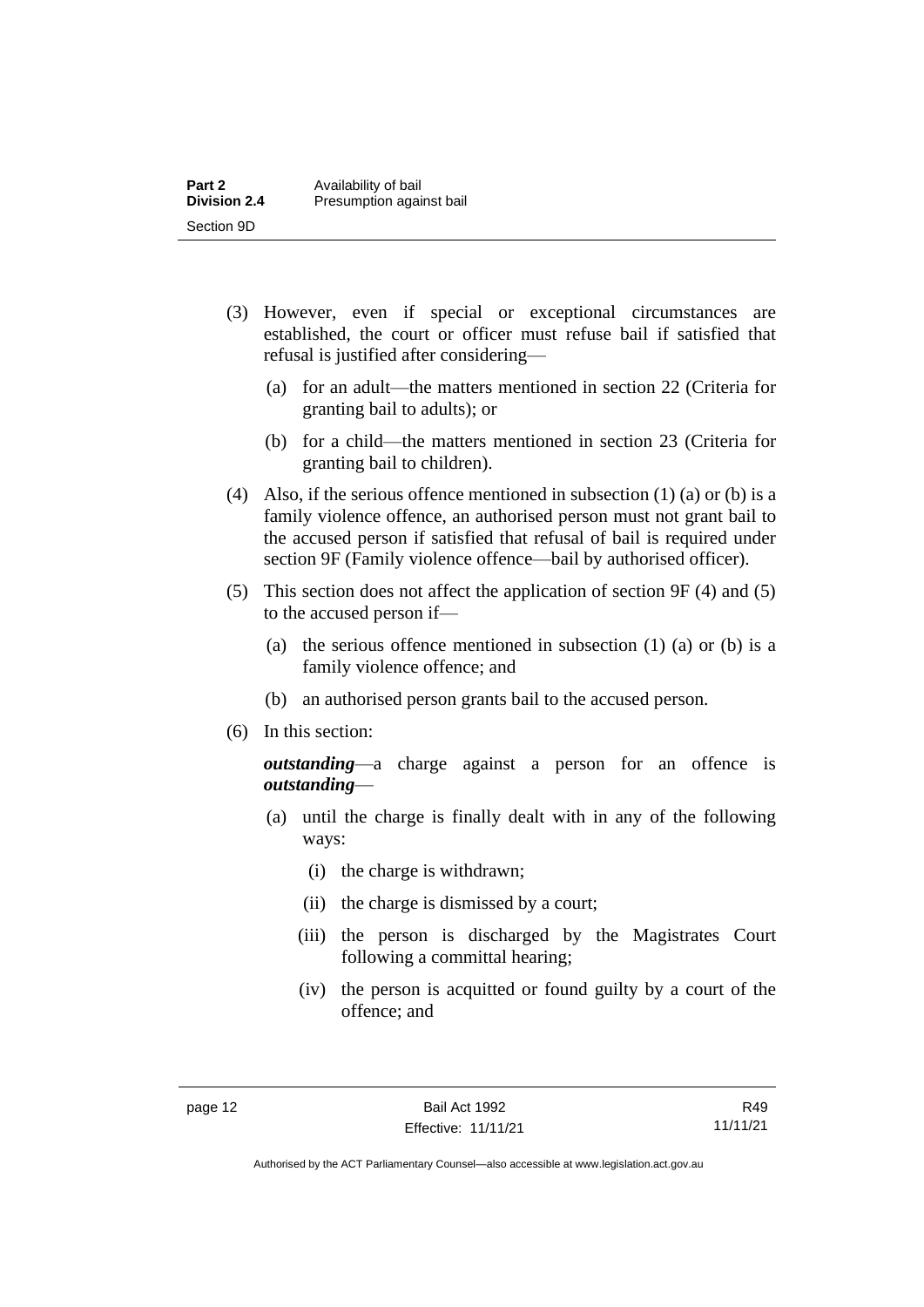(3) However, even if special or exceptional circumstances are established, the court or officer must refuse bail if satisfied that refusal is justified after considering—

(a) for an adult—the matters mentioned in section 22 (Criteria for granting bail to adults); or

(b) for a child—the matters mentioned in section 23 (Criteria for granting bail to children).

(4) Also, if the serious offence mentioned in subsection (1) (a) or (b) is a family violence offence, an authorised person must not grant bail to the accused person if satisfied that refusal of bail is required under section 9F (Family violence offence—bail by authorised officer).

(5) This section does not affect the application of section 9F (4) and (5) to the accused person if—

(a) the serious offence mentioned in subsection (1) (a) or (b) is a family violence offence; and

(b) an authorised person grants bail to the accused person.

(6) In this section:

***outstanding***—a charge against a person for an offence is ***outstanding***—

(a) until the charge is finally dealt with in any of the following ways:

(i) the charge is withdrawn;

(ii) the charge is dismissed by a court;

(iii) the person is discharged by the Magistrates Court following a committal hearing;

(iv) the person is acquitted or found guilty by a court of the offence; and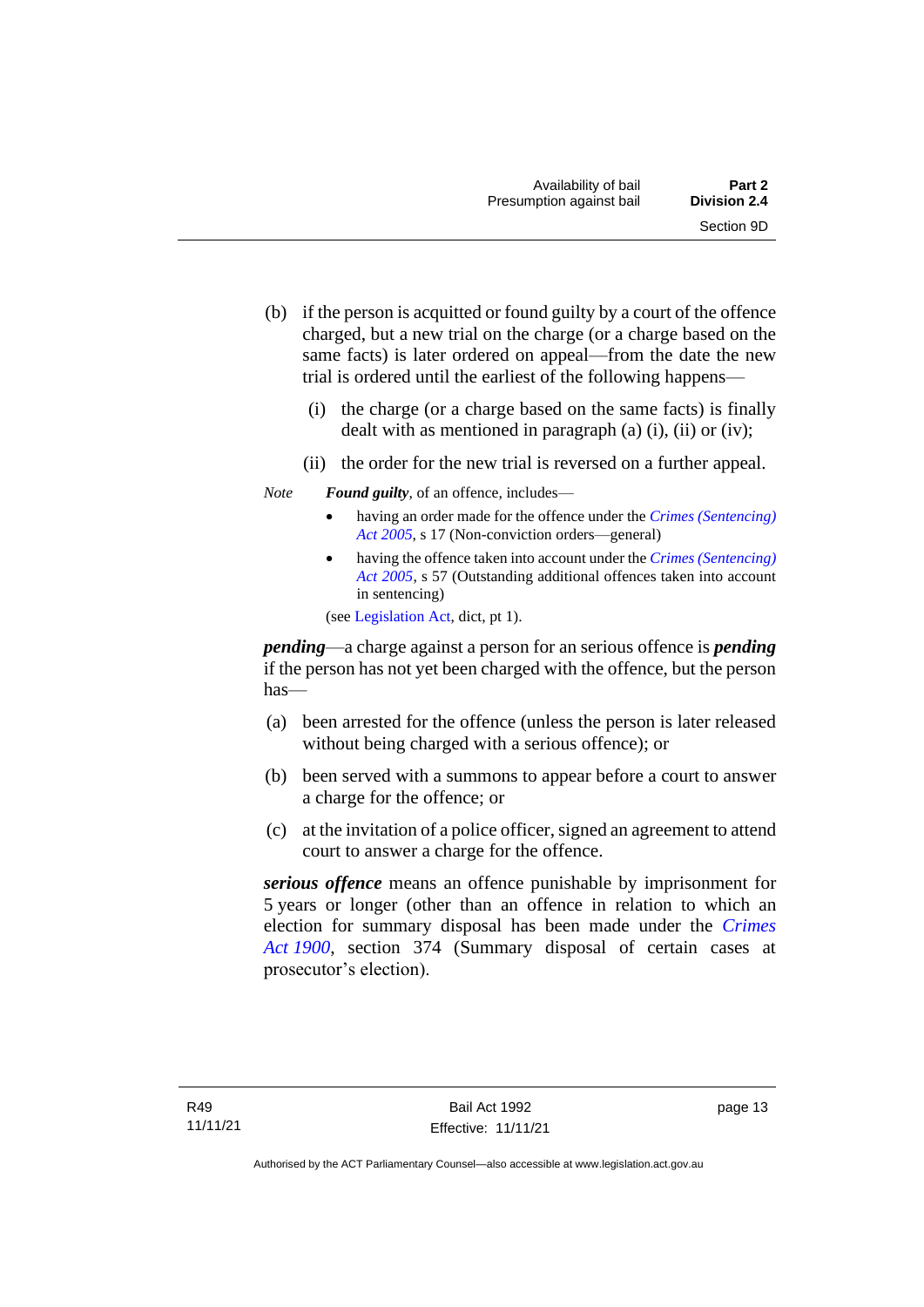(b) if the person is acquitted or found guilty by a court of the offence charged, but a new trial on the charge (or a charge based on the same facts) is later ordered on appeal—from the date the new trial is ordered until the earliest of the following happens—

(i) the charge (or a charge based on the same facts) is finally dealt with as mentioned in paragraph (a) (i), (ii) or (iv);

(ii) the order for the new trial is reversed on a further appeal.

*Note* ***Found guilty***, of an offence, includes—

- having an order made for the offence under the *Crimes (Sentencing) Act 2005*, s 17 (Non-conviction orders—general)
- having the offence taken into account under the *Crimes (Sentencing) Act 2005*, s 57 (Outstanding additional offences taken into account in sentencing)

(see Legislation Act, dict, pt 1).

***pending***—a charge against a person for an serious offence is ***pending*** if the person has not yet been charged with the offence, but the person has—

(a) been arrested for the offence (unless the person is later released without being charged with a serious offence); or

(b) been served with a summons to appear before a court to answer a charge for the offence; or

(c) at the invitation of a police officer, signed an agreement to attend court to answer a charge for the offence.

***serious offence*** means an offence punishable by imprisonment for 5 years or longer (other than an offence in relation to which an election for summary disposal has been made under the *Crimes Act 1900*, section 374 (Summary disposal of certain cases at prosecutor's election).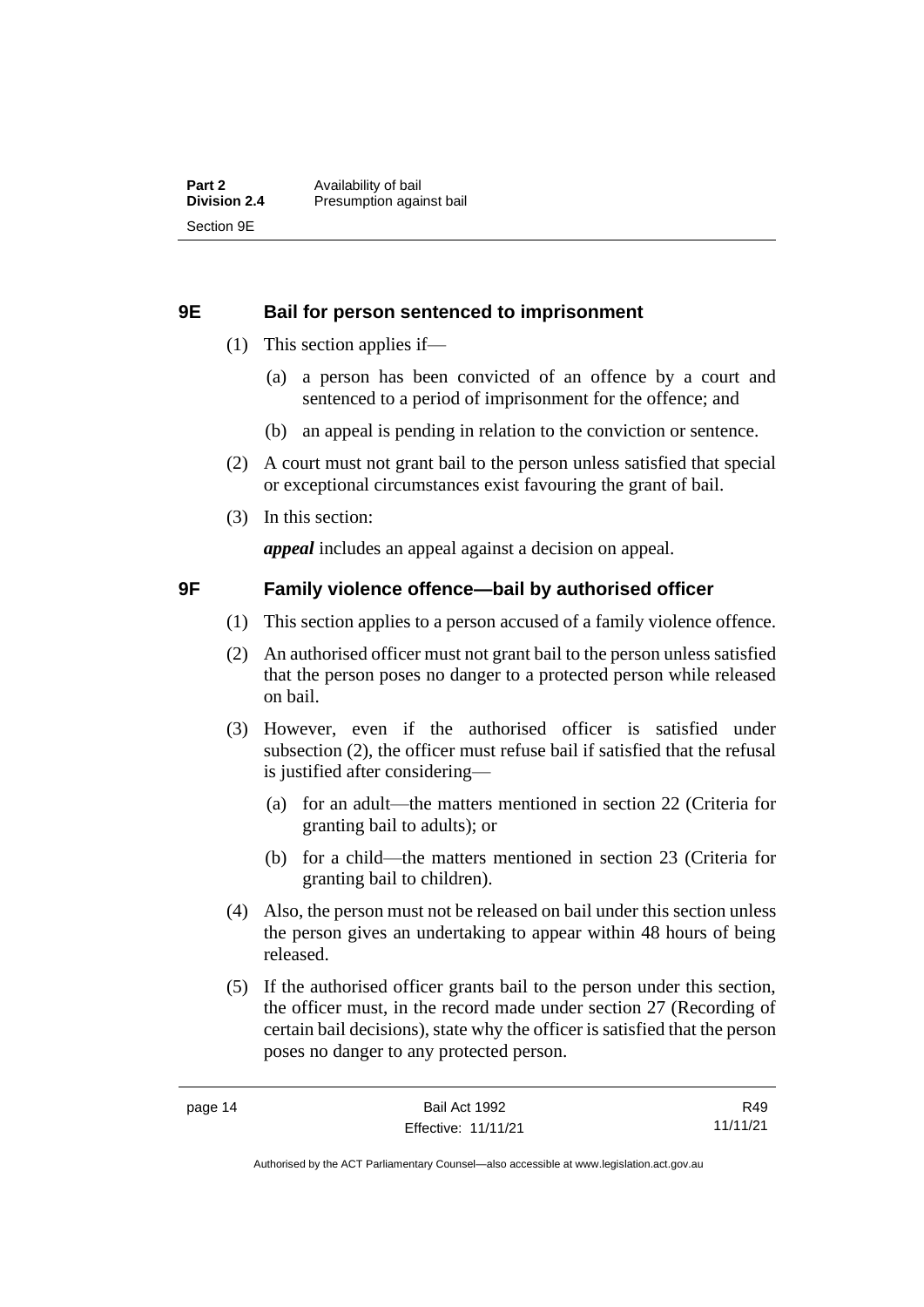## 9E Bail for person sentenced to imprisonment

(1) This section applies if—

(a) a person has been convicted of an offence by a court and sentenced to a period of imprisonment for the offence; and

(b) an appeal is pending in relation to the conviction or sentence.

(2) A court must not grant bail to the person unless satisfied that special or exceptional circumstances exist favouring the grant of bail.

(3) In this section:

***appeal*** includes an appeal against a decision on appeal.

## 9F Family violence offence—bail by authorised officer

(1) This section applies to a person accused of a family violence offence.

(2) An authorised officer must not grant bail to the person unless satisfied that the person poses no danger to a protected person while released on bail.

(3) However, even if the authorised officer is satisfied under subsection (2), the officer must refuse bail if satisfied that the refusal is justified after considering—

(a) for an adult—the matters mentioned in section 22 (Criteria for granting bail to adults); or

(b) for a child—the matters mentioned in section 23 (Criteria for granting bail to children).

(4) Also, the person must not be released on bail under this section unless the person gives an undertaking to appear within 48 hours of being released.

(5) If the authorised officer grants bail to the person under this section, the officer must, in the record made under section 27 (Recording of certain bail decisions), state why the officer is satisfied that the person poses no danger to any protected person.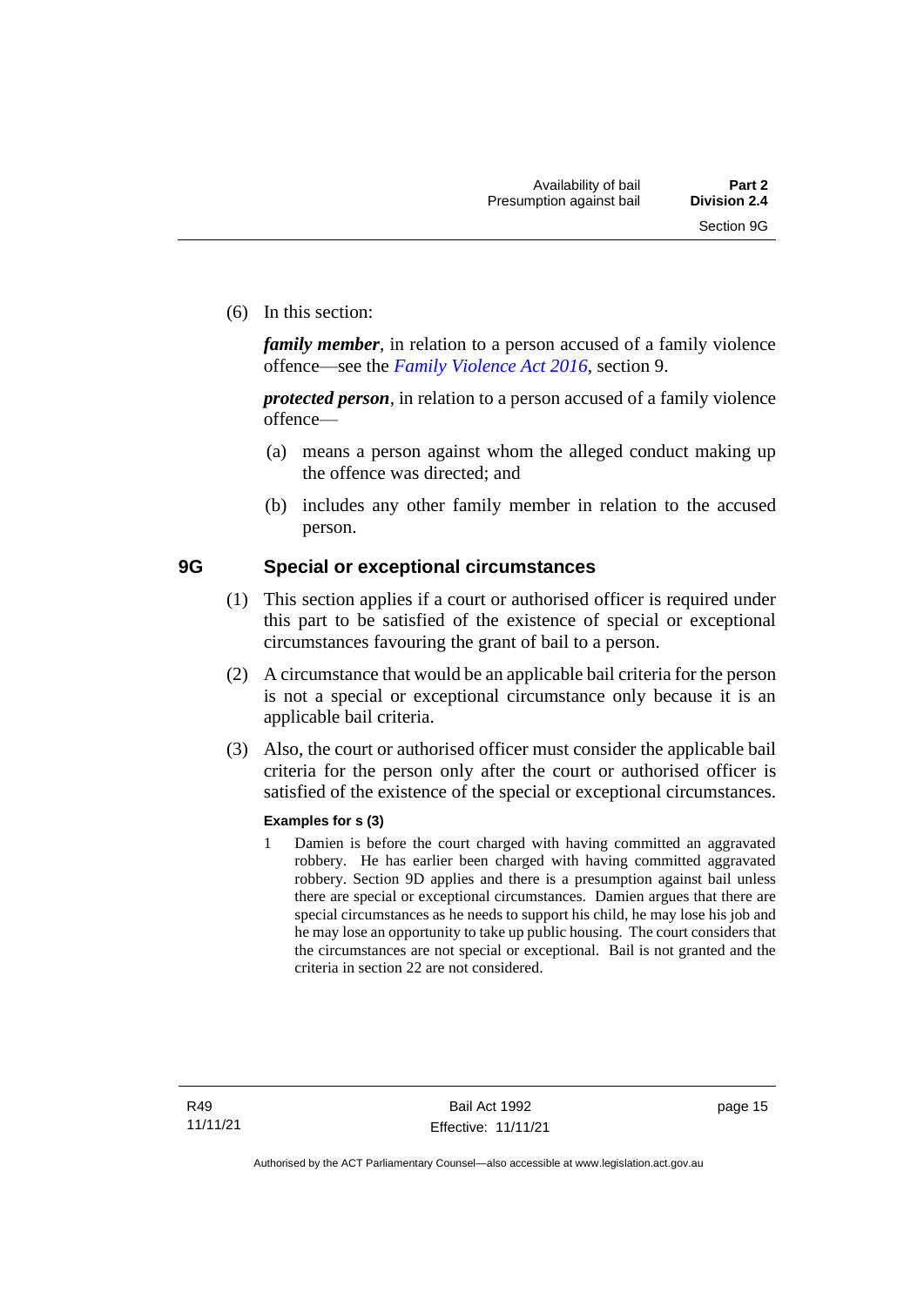(6) In this section:

***family member***, in relation to a person accused of a family violence offence—see the *Family Violence Act 2016*, section 9.

***protected person***, in relation to a person accused of a family violence offence—

(a) means a person against whom the alleged conduct making up the offence was directed; and

(b) includes any other family member in relation to the accused person.

## 9G Special or exceptional circumstances

(1) This section applies if a court or authorised officer is required under this part to be satisfied of the existence of special or exceptional circumstances favouring the grant of bail to a person.

(2) A circumstance that would be an applicable bail criteria for the person is not a special or exceptional circumstance only because it is an applicable bail criteria.

(3) Also, the court or authorised officer must consider the applicable bail criteria for the person only after the court or authorised officer is satisfied of the existence of the special or exceptional circumstances.

**Examples for s (3)**

1 Damien is before the court charged with having committed an aggravated robbery. He has earlier been charged with having committed aggravated robbery. Section 9D applies and there is a presumption against bail unless there are special or exceptional circumstances. Damien argues that there are special circumstances as he needs to support his child, he may lose his job and he may lose an opportunity to take up public housing. The court considers that the circumstances are not special or exceptional. Bail is not granted and the criteria in section 22 are not considered.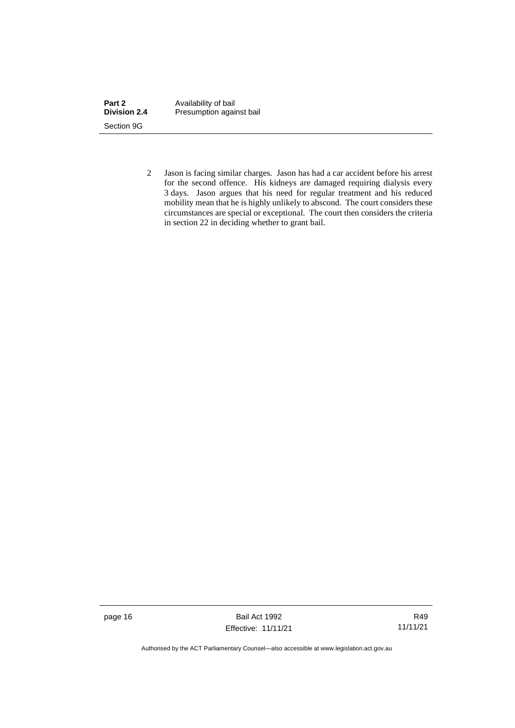2 Jason is facing similar charges. Jason has had a car accident before his arrest for the second offence. His kidneys are damaged requiring dialysis every 3 days. Jason argues that his need for regular treatment and his reduced mobility mean that he is highly unlikely to abscond. The court considers these circumstances are special or exceptional. The court then considers the criteria in section 22 in deciding whether to grant bail.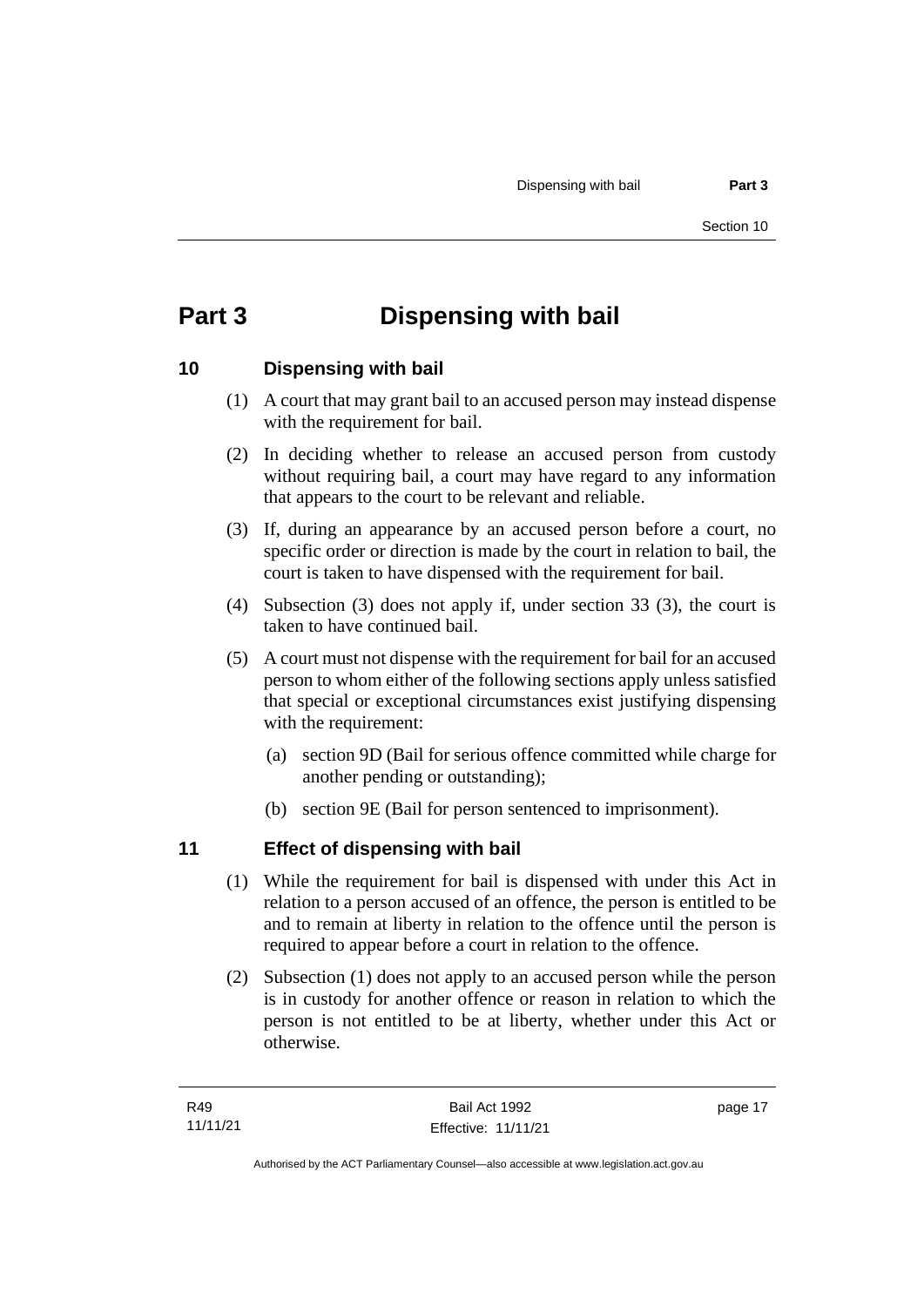# Part 3 Dispensing with bail

## 10 Dispensing with bail

(1) A court that may grant bail to an accused person may instead dispense with the requirement for bail.

(2) In deciding whether to release an accused person from custody without requiring bail, a court may have regard to any information that appears to the court to be relevant and reliable.

(3) If, during an appearance by an accused person before a court, no specific order or direction is made by the court in relation to bail, the court is taken to have dispensed with the requirement for bail.

(4) Subsection (3) does not apply if, under section 33 (3), the court is taken to have continued bail.

(5) A court must not dispense with the requirement for bail for an accused person to whom either of the following sections apply unless satisfied that special or exceptional circumstances exist justifying dispensing with the requirement:

(a) section 9D (Bail for serious offence committed while charge for another pending or outstanding);

(b) section 9E (Bail for person sentenced to imprisonment).

## 11 Effect of dispensing with bail

(1) While the requirement for bail is dispensed with under this Act in relation to a person accused of an offence, the person is entitled to be and to remain at liberty in relation to the offence until the person is required to appear before a court in relation to the offence.

(2) Subsection (1) does not apply to an accused person while the person is in custody for another offence or reason in relation to which the person is not entitled to be at liberty, whether under this Act or otherwise.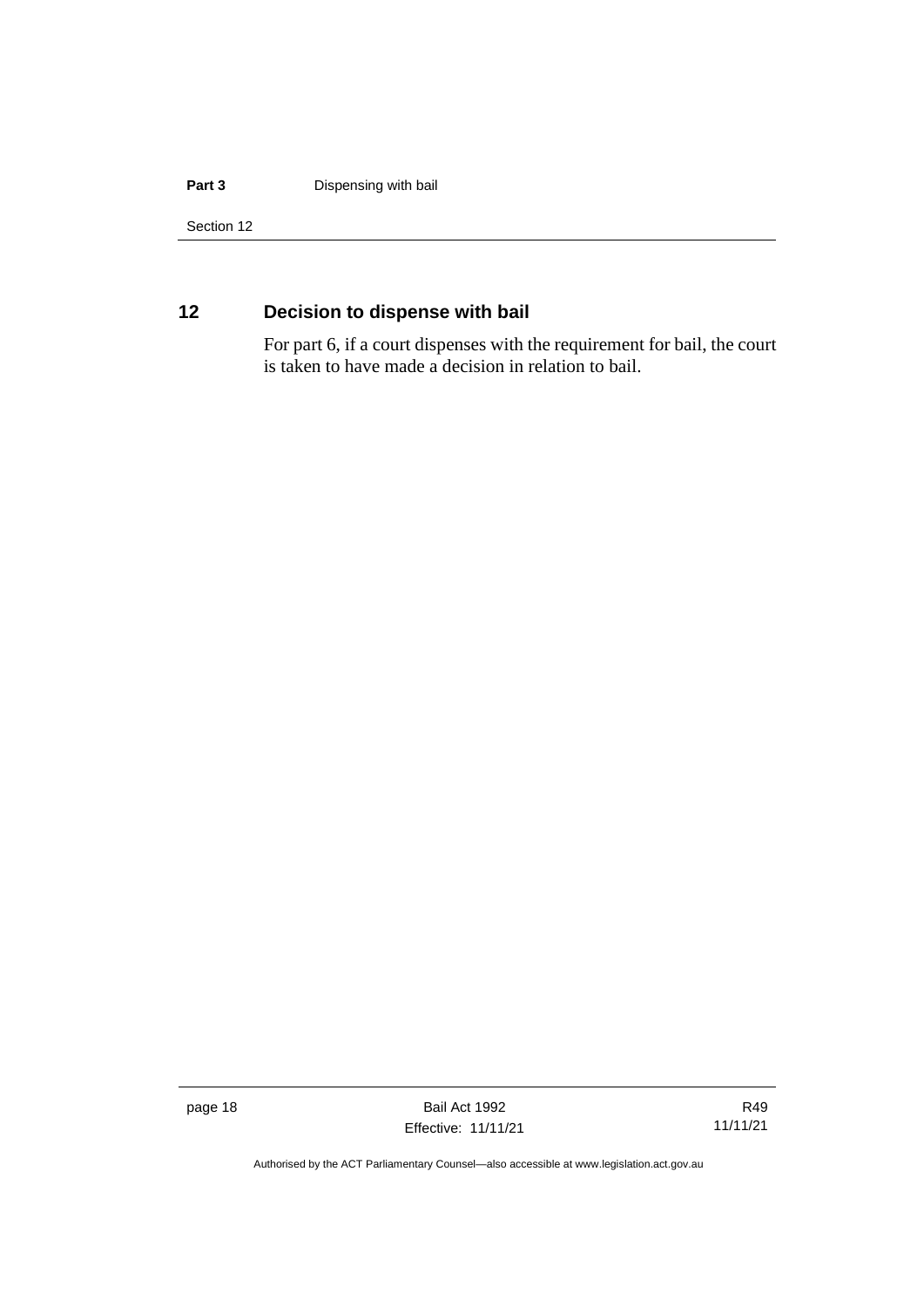## 12 Decision to dispense with bail

For part 6, if a court dispenses with the requirement for bail, the court is taken to have made a decision in relation to bail.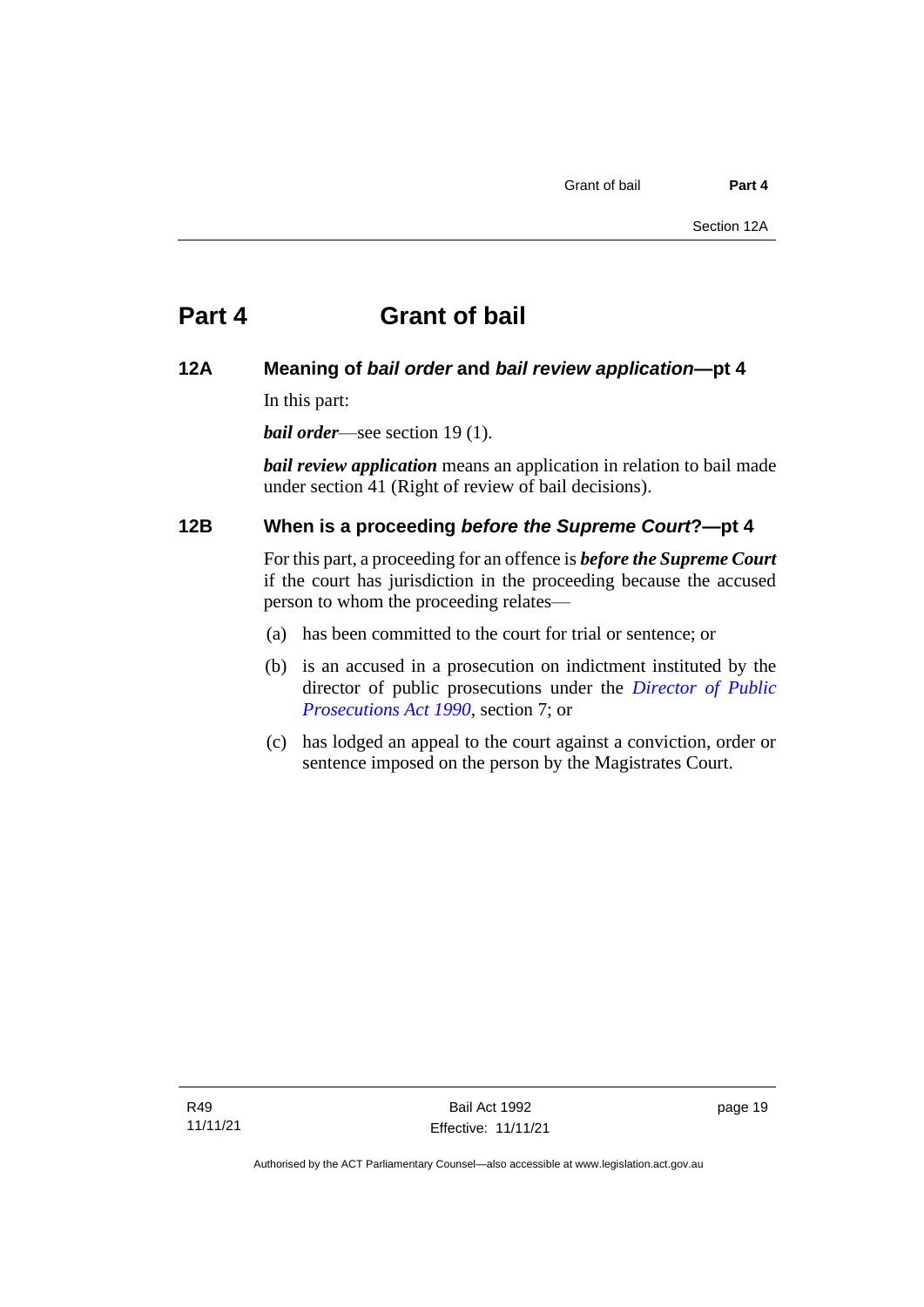# Part 4 Grant of bail

## 12A Meaning of *bail order* and *bail review application*—pt 4

In this part:

***bail order***—see section 19 (1).

***bail review application*** means an application in relation to bail made under section 41 (Right of review of bail decisions).

## 12B When is a proceeding *before the Supreme Court*?—pt 4

For this part, a proceeding for an offence is ***before the Supreme Court*** if the court has jurisdiction in the proceeding because the accused person to whom the proceeding relates—

(a) has been committed to the court for trial or sentence; or

(b) is an accused in a prosecution on indictment instituted by the director of public prosecutions under the *Director of Public Prosecutions Act 1990*, section 7; or

(c) has lodged an appeal to the court against a conviction, order or sentence imposed on the person by the Magistrates Court.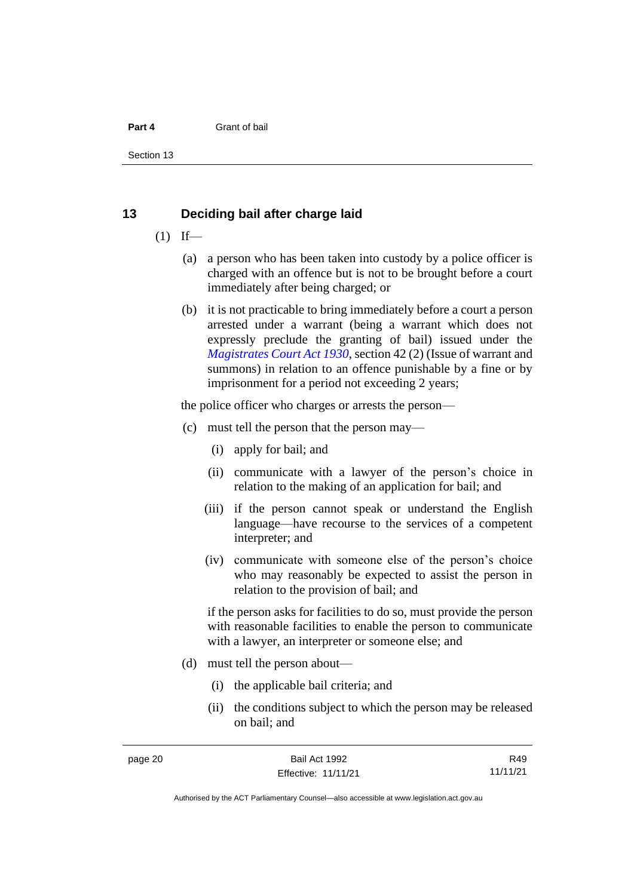## 13 Deciding bail after charge laid

(1) If—

(a) a person who has been taken into custody by a police officer is charged with an offence but is not to be brought before a court immediately after being charged; or

(b) it is not practicable to bring immediately before a court a person arrested under a warrant (being a warrant which does not expressly preclude the granting of bail) issued under the *Magistrates Court Act 1930*, section 42 (2) (Issue of warrant and summons) in relation to an offence punishable by a fine or by imprisonment for a period not exceeding 2 years;

the police officer who charges or arrests the person—

(c) must tell the person that the person may—

(i) apply for bail; and

(ii) communicate with a lawyer of the person's choice in relation to the making of an application for bail; and

(iii) if the person cannot speak or understand the English language—have recourse to the services of a competent interpreter; and

(iv) communicate with someone else of the person's choice who may reasonably be expected to assist the person in relation to the provision of bail; and

if the person asks for facilities to do so, must provide the person with reasonable facilities to enable the person to communicate with a lawyer, an interpreter or someone else; and

(d) must tell the person about—

(i) the applicable bail criteria; and

(ii) the conditions subject to which the person may be released on bail; and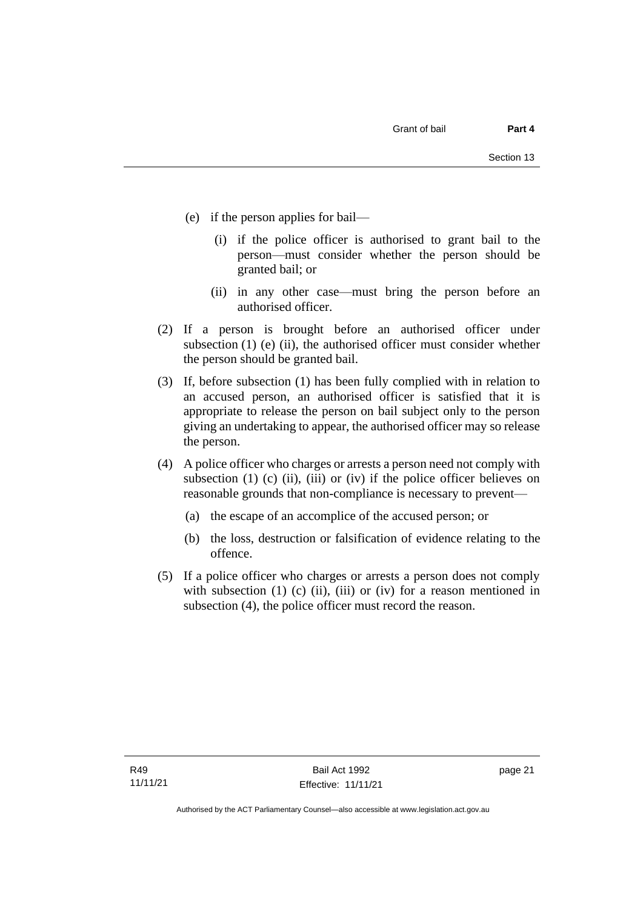(e) if the person applies for bail—

  (i) if the police officer is authorised to grant bail to the person—must consider whether the person should be granted bail; or

  (ii) in any other case—must bring the person before an authorised officer.

(2) If a person is brought before an authorised officer under subsection (1) (e) (ii), the authorised officer must consider whether the person should be granted bail.

(3) If, before subsection (1) has been fully complied with in relation to an accused person, an authorised officer is satisfied that it is appropriate to release the person on bail subject only to the person giving an undertaking to appear, the authorised officer may so release the person.

(4) A police officer who charges or arrests a person need not comply with subsection (1) (c) (ii), (iii) or (iv) if the police officer believes on reasonable grounds that non-compliance is necessary to prevent—

  (a) the escape of an accomplice of the accused person; or

  (b) the loss, destruction or falsification of evidence relating to the offence.

(5) If a police officer who charges or arrests a person does not comply with subsection (1) (c) (ii), (iii) or (iv) for a reason mentioned in subsection (4), the police officer must record the reason.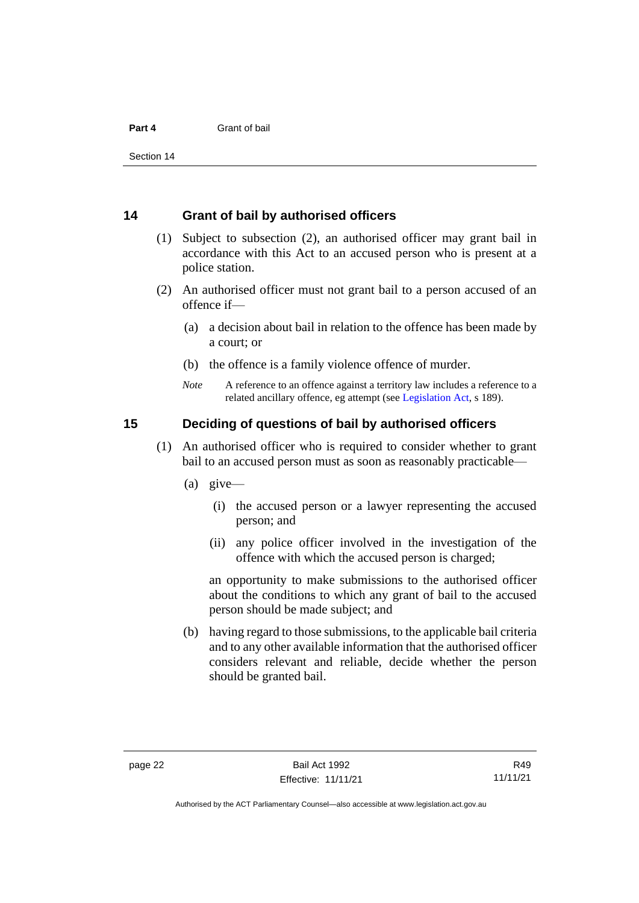## 14 Grant of bail by authorised officers

(1) Subject to subsection (2), an authorised officer may grant bail in accordance with this Act to an accused person who is present at a police station.

(2) An authorised officer must not grant bail to a person accused of an offence if—

(a) a decision about bail in relation to the offence has been made by a court; or

(b) the offence is a family violence offence of murder.

*Note* A reference to an offence against a territory law includes a reference to a related ancillary offence, eg attempt (see Legislation Act, s 189).

## 15 Deciding of questions of bail by authorised officers

(1) An authorised officer who is required to consider whether to grant bail to an accused person must as soon as reasonably practicable—

(a) give—

(i) the accused person or a lawyer representing the accused person; and

(ii) any police officer involved in the investigation of the offence with which the accused person is charged;

an opportunity to make submissions to the authorised officer about the conditions to which any grant of bail to the accused person should be made subject; and

(b) having regard to those submissions, to the applicable bail criteria and to any other available information that the authorised officer considers relevant and reliable, decide whether the person should be granted bail.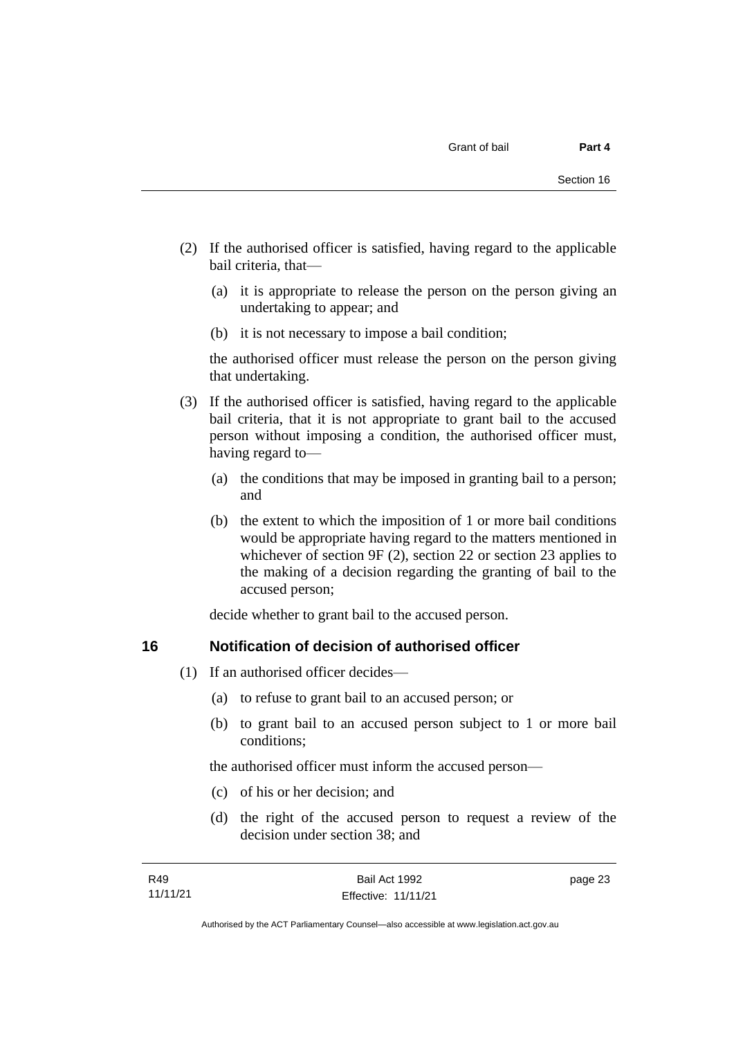(2) If the authorised officer is satisfied, having regard to the applicable bail criteria, that—

   (a) it is appropriate to release the person on the person giving an undertaking to appear; and

   (b) it is not necessary to impose a bail condition;

   the authorised officer must release the person on the person giving that undertaking.

(3) If the authorised officer is satisfied, having regard to the applicable bail criteria, that it is not appropriate to grant bail to the accused person without imposing a condition, the authorised officer must, having regard to—

   (a) the conditions that may be imposed in granting bail to a person; and

   (b) the extent to which the imposition of 1 or more bail conditions would be appropriate having regard to the matters mentioned in whichever of section 9F (2), section 22 or section 23 applies to the making of a decision regarding the granting of bail to the accused person;

   decide whether to grant bail to the accused person.

## 16 Notification of decision of authorised officer

(1) If an authorised officer decides—

   (a) to refuse to grant bail to an accused person; or

   (b) to grant bail to an accused person subject to 1 or more bail conditions;

   the authorised officer must inform the accused person—

   (c) of his or her decision; and

   (d) the right of the accused person to request a review of the decision under section 38; and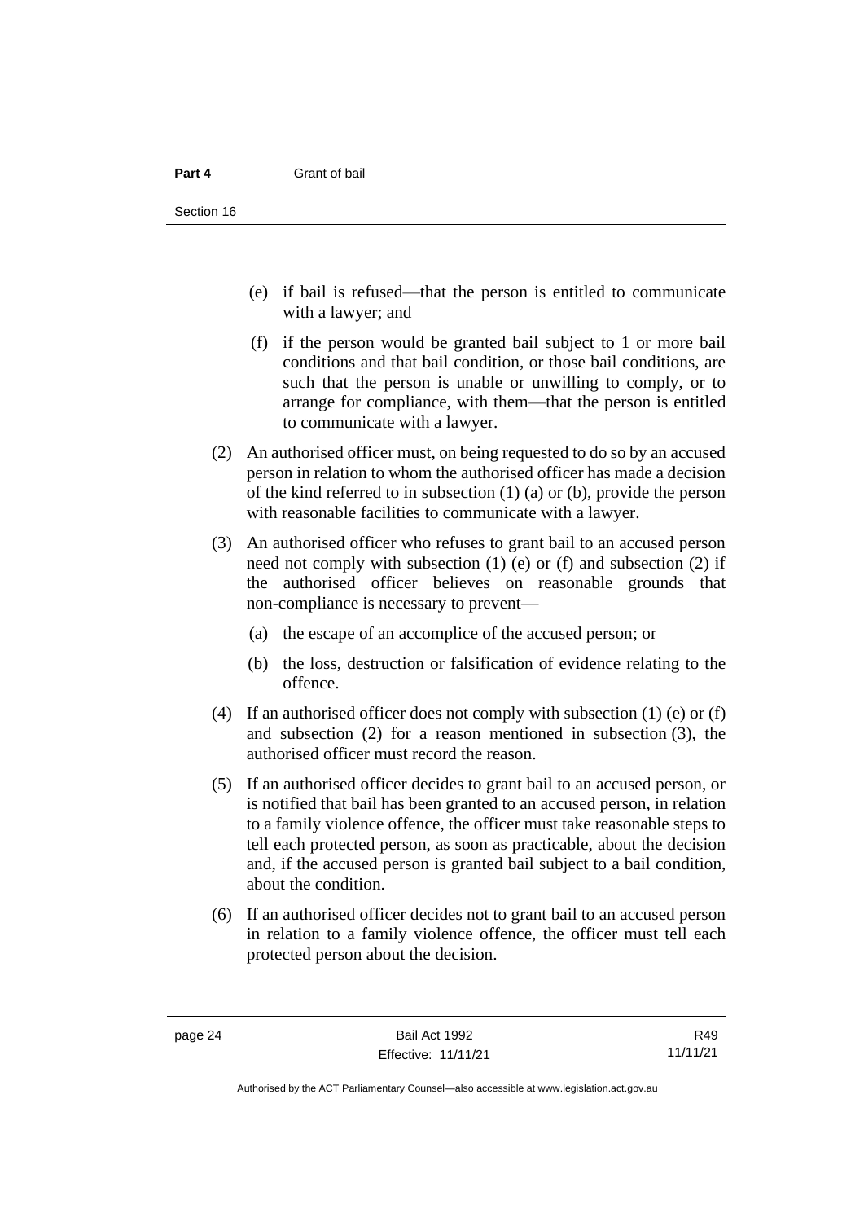(e) if bail is refused—that the person is entitled to communicate with a lawyer; and

(f) if the person would be granted bail subject to 1 or more bail conditions and that bail condition, or those bail conditions, are such that the person is unable or unwilling to comply, or to arrange for compliance, with them—that the person is entitled to communicate with a lawyer.

(2) An authorised officer must, on being requested to do so by an accused person in relation to whom the authorised officer has made a decision of the kind referred to in subsection (1) (a) or (b), provide the person with reasonable facilities to communicate with a lawyer.

(3) An authorised officer who refuses to grant bail to an accused person need not comply with subsection (1) (e) or (f) and subsection (2) if the authorised officer believes on reasonable grounds that non-compliance is necessary to prevent—

(a) the escape of an accomplice of the accused person; or

(b) the loss, destruction or falsification of evidence relating to the offence.

(4) If an authorised officer does not comply with subsection (1) (e) or (f) and subsection (2) for a reason mentioned in subsection (3), the authorised officer must record the reason.

(5) If an authorised officer decides to grant bail to an accused person, or is notified that bail has been granted to an accused person, in relation to a family violence offence, the officer must take reasonable steps to tell each protected person, as soon as practicable, about the decision and, if the accused person is granted bail subject to a bail condition, about the condition.

(6) If an authorised officer decides not to grant bail to an accused person in relation to a family violence offence, the officer must tell each protected person about the decision.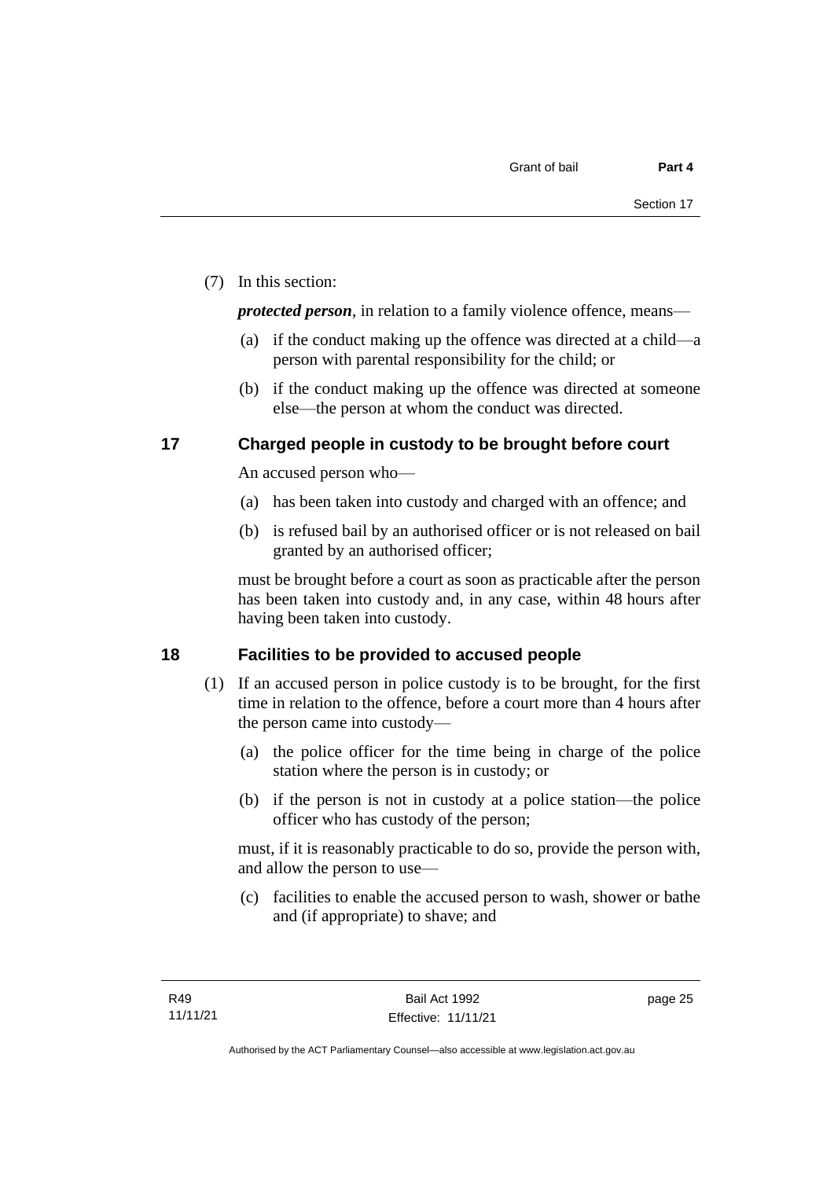(7) In this section:

***protected person***, in relation to a family violence offence, means—

(a) if the conduct making up the offence was directed at a child—a person with parental responsibility for the child; or

(b) if the conduct making up the offence was directed at someone else—the person at whom the conduct was directed.

## 17 Charged people in custody to be brought before court

An accused person who—

(a) has been taken into custody and charged with an offence; and

(b) is refused bail by an authorised officer or is not released on bail granted by an authorised officer;

must be brought before a court as soon as practicable after the person has been taken into custody and, in any case, within 48 hours after having been taken into custody.

## 18 Facilities to be provided to accused people

(1) If an accused person in police custody is to be brought, for the first time in relation to the offence, before a court more than 4 hours after the person came into custody—

(a) the police officer for the time being in charge of the police station where the person is in custody; or

(b) if the person is not in custody at a police station—the police officer who has custody of the person;

must, if it is reasonably practicable to do so, provide the person with, and allow the person to use—

(c) facilities to enable the accused person to wash, shower or bathe and (if appropriate) to shave; and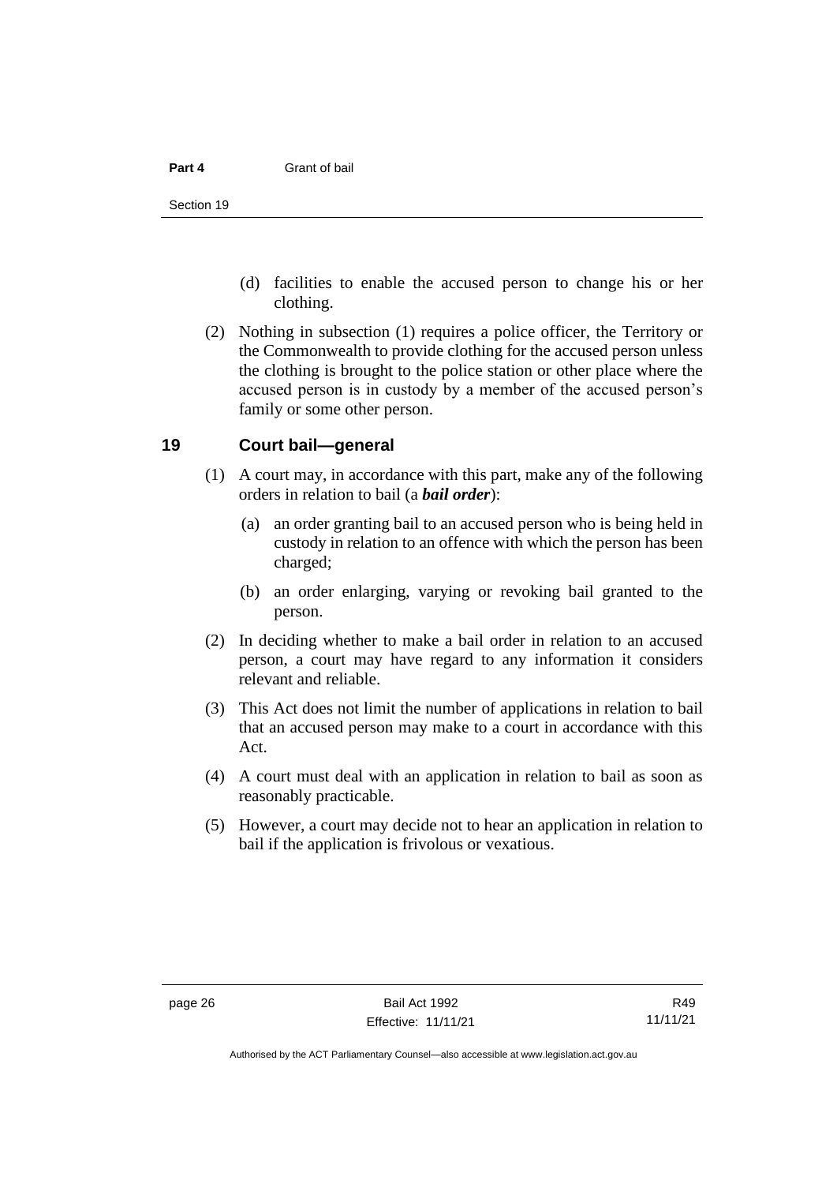(d) facilities to enable the accused person to change his or her clothing.

(2) Nothing in subsection (1) requires a police officer, the Territory or the Commonwealth to provide clothing for the accused person unless the clothing is brought to the police station or other place where the accused person is in custody by a member of the accused person's family or some other person.

## 19 Court bail—general

(1) A court may, in accordance with this part, make any of the following orders in relation to bail (a ***bail order***):

(a) an order granting bail to an accused person who is being held in custody in relation to an offence with which the person has been charged;

(b) an order enlarging, varying or revoking bail granted to the person.

(2) In deciding whether to make a bail order in relation to an accused person, a court may have regard to any information it considers relevant and reliable.

(3) This Act does not limit the number of applications in relation to bail that an accused person may make to a court in accordance with this Act.

(4) A court must deal with an application in relation to bail as soon as reasonably practicable.

(5) However, a court may decide not to hear an application in relation to bail if the application is frivolous or vexatious.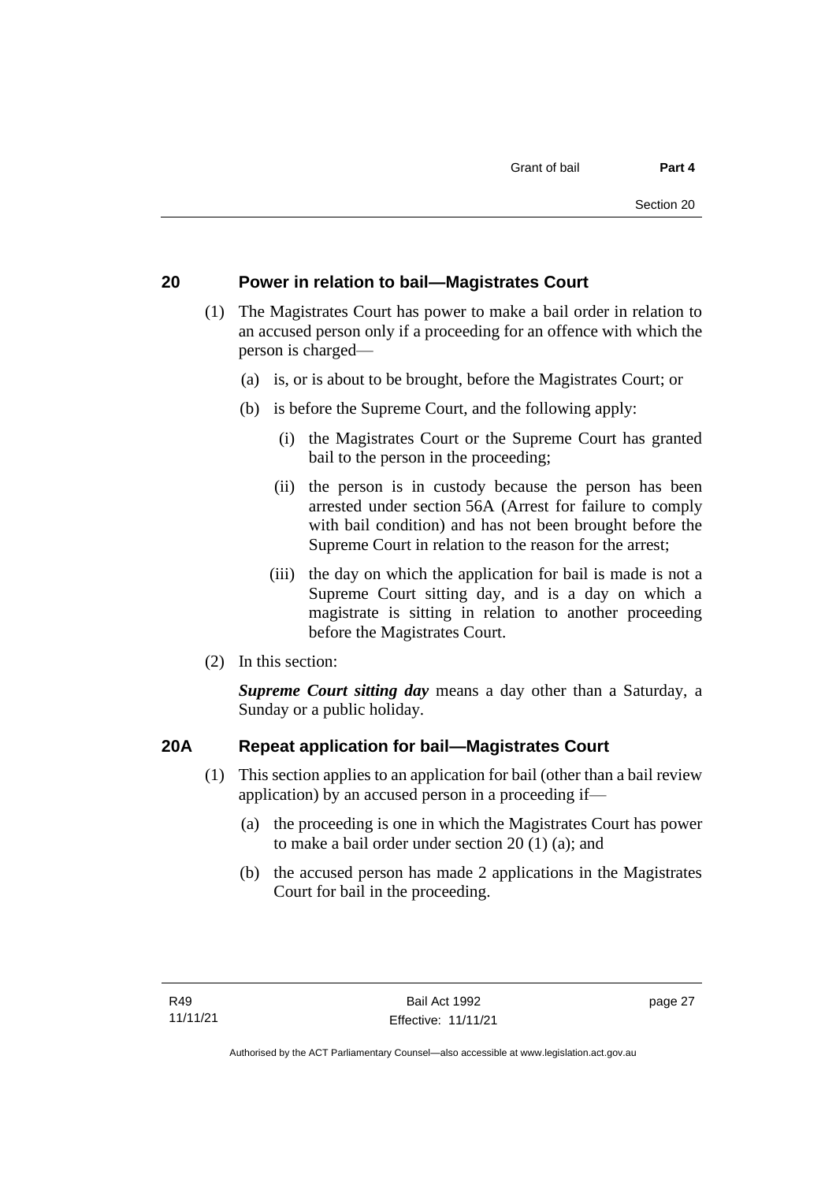## 20 Power in relation to bail—Magistrates Court

(1) The Magistrates Court has power to make a bail order in relation to an accused person only if a proceeding for an offence with which the person is charged—

(a) is, or is about to be brought, before the Magistrates Court; or

(b) is before the Supreme Court, and the following apply:

(i) the Magistrates Court or the Supreme Court has granted bail to the person in the proceeding;

(ii) the person is in custody because the person has been arrested under section 56A (Arrest for failure to comply with bail condition) and has not been brought before the Supreme Court in relation to the reason for the arrest;

(iii) the day on which the application for bail is made is not a Supreme Court sitting day, and is a day on which a magistrate is sitting in relation to another proceeding before the Magistrates Court.

(2) In this section:

***Supreme Court sitting day*** means a day other than a Saturday, a Sunday or a public holiday.

## 20A Repeat application for bail—Magistrates Court

(1) This section applies to an application for bail (other than a bail review application) by an accused person in a proceeding if—

(a) the proceeding is one in which the Magistrates Court has power to make a bail order under section 20 (1) (a); and

(b) the accused person has made 2 applications in the Magistrates Court for bail in the proceeding.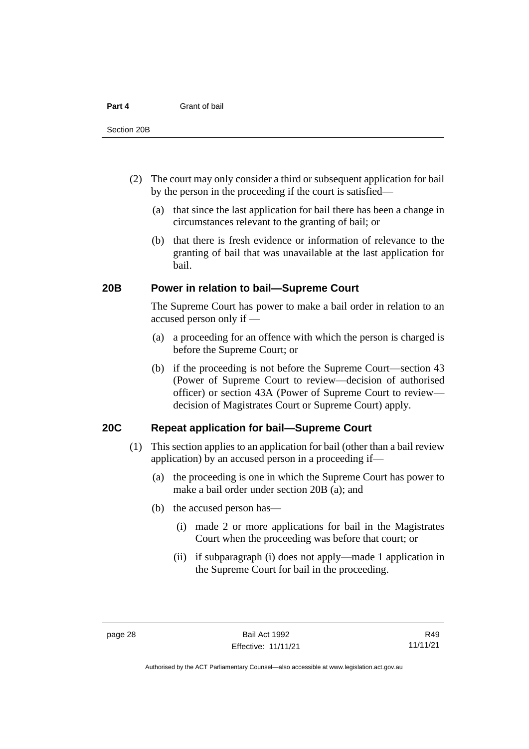(2) The court may only consider a third or subsequent application for bail by the person in the proceeding if the court is satisfied—

(a) that since the last application for bail there has been a change in circumstances relevant to the granting of bail; or

(b) that there is fresh evidence or information of relevance to the granting of bail that was unavailable at the last application for bail.

## 20B Power in relation to bail—Supreme Court

The Supreme Court has power to make a bail order in relation to an accused person only if —

(a) a proceeding for an offence with which the person is charged is before the Supreme Court; or

(b) if the proceeding is not before the Supreme Court—section 43 (Power of Supreme Court to review—decision of authorised officer) or section 43A (Power of Supreme Court to review—decision of Magistrates Court or Supreme Court) apply.

## 20C Repeat application for bail—Supreme Court

(1) This section applies to an application for bail (other than a bail review application) by an accused person in a proceeding if—

(a) the proceeding is one in which the Supreme Court has power to make a bail order under section 20B (a); and

(b) the accused person has—

(i) made 2 or more applications for bail in the Magistrates Court when the proceeding was before that court; or

(ii) if subparagraph (i) does not apply—made 1 application in the Supreme Court for bail in the proceeding.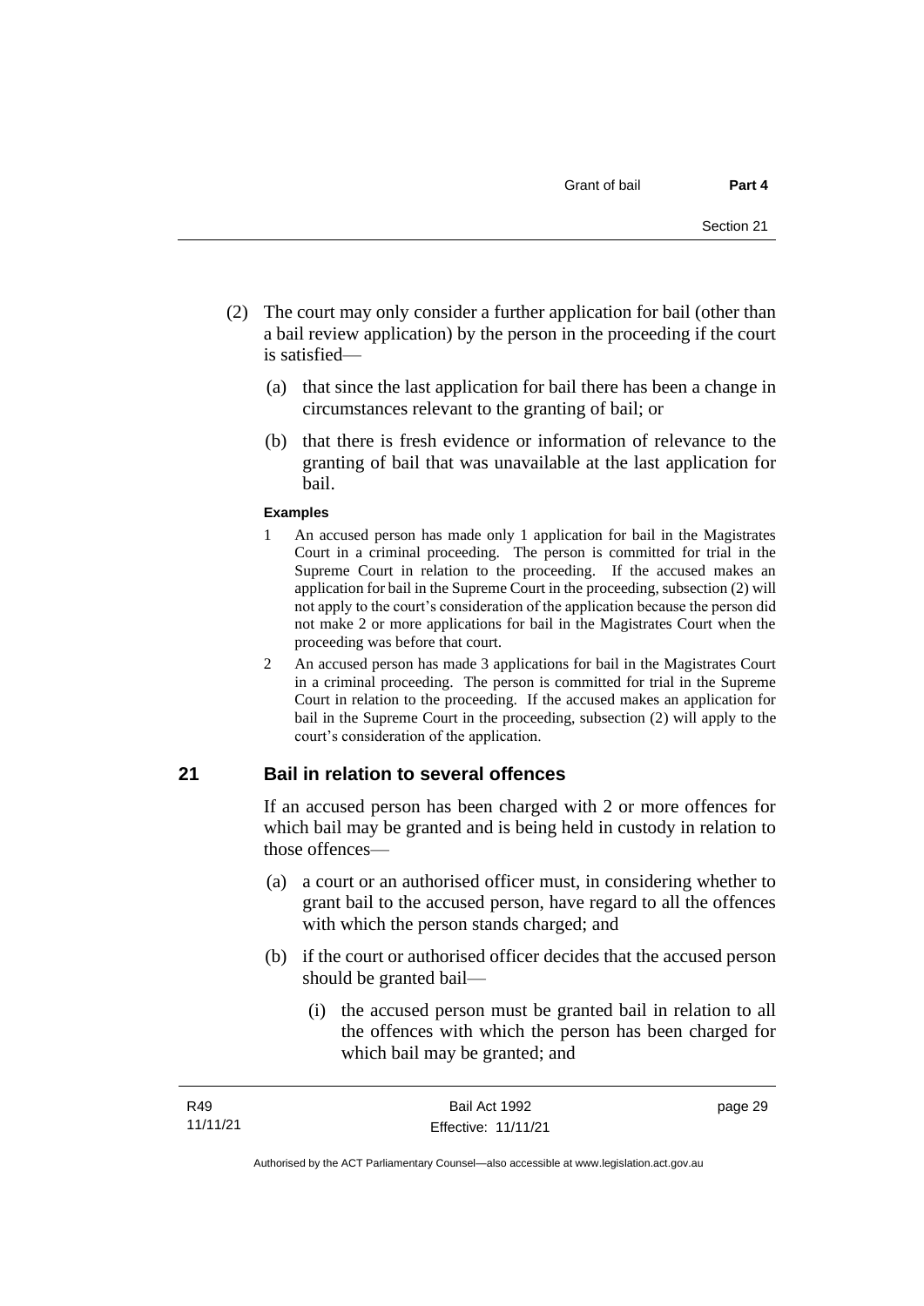(2) The court may only consider a further application for bail (other than a bail review application) by the person in the proceeding if the court is satisfied—

(a) that since the last application for bail there has been a change in circumstances relevant to the granting of bail; or

(b) that there is fresh evidence or information of relevance to the granting of bail that was unavailable at the last application for bail.

**Examples**

1 An accused person has made only 1 application for bail in the Magistrates Court in a criminal proceeding. The person is committed for trial in the Supreme Court in relation to the proceeding. If the accused makes an application for bail in the Supreme Court in the proceeding, subsection (2) will not apply to the court's consideration of the application because the person did not make 2 or more applications for bail in the Magistrates Court when the proceeding was before that court.

2 An accused person has made 3 applications for bail in the Magistrates Court in a criminal proceeding. The person is committed for trial in the Supreme Court in relation to the proceeding. If the accused makes an application for bail in the Supreme Court in the proceeding, subsection (2) will apply to the court's consideration of the application.

## 21 Bail in relation to several offences

If an accused person has been charged with 2 or more offences for which bail may be granted and is being held in custody in relation to those offences—

(a) a court or an authorised officer must, in considering whether to grant bail to the accused person, have regard to all the offences with which the person stands charged; and

(b) if the court or authorised officer decides that the accused person should be granted bail—

(i) the accused person must be granted bail in relation to all the offences with which the person has been charged for which bail may be granted; and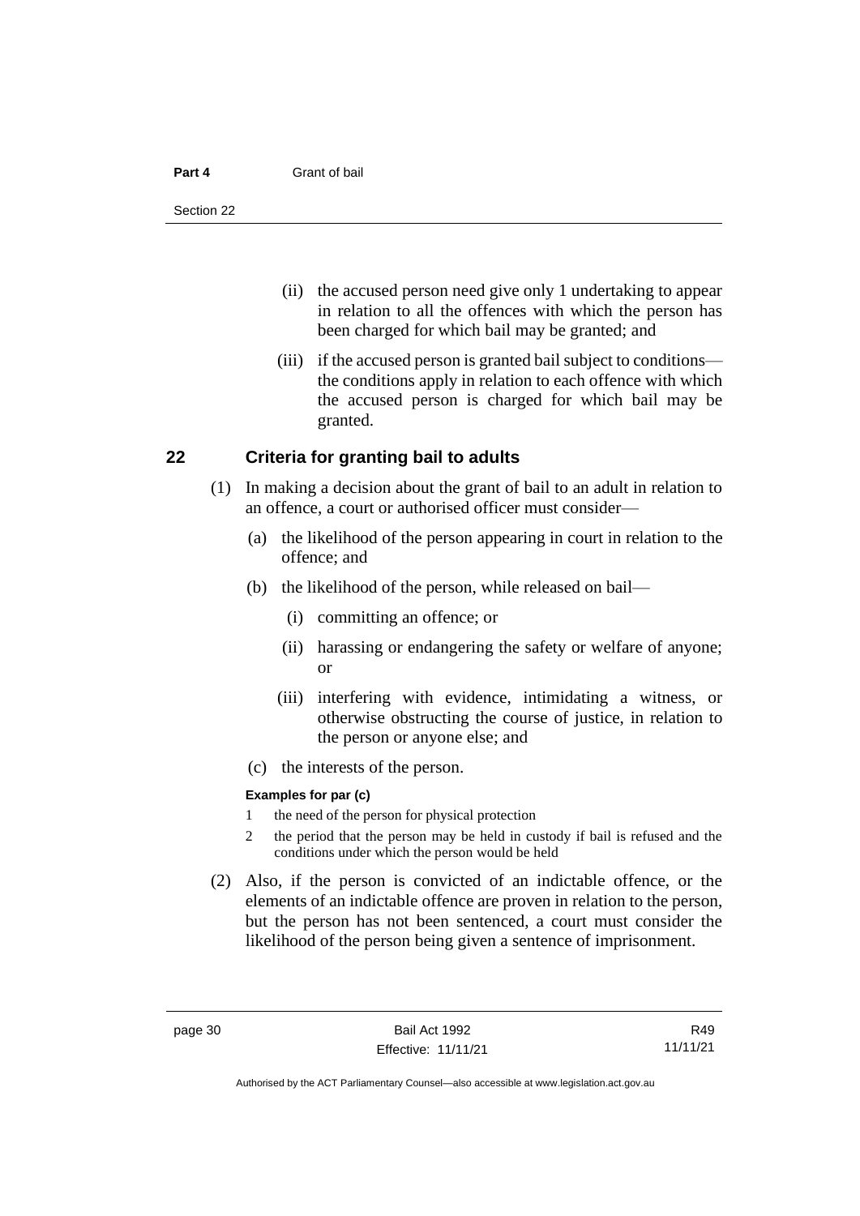(ii) the accused person need give only 1 undertaking to appear in relation to all the offences with which the person has been charged for which bail may be granted; and

(iii) if the accused person is granted bail subject to conditions—the conditions apply in relation to each offence with which the accused person is charged for which bail may be granted.

## 22 Criteria for granting bail to adults

(1) In making a decision about the grant of bail to an adult in relation to an offence, a court or authorised officer must consider—

(a) the likelihood of the person appearing in court in relation to the offence; and

(b) the likelihood of the person, while released on bail—

(i) committing an offence; or

(ii) harassing or endangering the safety or welfare of anyone; or

(iii) interfering with evidence, intimidating a witness, or otherwise obstructing the course of justice, in relation to the person or anyone else; and

(c) the interests of the person.

**Examples for par (c)**

1 the need of the person for physical protection

2 the period that the person may be held in custody if bail is refused and the conditions under which the person would be held

(2) Also, if the person is convicted of an indictable offence, or the elements of an indictable offence are proven in relation to the person, but the person has not been sentenced, a court must consider the likelihood of the person being given a sentence of imprisonment.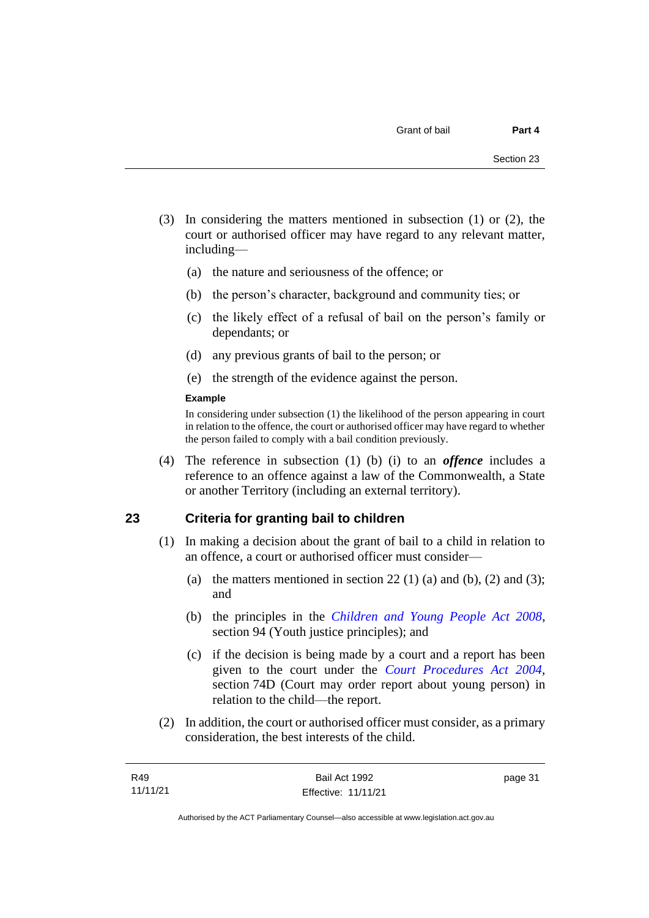(3) In considering the matters mentioned in subsection (1) or (2), the court or authorised officer may have regard to any relevant matter, including—

(a) the nature and seriousness of the offence; or

(b) the person's character, background and community ties; or

(c) the likely effect of a refusal of bail on the person's family or dependants; or

(d) any previous grants of bail to the person; or

(e) the strength of the evidence against the person.

**Example**

In considering under subsection (1) the likelihood of the person appearing in court in relation to the offence, the court or authorised officer may have regard to whether the person failed to comply with a bail condition previously.

(4) The reference in subsection (1) (b) (i) to an ***offence*** includes a reference to an offence against a law of the Commonwealth, a State or another Territory (including an external territory).

## 23 Criteria for granting bail to children

(1) In making a decision about the grant of bail to a child in relation to an offence, a court or authorised officer must consider—

(a) the matters mentioned in section 22 (1) (a) and (b), (2) and (3); and

(b) the principles in the *Children and Young People Act 2008*, section 94 (Youth justice principles); and

(c) if the decision is being made by a court and a report has been given to the court under the *Court Procedures Act 2004*, section 74D (Court may order report about young person) in relation to the child—the report.

(2) In addition, the court or authorised officer must consider, as a primary consideration, the best interests of the child.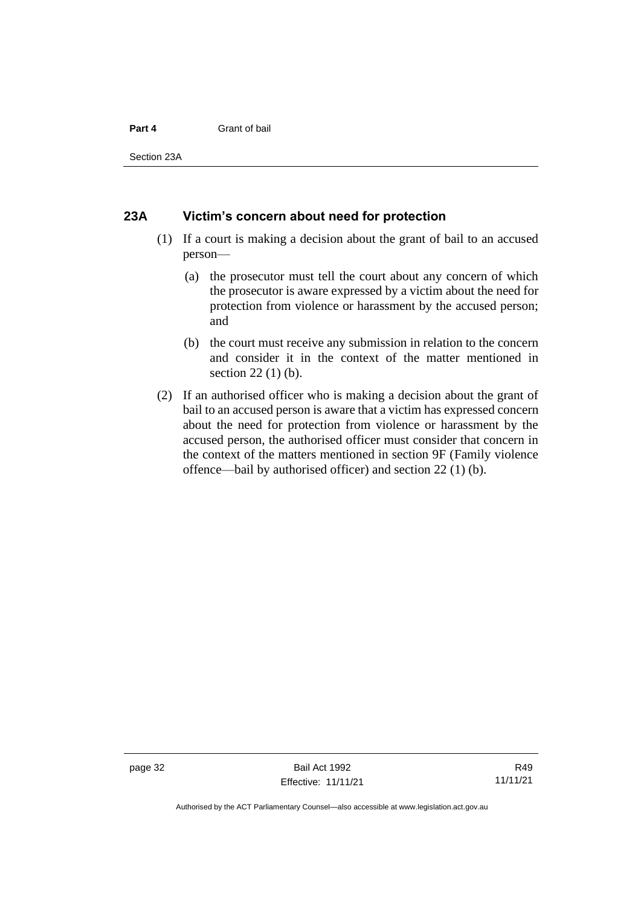## 23A Victim's concern about need for protection

(1) If a court is making a decision about the grant of bail to an accused person—

(a) the prosecutor must tell the court about any concern of which the prosecutor is aware expressed by a victim about the need for protection from violence or harassment by the accused person; and

(b) the court must receive any submission in relation to the concern and consider it in the context of the matter mentioned in section 22 (1) (b).

(2) If an authorised officer who is making a decision about the grant of bail to an accused person is aware that a victim has expressed concern about the need for protection from violence or harassment by the accused person, the authorised officer must consider that concern in the context of the matters mentioned in section 9F (Family violence offence—bail by authorised officer) and section 22 (1) (b).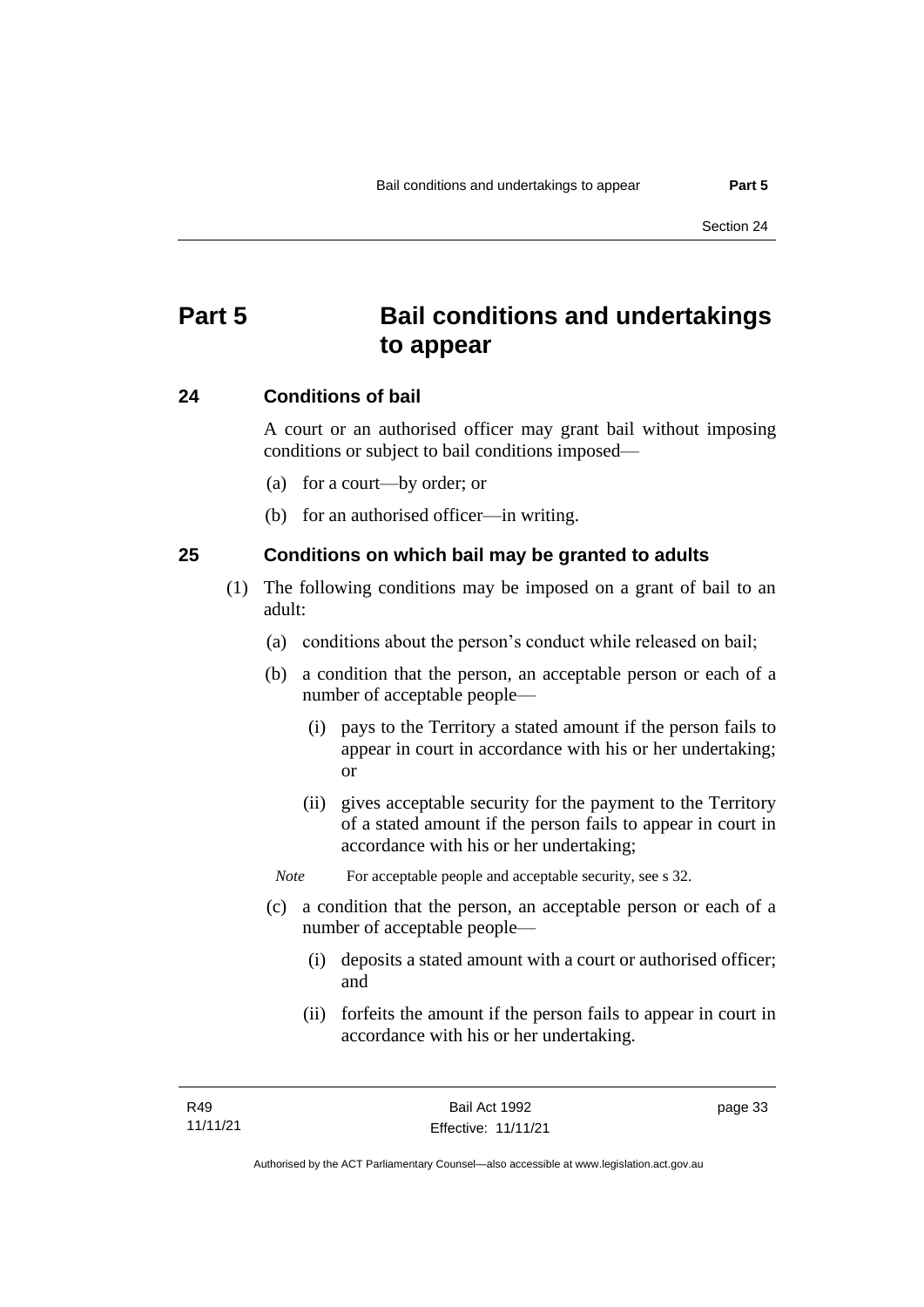# Part 5 Bail conditions and undertakings to appear

## 24 Conditions of bail

A court or an authorised officer may grant bail without imposing conditions or subject to bail conditions imposed—

(a) for a court—by order; or

(b) for an authorised officer—in writing.

## 25 Conditions on which bail may be granted to adults

(1) The following conditions may be imposed on a grant of bail to an adult:

(a) conditions about the person's conduct while released on bail;

(b) a condition that the person, an acceptable person or each of a number of acceptable people—

(i) pays to the Territory a stated amount if the person fails to appear in court in accordance with his or her undertaking; or

(ii) gives acceptable security for the payment to the Territory of a stated amount if the person fails to appear in court in accordance with his or her undertaking;

*Note* For acceptable people and acceptable security, see s 32.

(c) a condition that the person, an acceptable person or each of a number of acceptable people—

(i) deposits a stated amount with a court or authorised officer; and

(ii) forfeits the amount if the person fails to appear in court in accordance with his or her undertaking.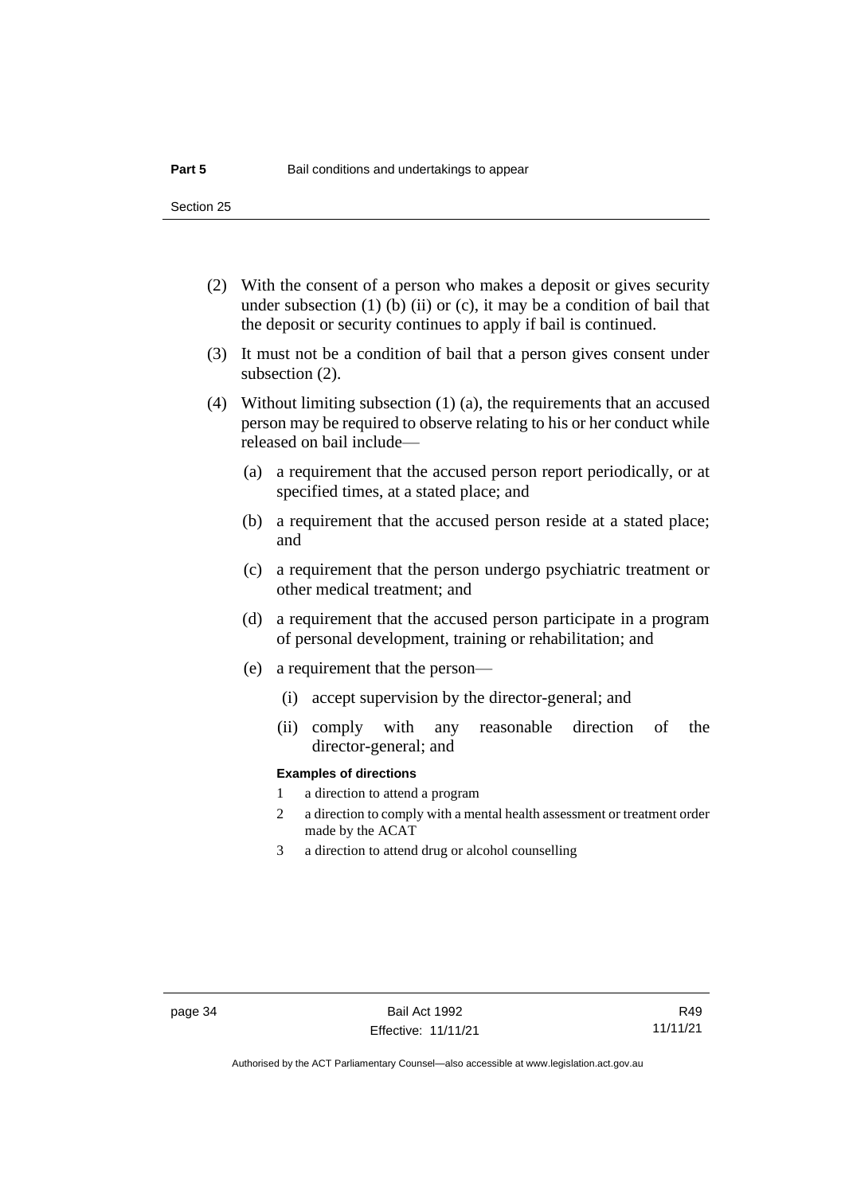(2) With the consent of a person who makes a deposit or gives security under subsection (1) (b) (ii) or (c), it may be a condition of bail that the deposit or security continues to apply if bail is continued.

(3) It must not be a condition of bail that a person gives consent under subsection (2).

(4) Without limiting subsection (1) (a), the requirements that an accused person may be required to observe relating to his or her conduct while released on bail include—

(a) a requirement that the accused person report periodically, or at specified times, at a stated place; and

(b) a requirement that the accused person reside at a stated place; and

(c) a requirement that the person undergo psychiatric treatment or other medical treatment; and

(d) a requirement that the accused person participate in a program of personal development, training or rehabilitation; and

(e) a requirement that the person—

(i) accept supervision by the director-general; and

(ii) comply with any reasonable direction of the director-general; and

**Examples of directions**

1 a direction to attend a program

2 a direction to comply with a mental health assessment or treatment order made by the ACAT

3 a direction to attend drug or alcohol counselling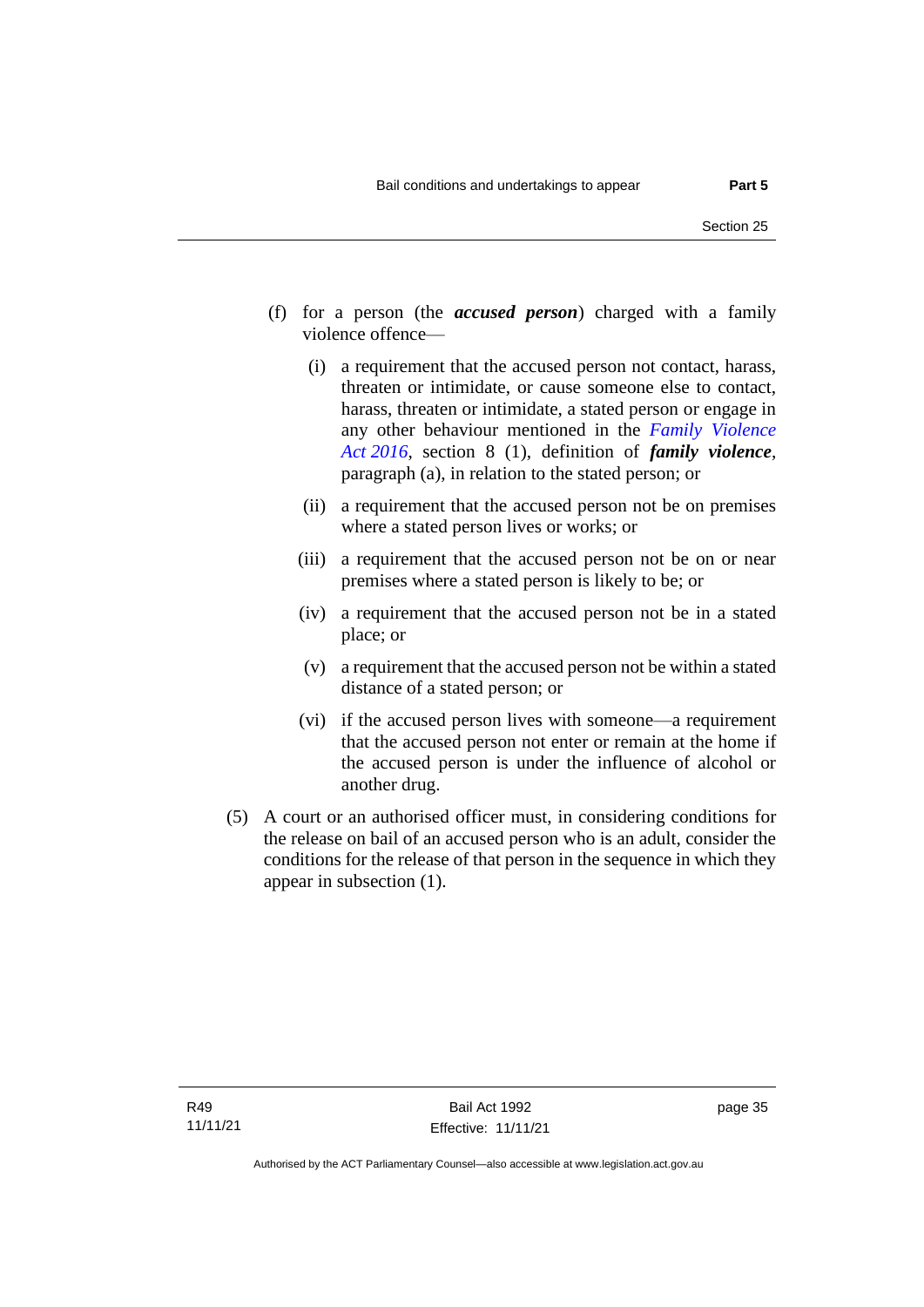(f) for a person (the ***accused person***) charged with a family violence offence—

   (i) a requirement that the accused person not contact, harass, threaten or intimidate, or cause someone else to contact, harass, threaten or intimidate, a stated person or engage in any other behaviour mentioned in the *Family Violence Act 2016*, section 8 (1), definition of ***family violence***, paragraph (a), in relation to the stated person; or

   (ii) a requirement that the accused person not be on premises where a stated person lives or works; or

   (iii) a requirement that the accused person not be on or near premises where a stated person is likely to be; or

   (iv) a requirement that the accused person not be in a stated place; or

   (v) a requirement that the accused person not be within a stated distance of a stated person; or

   (vi) if the accused person lives with someone—a requirement that the accused person not enter or remain at the home if the accused person is under the influence of alcohol or another drug.

(5) A court or an authorised officer must, in considering conditions for the release on bail of an accused person who is an adult, consider the conditions for the release of that person in the sequence in which they appear in subsection (1).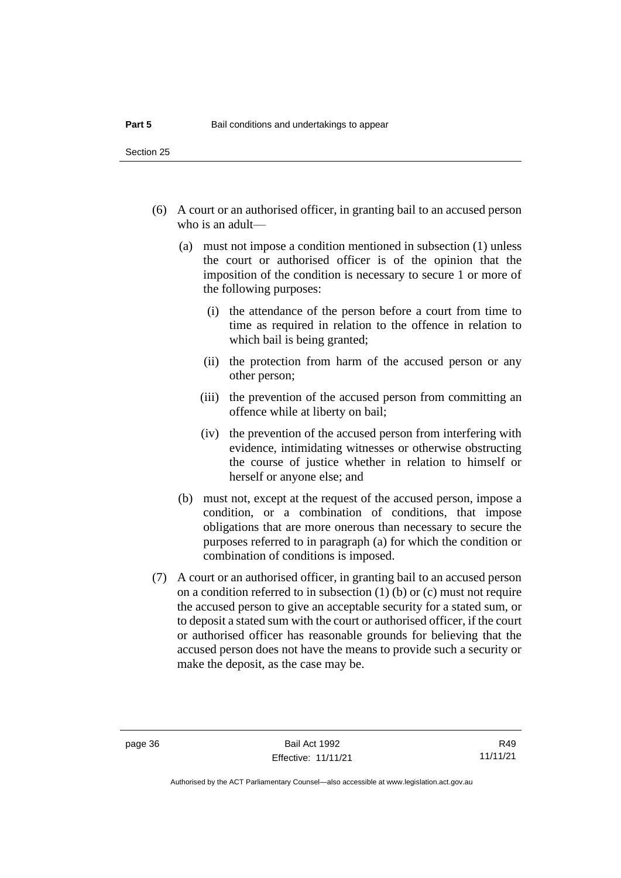(6) A court or an authorised officer, in granting bail to an accused person who is an adult—

(a) must not impose a condition mentioned in subsection (1) unless the court or authorised officer is of the opinion that the imposition of the condition is necessary to secure 1 or more of the following purposes:

(i) the attendance of the person before a court from time to time as required in relation to the offence in relation to which bail is being granted;

(ii) the protection from harm of the accused person or any other person;

(iii) the prevention of the accused person from committing an offence while at liberty on bail;

(iv) the prevention of the accused person from interfering with evidence, intimidating witnesses or otherwise obstructing the course of justice whether in relation to himself or herself or anyone else; and

(b) must not, except at the request of the accused person, impose a condition, or a combination of conditions, that impose obligations that are more onerous than necessary to secure the purposes referred to in paragraph (a) for which the condition or combination of conditions is imposed.

(7) A court or an authorised officer, in granting bail to an accused person on a condition referred to in subsection (1) (b) or (c) must not require the accused person to give an acceptable security for a stated sum, or to deposit a stated sum with the court or authorised officer, if the court or authorised officer has reasonable grounds for believing that the accused person does not have the means to provide such a security or make the deposit, as the case may be.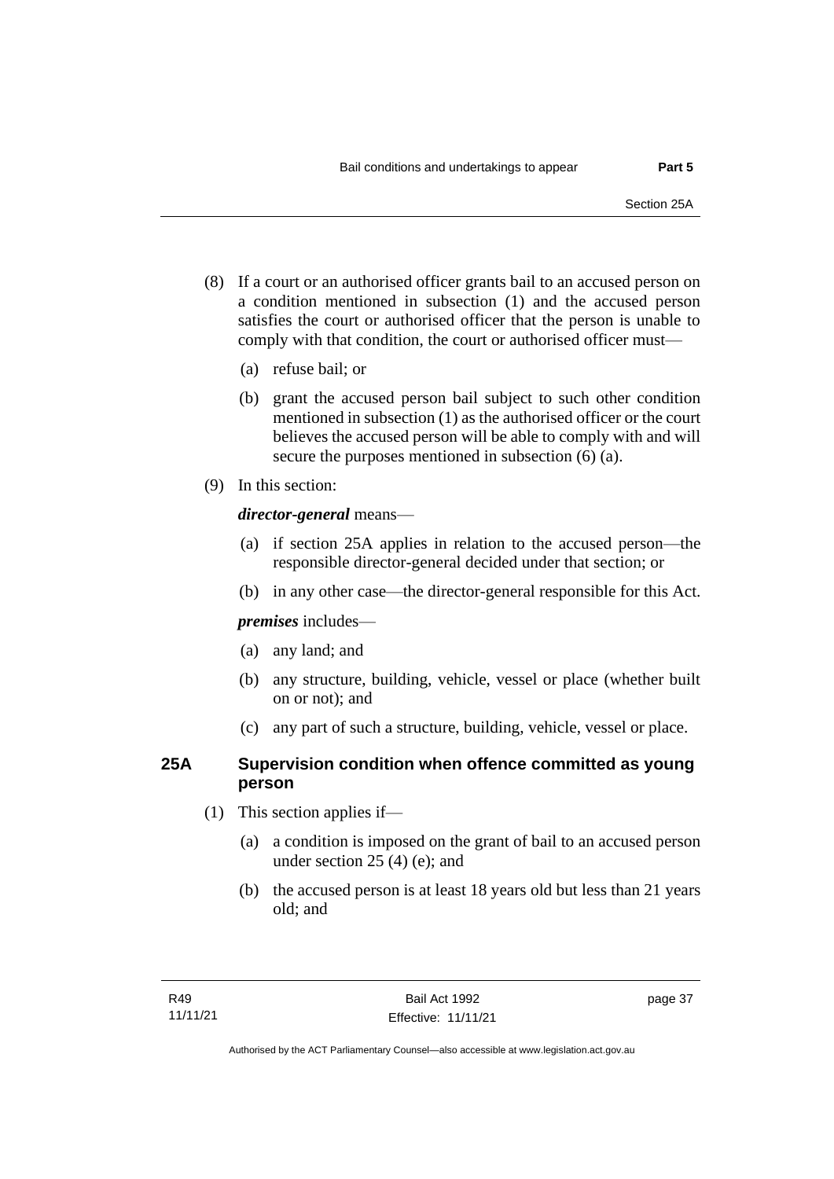(8) If a court or an authorised officer grants bail to an accused person on a condition mentioned in subsection (1) and the accused person satisfies the court or authorised officer that the person is unable to comply with that condition, the court or authorised officer must—

(a) refuse bail; or

(b) grant the accused person bail subject to such other condition mentioned in subsection (1) as the authorised officer or the court believes the accused person will be able to comply with and will secure the purposes mentioned in subsection (6) (a).

(9) In this section:

***director-general*** means—

(a) if section 25A applies in relation to the accused person—the responsible director-general decided under that section; or

(b) in any other case—the director-general responsible for this Act.

***premises*** includes—

(a) any land; and

(b) any structure, building, vehicle, vessel or place (whether built on or not); and

(c) any part of such a structure, building, vehicle, vessel or place.

### 25A Supervision condition when offence committed as young person

(1) This section applies if—

(a) a condition is imposed on the grant of bail to an accused person under section 25 (4) (e); and

(b) the accused person is at least 18 years old but less than 21 years old; and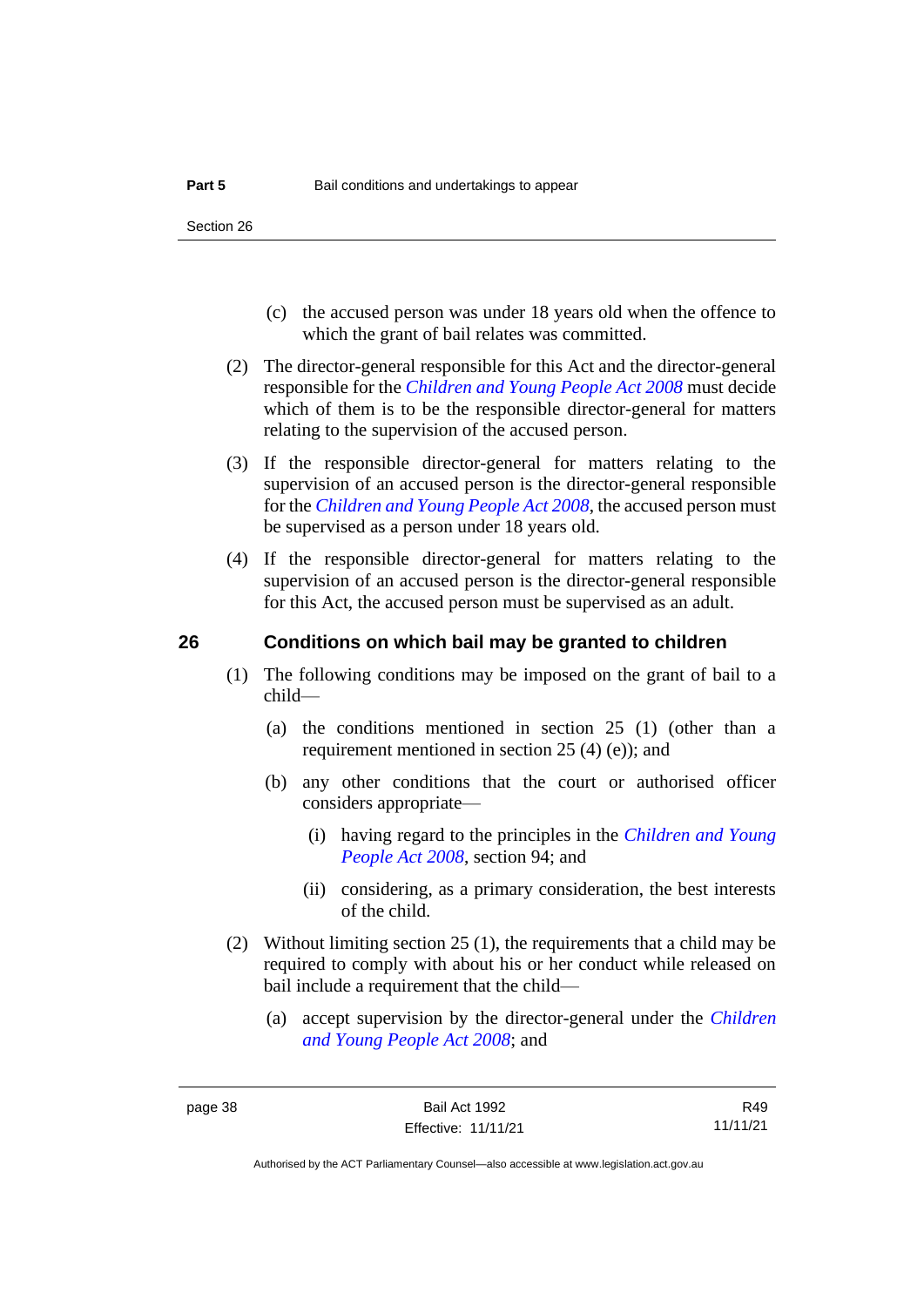(c) the accused person was under 18 years old when the offence to which the grant of bail relates was committed.

(2) The director-general responsible for this Act and the director-general responsible for the *Children and Young People Act 2008* must decide which of them is to be the responsible director-general for matters relating to the supervision of the accused person.

(3) If the responsible director-general for matters relating to the supervision of an accused person is the director-general responsible for the *Children and Young People Act 2008*, the accused person must be supervised as a person under 18 years old.

(4) If the responsible director-general for matters relating to the supervision of an accused person is the director-general responsible for this Act, the accused person must be supervised as an adult.

## 26 Conditions on which bail may be granted to children

(1) The following conditions may be imposed on the grant of bail to a child—

(a) the conditions mentioned in section 25 (1) (other than a requirement mentioned in section 25 (4) (e)); and

(b) any other conditions that the court or authorised officer considers appropriate—

(i) having regard to the principles in the *Children and Young People Act 2008*, section 94; and

(ii) considering, as a primary consideration, the best interests of the child.

(2) Without limiting section 25 (1), the requirements that a child may be required to comply with about his or her conduct while released on bail include a requirement that the child—

(a) accept supervision by the director-general under the *Children and Young People Act 2008*; and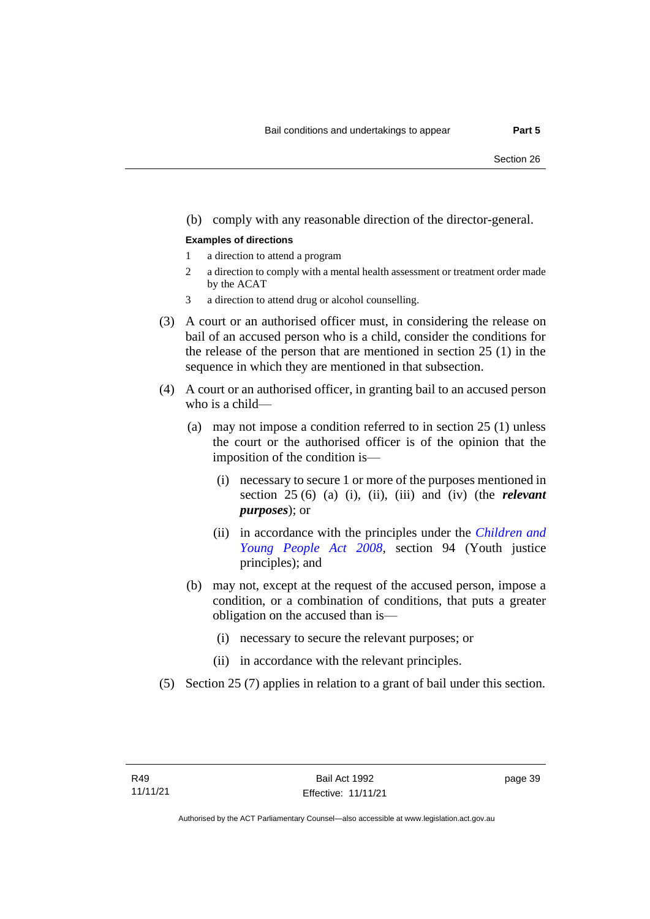(b) comply with any reasonable direction of the director-general.

**Examples of directions**

1 a direction to attend a program

2 a direction to comply with a mental health assessment or treatment order made by the ACAT

3 a direction to attend drug or alcohol counselling.

(3) A court or an authorised officer must, in considering the release on bail of an accused person who is a child, consider the conditions for the release of the person that are mentioned in section 25 (1) in the sequence in which they are mentioned in that subsection.

(4) A court or an authorised officer, in granting bail to an accused person who is a child—

(a) may not impose a condition referred to in section 25 (1) unless the court or the authorised officer is of the opinion that the imposition of the condition is—

(i) necessary to secure 1 or more of the purposes mentioned in section 25 (6) (a) (i), (ii), (iii) and (iv) (the ***relevant purposes***); or

(ii) in accordance with the principles under the *Children and Young People Act 2008*, section 94 (Youth justice principles); and

(b) may not, except at the request of the accused person, impose a condition, or a combination of conditions, that puts a greater obligation on the accused than is—

(i) necessary to secure the relevant purposes; or

(ii) in accordance with the relevant principles.

(5) Section 25 (7) applies in relation to a grant of bail under this section.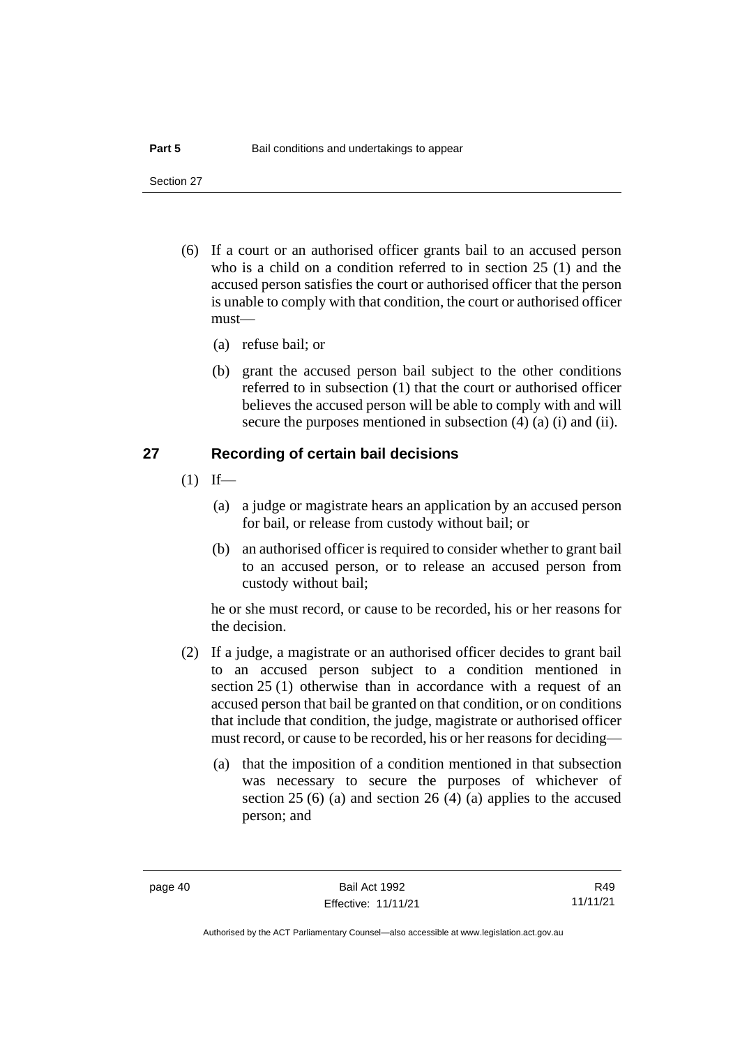(6) If a court or an authorised officer grants bail to an accused person who is a child on a condition referred to in section 25 (1) and the accused person satisfies the court or authorised officer that the person is unable to comply with that condition, the court or authorised officer must—

  (a) refuse bail; or

  (b) grant the accused person bail subject to the other conditions referred to in subsection (1) that the court or authorised officer believes the accused person will be able to comply with and will secure the purposes mentioned in subsection (4) (a) (i) and (ii).

## 27 Recording of certain bail decisions

(1) If—

  (a) a judge or magistrate hears an application by an accused person for bail, or release from custody without bail; or

  (b) an authorised officer is required to consider whether to grant bail to an accused person, or to release an accused person from custody without bail;

he or she must record, or cause to be recorded, his or her reasons for the decision.

(2) If a judge, a magistrate or an authorised officer decides to grant bail to an accused person subject to a condition mentioned in section 25 (1) otherwise than in accordance with a request of an accused person that bail be granted on that condition, or on conditions that include that condition, the judge, magistrate or authorised officer must record, or cause to be recorded, his or her reasons for deciding—

  (a) that the imposition of a condition mentioned in that subsection was necessary to secure the purposes of whichever of section 25 (6) (a) and section 26 (4) (a) applies to the accused person; and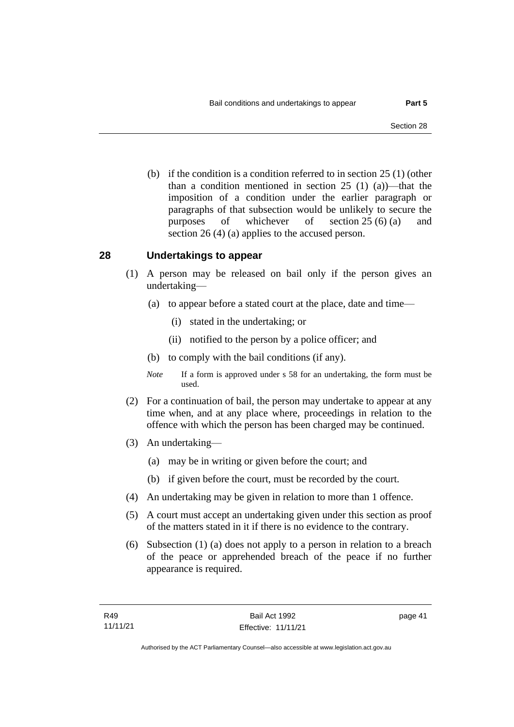(b) if the condition is a condition referred to in section 25 (1) (other than a condition mentioned in section 25 (1) (a))—that the imposition of a condition under the earlier paragraph or paragraphs of that subsection would be unlikely to secure the purposes of whichever of section 25 (6) (a) and section 26 (4) (a) applies to the accused person.

## 28 Undertakings to appear

(1) A person may be released on bail only if the person gives an undertaking—

- (a) to appear before a stated court at the place, date and time—
  - (i) stated in the undertaking; or
  - (ii) notified to the person by a police officer; and
- (b) to comply with the bail conditions (if any).

*Note* If a form is approved under s 58 for an undertaking, the form must be used.

(2) For a continuation of bail, the person may undertake to appear at any time when, and at any place where, proceedings in relation to the offence with which the person has been charged may be continued.

(3) An undertaking—

- (a) may be in writing or given before the court; and
- (b) if given before the court, must be recorded by the court.

(4) An undertaking may be given in relation to more than 1 offence.

(5) A court must accept an undertaking given under this section as proof of the matters stated in it if there is no evidence to the contrary.

(6) Subsection (1) (a) does not apply to a person in relation to a breach of the peace or apprehended breach of the peace if no further appearance is required.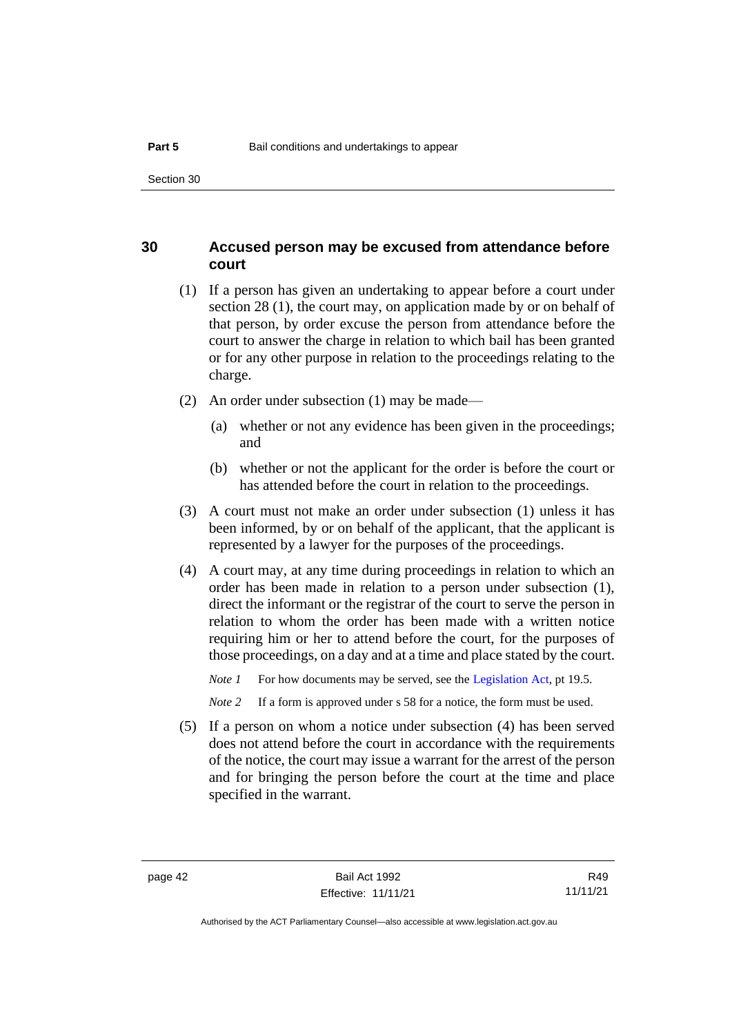## 30 Accused person may be excused from attendance before court

(1) If a person has given an undertaking to appear before a court under section 28 (1), the court may, on application made by or on behalf of that person, by order excuse the person from attendance before the court to answer the charge in relation to which bail has been granted or for any other purpose in relation to the proceedings relating to the charge.

(2) An order under subsection (1) may be made—

- (a) whether or not any evidence has been given in the proceedings; and
- (b) whether or not the applicant for the order is before the court or has attended before the court in relation to the proceedings.

(3) A court must not make an order under subsection (1) unless it has been informed, by or on behalf of the applicant, that the applicant is represented by a lawyer for the purposes of the proceedings.

(4) A court may, at any time during proceedings in relation to which an order has been made in relation to a person under subsection (1), direct the informant or the registrar of the court to serve the person in relation to whom the order has been made with a written notice requiring him or her to attend before the court, for the purposes of those proceedings, on a day and at a time and place stated by the court.

*Note 1* For how documents may be served, see the Legislation Act, pt 19.5.

*Note 2* If a form is approved under s 58 for a notice, the form must be used.

(5) If a person on whom a notice under subsection (4) has been served does not attend before the court in accordance with the requirements of the notice, the court may issue a warrant for the arrest of the person and for bringing the person before the court at the time and place specified in the warrant.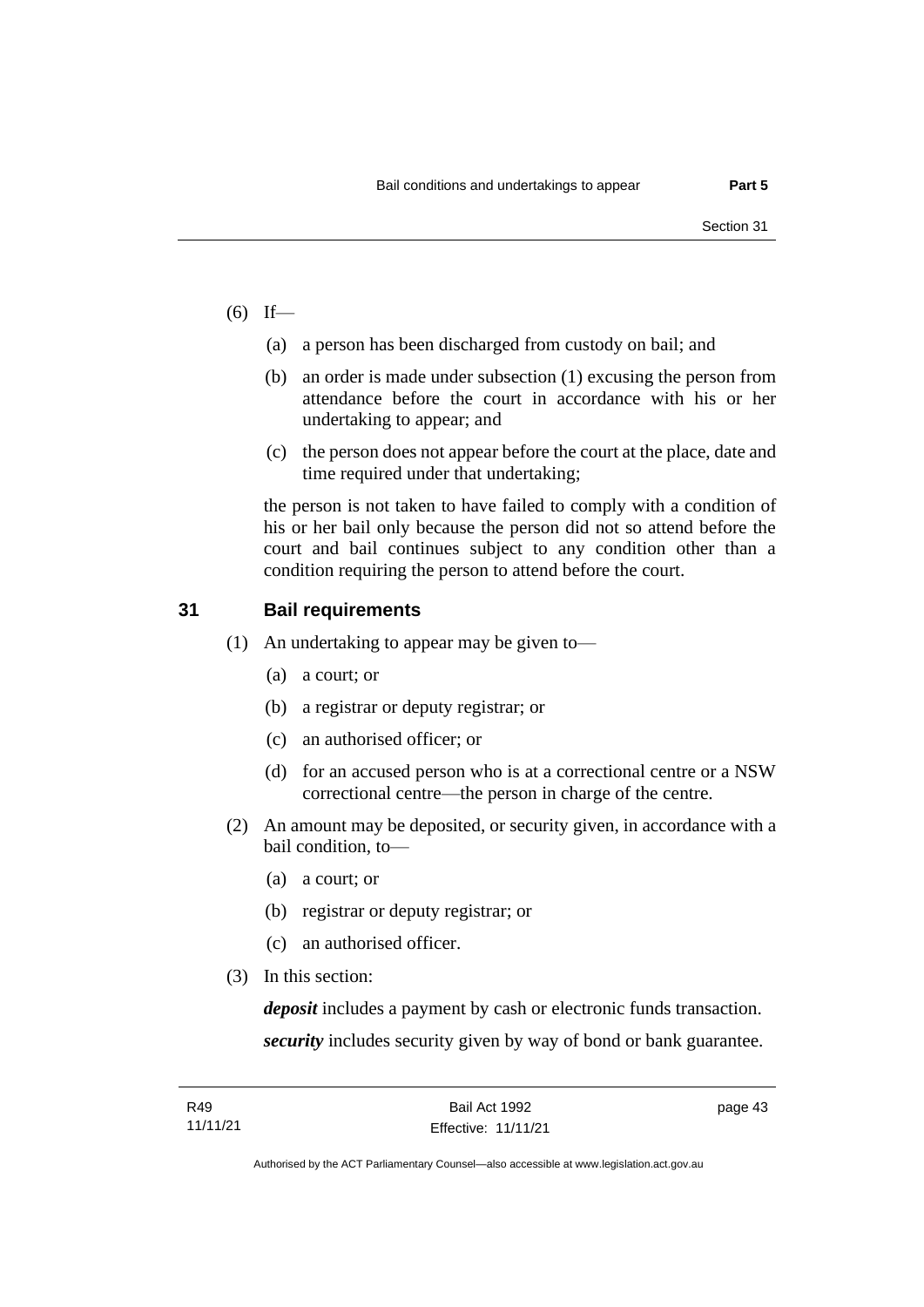(6) If—

(a) a person has been discharged from custody on bail; and

(b) an order is made under subsection (1) excusing the person from attendance before the court in accordance with his or her undertaking to appear; and

(c) the person does not appear before the court at the place, date and time required under that undertaking;

the person is not taken to have failed to comply with a condition of his or her bail only because the person did not so attend before the court and bail continues subject to any condition other than a condition requiring the person to attend before the court.

## 31 Bail requirements

(1) An undertaking to appear may be given to—

(a) a court; or

(b) a registrar or deputy registrar; or

(c) an authorised officer; or

(d) for an accused person who is at a correctional centre or a NSW correctional centre—the person in charge of the centre.

(2) An amount may be deposited, or security given, in accordance with a bail condition, to—

(a) a court; or

(b) registrar or deputy registrar; or

(c) an authorised officer.

(3) In this section:

***deposit*** includes a payment by cash or electronic funds transaction.

***security*** includes security given by way of bond or bank guarantee.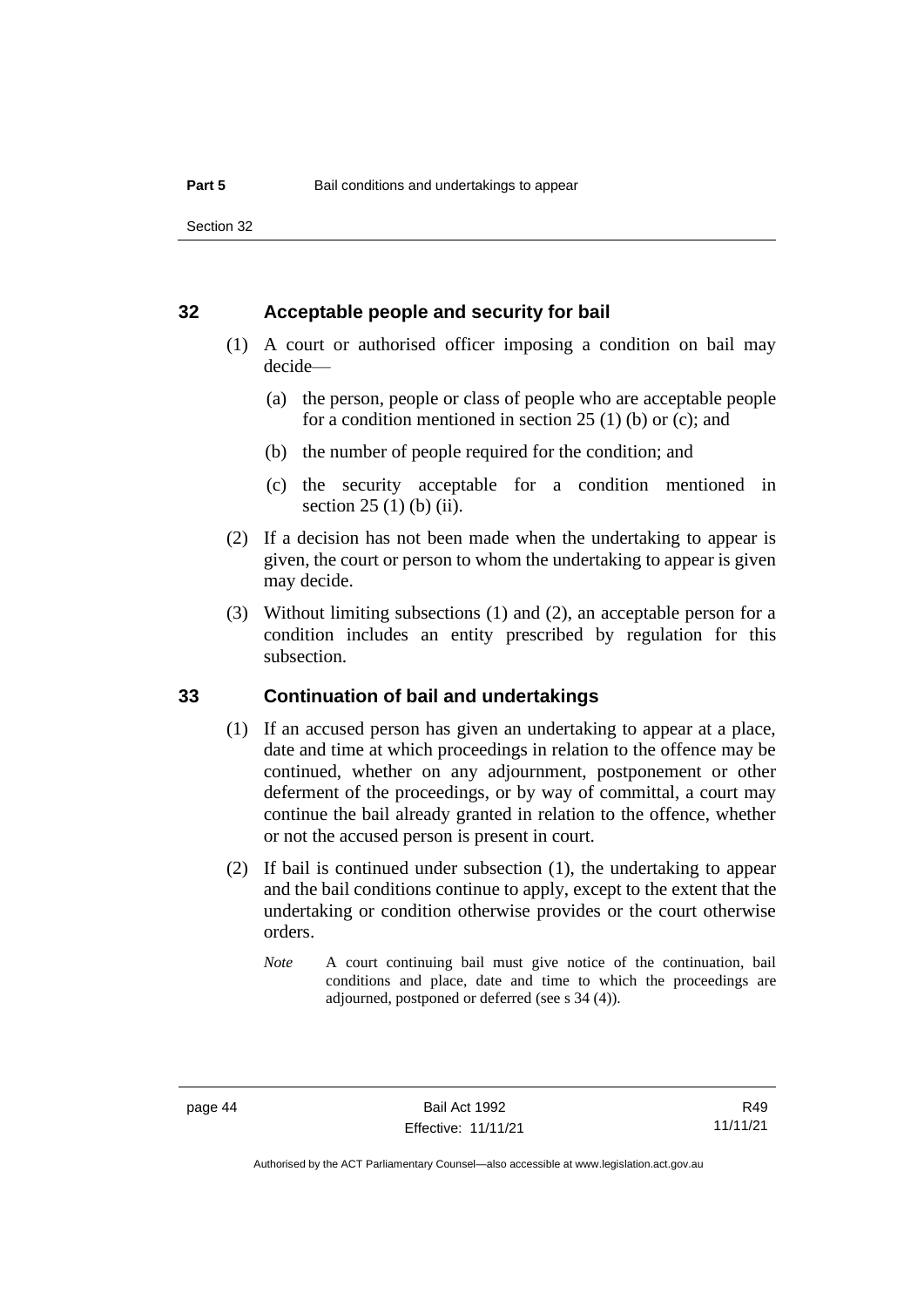### 32 Acceptable people and security for bail

(1) A court or authorised officer imposing a condition on bail may decide—

(a) the person, people or class of people who are acceptable people for a condition mentioned in section 25 (1) (b) or (c); and

(b) the number of people required for the condition; and

(c) the security acceptable for a condition mentioned in section 25 (1) (b) (ii).

(2) If a decision has not been made when the undertaking to appear is given, the court or person to whom the undertaking to appear is given may decide.

(3) Without limiting subsections (1) and (2), an acceptable person for a condition includes an entity prescribed by regulation for this subsection.

### 33 Continuation of bail and undertakings

(1) If an accused person has given an undertaking to appear at a place, date and time at which proceedings in relation to the offence may be continued, whether on any adjournment, postponement or other deferment of the proceedings, or by way of committal, a court may continue the bail already granted in relation to the offence, whether or not the accused person is present in court.

(2) If bail is continued under subsection (1), the undertaking to appear and the bail conditions continue to apply, except to the extent that the undertaking or condition otherwise provides or the court otherwise orders.

*Note* A court continuing bail must give notice of the continuation, bail conditions and place, date and time to which the proceedings are adjourned, postponed or deferred (see s 34 (4)).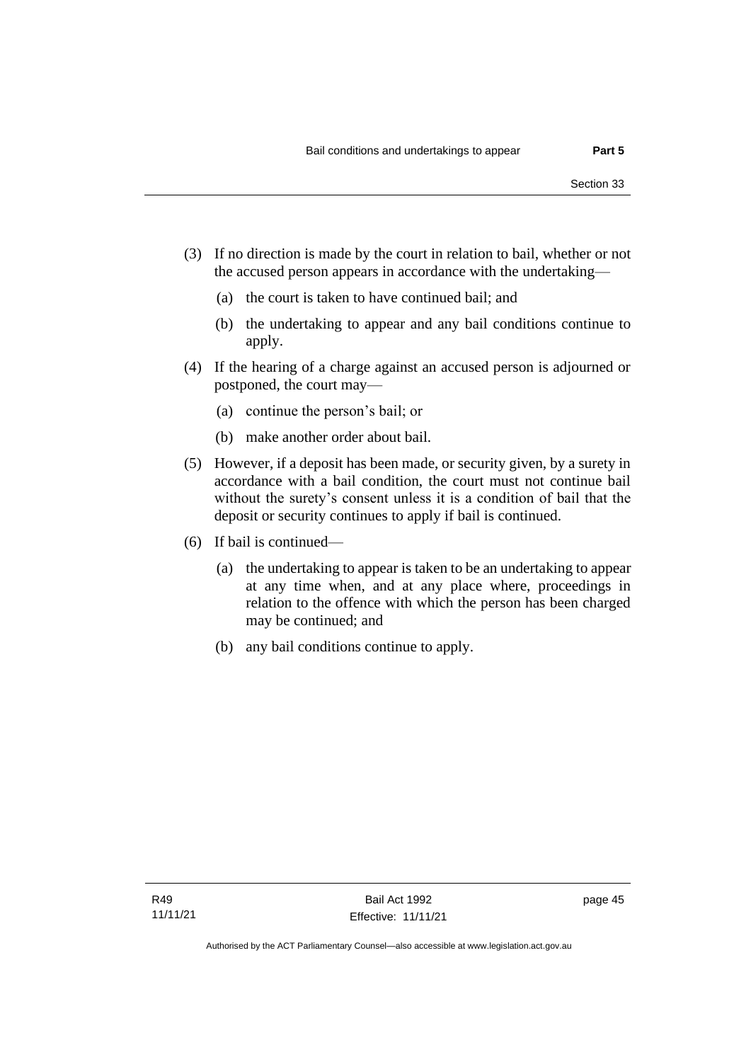(3) If no direction is made by the court in relation to bail, whether or not the accused person appears in accordance with the undertaking—

  (a) the court is taken to have continued bail; and

  (b) the undertaking to appear and any bail conditions continue to apply.

(4) If the hearing of a charge against an accused person is adjourned or postponed, the court may—

  (a) continue the person's bail; or

  (b) make another order about bail.

(5) However, if a deposit has been made, or security given, by a surety in accordance with a bail condition, the court must not continue bail without the surety's consent unless it is a condition of bail that the deposit or security continues to apply if bail is continued.

(6) If bail is continued—

  (a) the undertaking to appear is taken to be an undertaking to appear at any time when, and at any place where, proceedings in relation to the offence with which the person has been charged may be continued; and

  (b) any bail conditions continue to apply.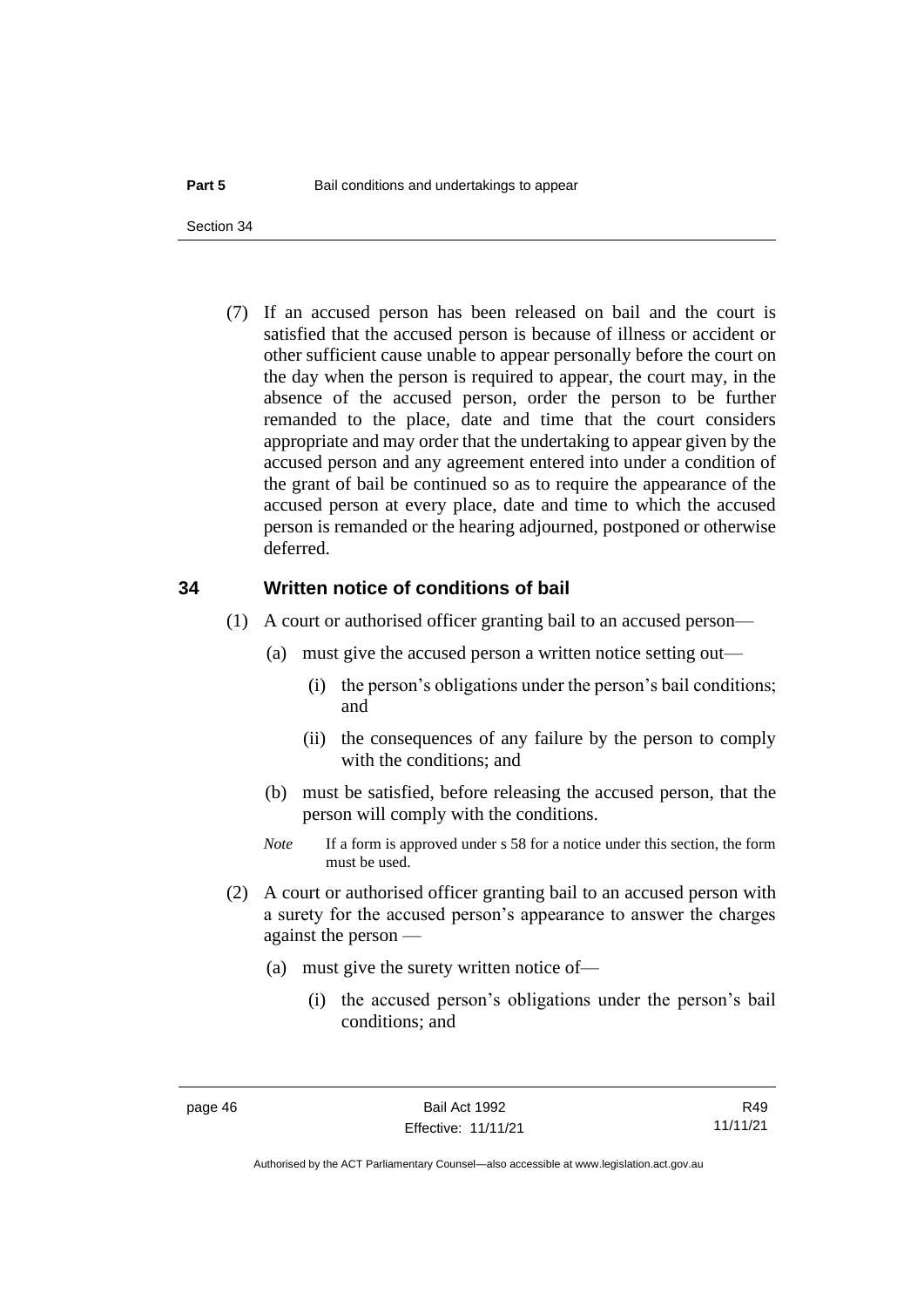(7) If an accused person has been released on bail and the court is satisfied that the accused person is because of illness or accident or other sufficient cause unable to appear personally before the court on the day when the person is required to appear, the court may, in the absence of the accused person, order the person to be further remanded to the place, date and time that the court considers appropriate and may order that the undertaking to appear given by the accused person and any agreement entered into under a condition of the grant of bail be continued so as to require the appearance of the accused person at every place, date and time to which the accused person is remanded or the hearing adjourned, postponed or otherwise deferred.

## 34 Written notice of conditions of bail

(1) A court or authorised officer granting bail to an accused person—

(a) must give the accused person a written notice setting out—

(i) the person's obligations under the person's bail conditions; and

(ii) the consequences of any failure by the person to comply with the conditions; and

(b) must be satisfied, before releasing the accused person, that the person will comply with the conditions.

*Note* If a form is approved under s 58 for a notice under this section, the form must be used.

(2) A court or authorised officer granting bail to an accused person with a surety for the accused person's appearance to answer the charges against the person —

(a) must give the surety written notice of—

(i) the accused person's obligations under the person's bail conditions; and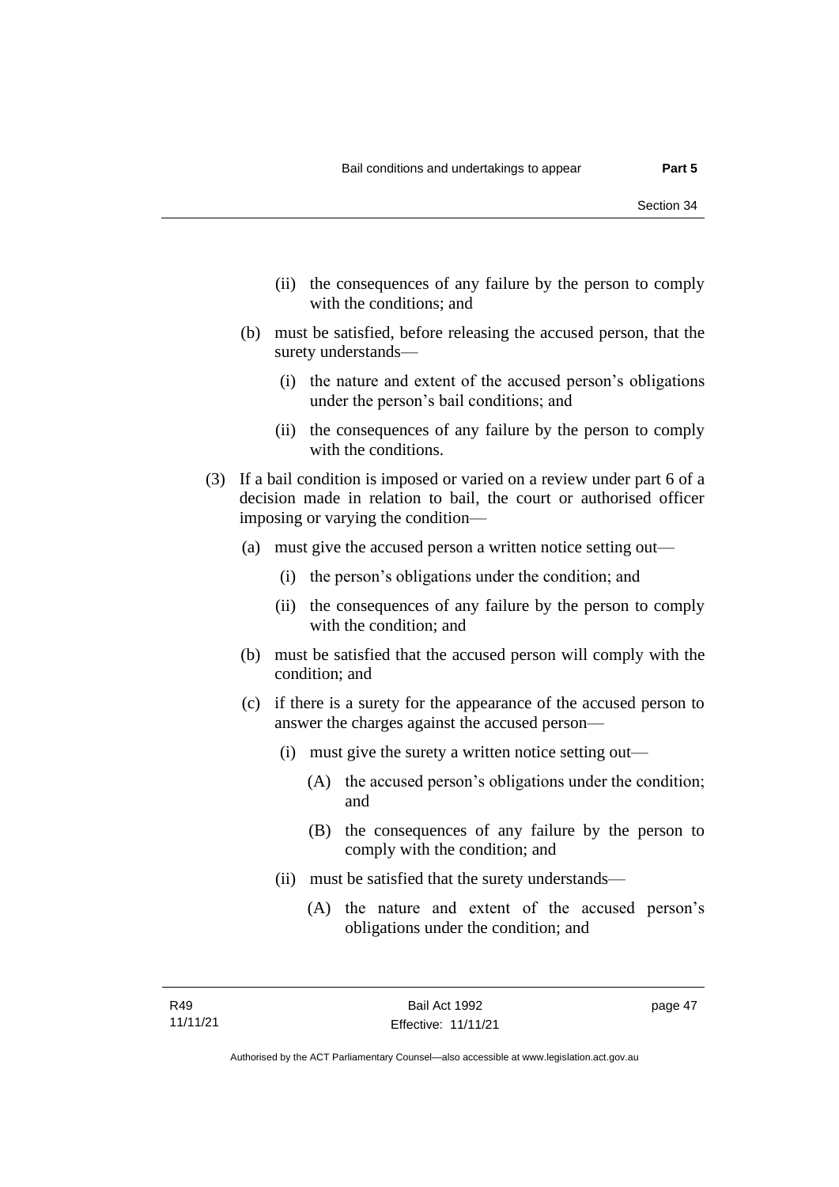(ii) the consequences of any failure by the person to comply with the conditions; and

(b) must be satisfied, before releasing the accused person, that the surety understands—

(i) the nature and extent of the accused person's obligations under the person's bail conditions; and

(ii) the consequences of any failure by the person to comply with the conditions.

(3) If a bail condition is imposed or varied on a review under part 6 of a decision made in relation to bail, the court or authorised officer imposing or varying the condition—

(a) must give the accused person a written notice setting out—

(i) the person's obligations under the condition; and

(ii) the consequences of any failure by the person to comply with the condition; and

(b) must be satisfied that the accused person will comply with the condition; and

(c) if there is a surety for the appearance of the accused person to answer the charges against the accused person—

(i) must give the surety a written notice setting out—

(A) the accused person's obligations under the condition; and

(B) the consequences of any failure by the person to comply with the condition; and

(ii) must be satisfied that the surety understands—

(A) the nature and extent of the accused person's obligations under the condition; and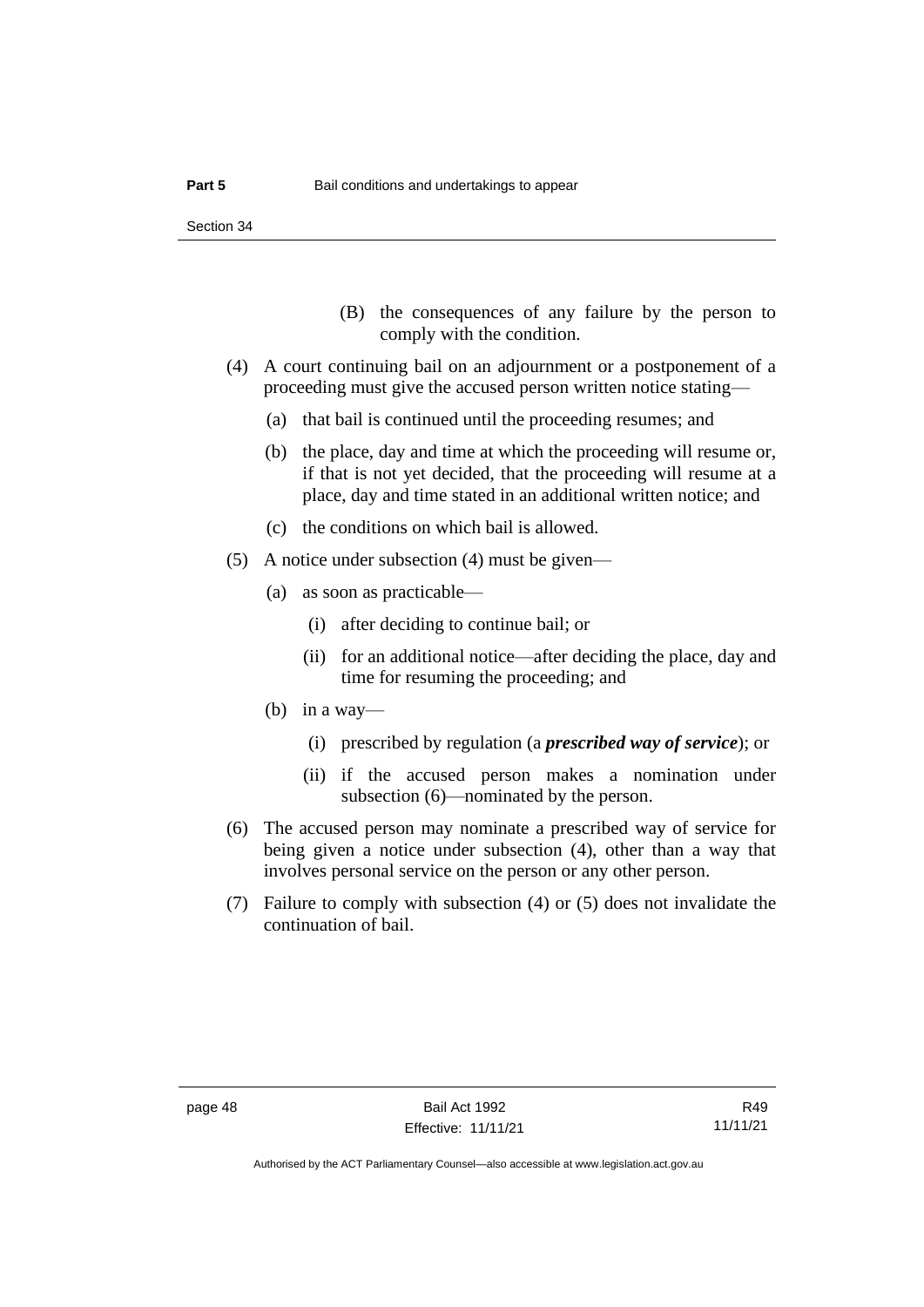(B) the consequences of any failure by the person to comply with the condition.

(4) A court continuing bail on an adjournment or a postponement of a proceeding must give the accused person written notice stating—

(a) that bail is continued until the proceeding resumes; and

(b) the place, day and time at which the proceeding will resume or, if that is not yet decided, that the proceeding will resume at a place, day and time stated in an additional written notice; and

(c) the conditions on which bail is allowed.

(5) A notice under subsection (4) must be given—

(a) as soon as practicable—

(i) after deciding to continue bail; or

(ii) for an additional notice—after deciding the place, day and time for resuming the proceeding; and

(b) in a way—

(i) prescribed by regulation (a ***prescribed way of service***); or

(ii) if the accused person makes a nomination under subsection (6)—nominated by the person.

(6) The accused person may nominate a prescribed way of service for being given a notice under subsection (4), other than a way that involves personal service on the person or any other person.

(7) Failure to comply with subsection (4) or (5) does not invalidate the continuation of bail.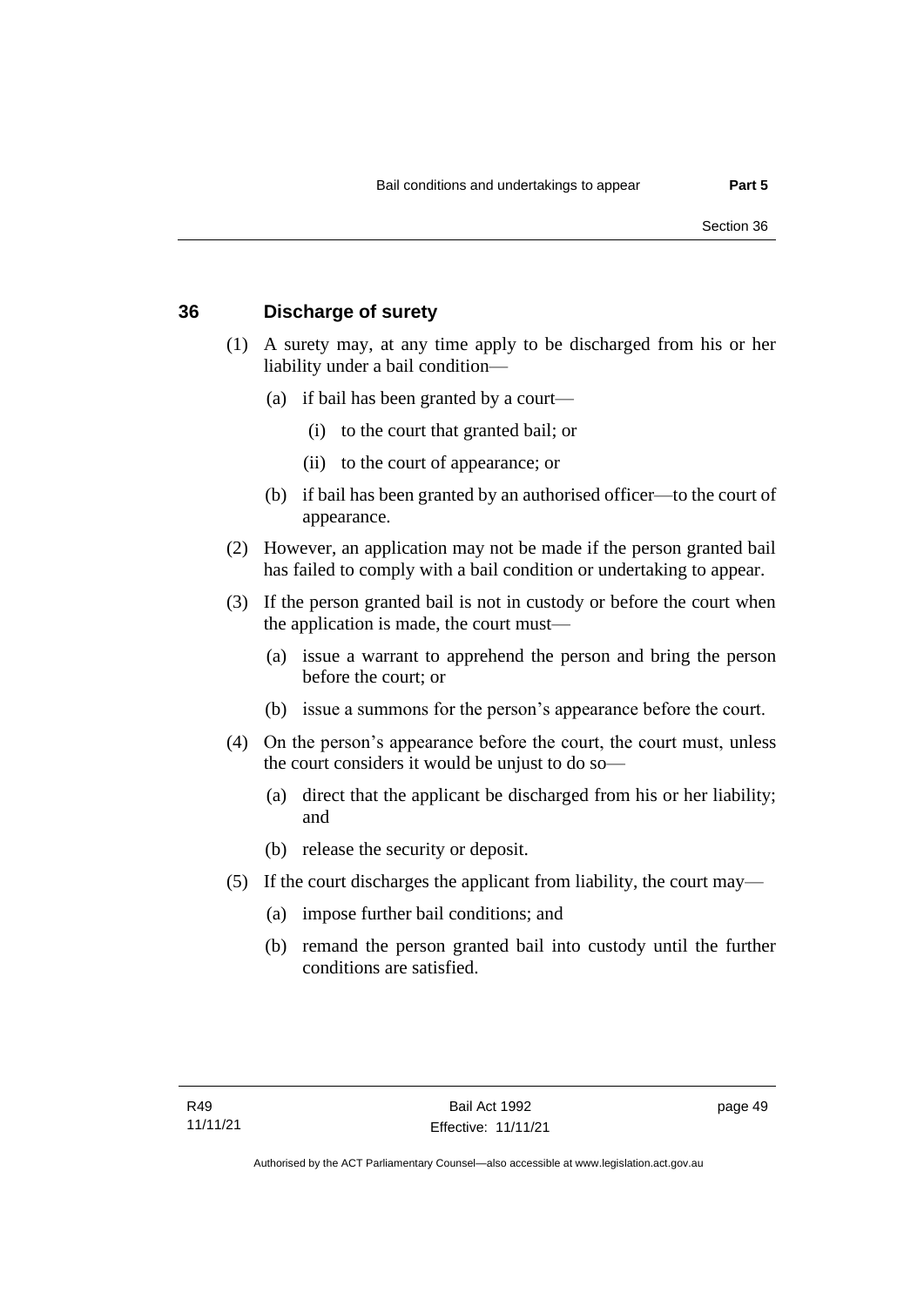## 36 Discharge of surety

(1) A surety may, at any time apply to be discharged from his or her liability under a bail condition—

  (a) if bail has been granted by a court—

    (i) to the court that granted bail; or

    (ii) to the court of appearance; or

  (b) if bail has been granted by an authorised officer—to the court of appearance.

(2) However, an application may not be made if the person granted bail has failed to comply with a bail condition or undertaking to appear.

(3) If the person granted bail is not in custody or before the court when the application is made, the court must—

  (a) issue a warrant to apprehend the person and bring the person before the court; or

  (b) issue a summons for the person's appearance before the court.

(4) On the person's appearance before the court, the court must, unless the court considers it would be unjust to do so—

  (a) direct that the applicant be discharged from his or her liability; and

  (b) release the security or deposit.

(5) If the court discharges the applicant from liability, the court may—

  (a) impose further bail conditions; and

  (b) remand the person granted bail into custody until the further conditions are satisfied.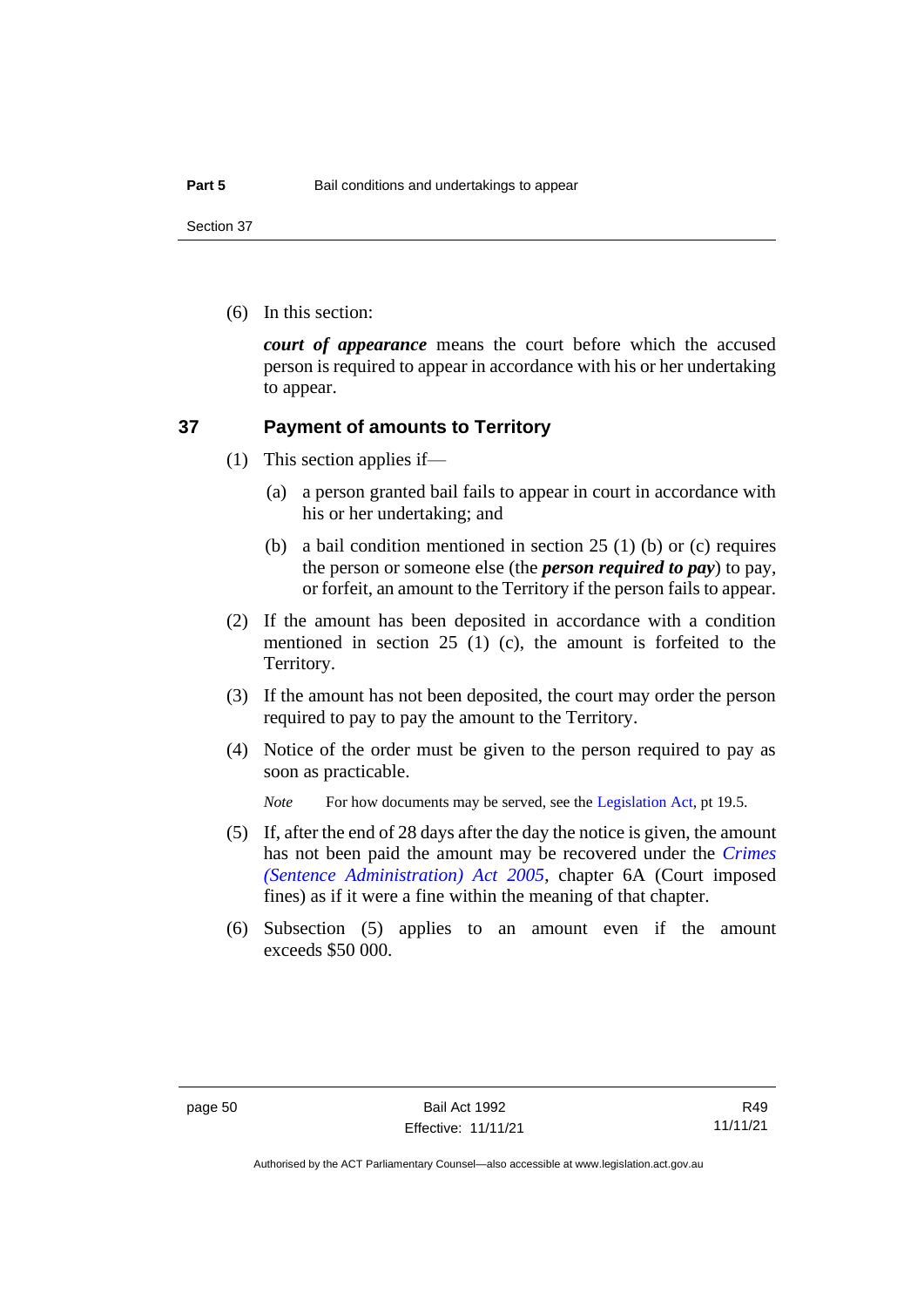(6) In this section:

***court of appearance*** means the court before which the accused person is required to appear in accordance with his or her undertaking to appear.

## 37 Payment of amounts to Territory

(1) This section applies if—

(a) a person granted bail fails to appear in court in accordance with his or her undertaking; and

(b) a bail condition mentioned in section 25 (1) (b) or (c) requires the person or someone else (the ***person required to pay***) to pay, or forfeit, an amount to the Territory if the person fails to appear.

(2) If the amount has been deposited in accordance with a condition mentioned in section 25 (1) (c), the amount is forfeited to the Territory.

(3) If the amount has not been deposited, the court may order the person required to pay to pay the amount to the Territory.

(4) Notice of the order must be given to the person required to pay as soon as practicable.

*Note* For how documents may be served, see the Legislation Act, pt 19.5.

(5) If, after the end of 28 days after the day the notice is given, the amount has not been paid the amount may be recovered under the *Crimes (Sentence Administration) Act 2005*, chapter 6A (Court imposed fines) as if it were a fine within the meaning of that chapter.

(6) Subsection (5) applies to an amount even if the amount exceeds $50 000.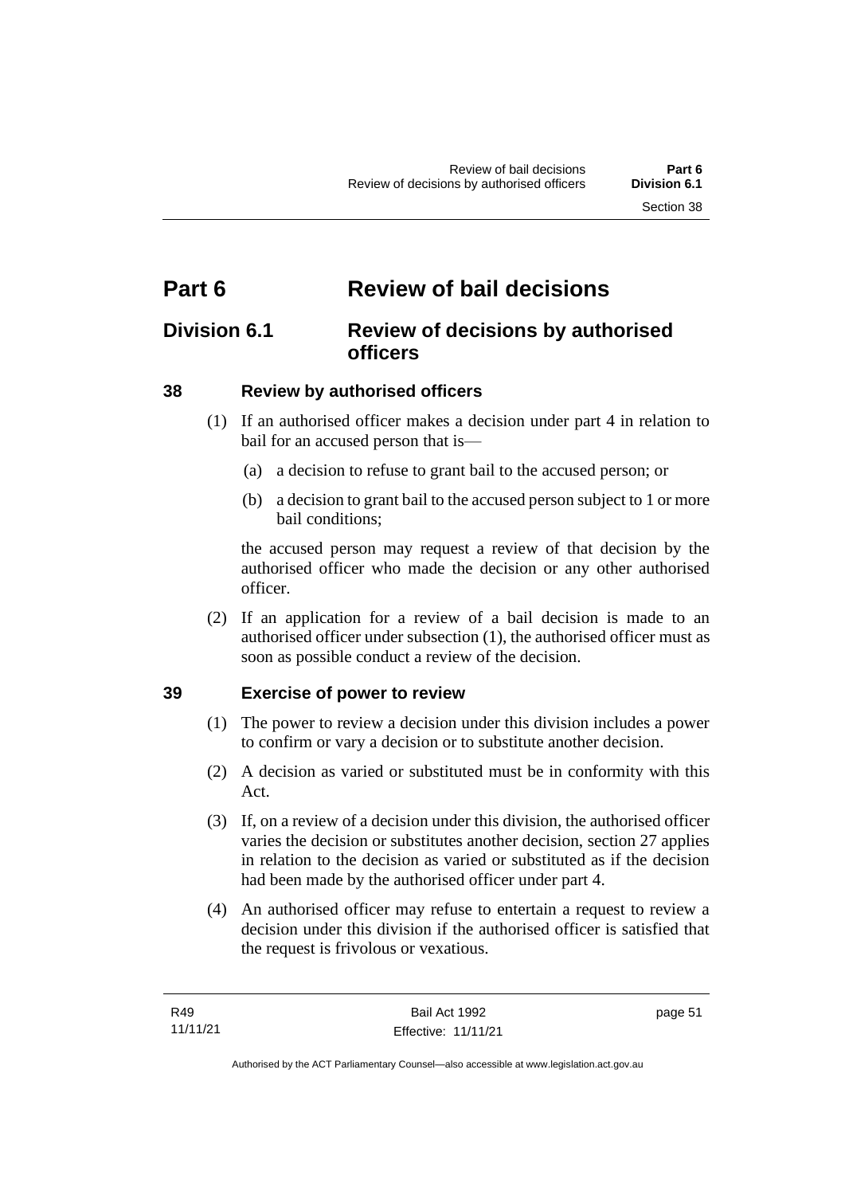# Part 6 Review of bail decisions

## Division 6.1 Review of decisions by authorised officers

### 38 Review by authorised officers

(1) If an authorised officer makes a decision under part 4 in relation to bail for an accused person that is—

(a) a decision to refuse to grant bail to the accused person; or

(b) a decision to grant bail to the accused person subject to 1 or more bail conditions;

the accused person may request a review of that decision by the authorised officer who made the decision or any other authorised officer.

(2) If an application for a review of a bail decision is made to an authorised officer under subsection (1), the authorised officer must as soon as possible conduct a review of the decision.

### 39 Exercise of power to review

(1) The power to review a decision under this division includes a power to confirm or vary a decision or to substitute another decision.

(2) A decision as varied or substituted must be in conformity with this Act.

(3) If, on a review of a decision under this division, the authorised officer varies the decision or substitutes another decision, section 27 applies in relation to the decision as varied or substituted as if the decision had been made by the authorised officer under part 4.

(4) An authorised officer may refuse to entertain a request to review a decision under this division if the authorised officer is satisfied that the request is frivolous or vexatious.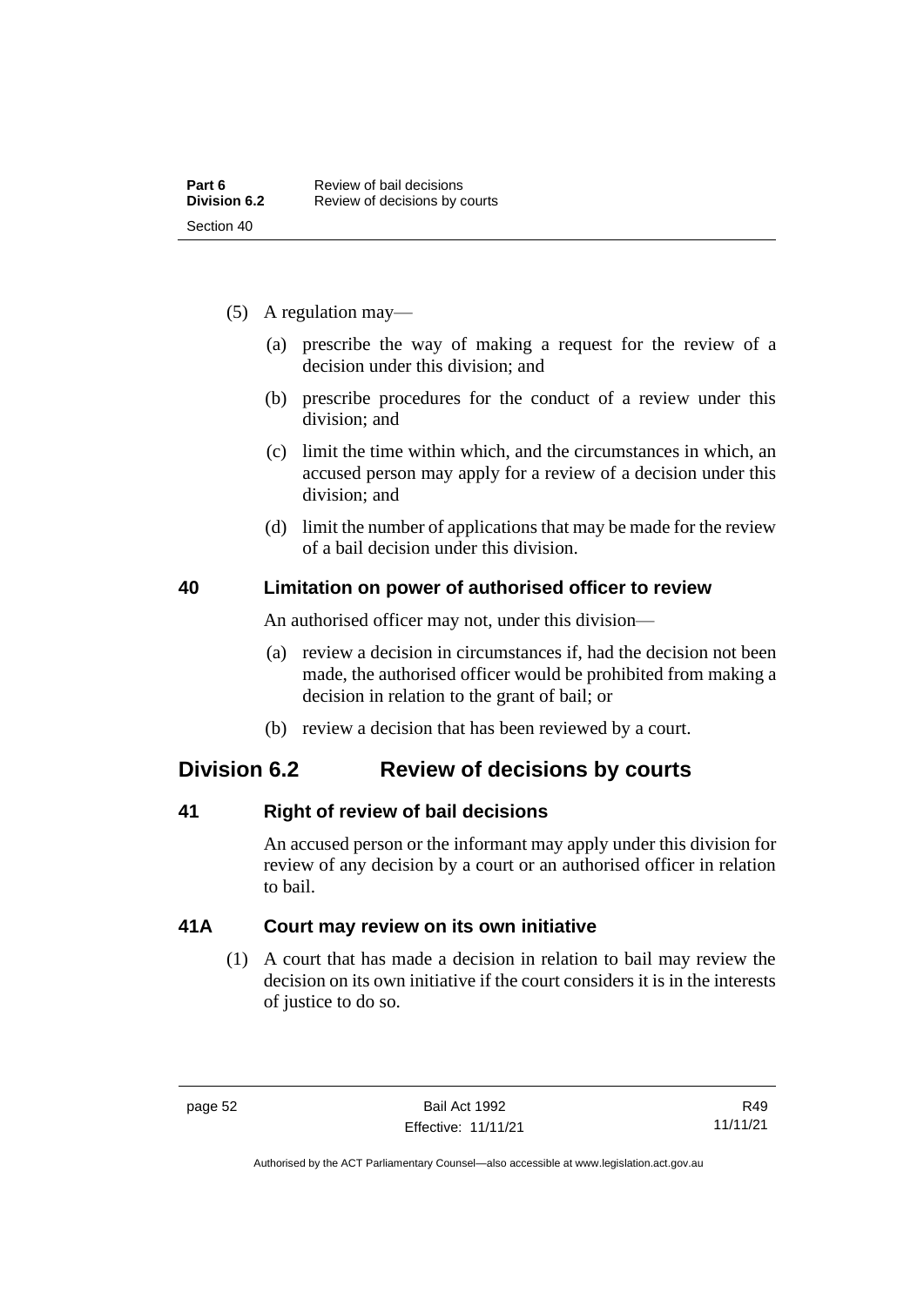(5) A regulation may—

(a) prescribe the way of making a request for the review of a decision under this division; and

(b) prescribe procedures for the conduct of a review under this division; and

(c) limit the time within which, and the circumstances in which, an accused person may apply for a review of a decision under this division; and

(d) limit the number of applications that may be made for the review of a bail decision under this division.

### 40 Limitation on power of authorised officer to review

An authorised officer may not, under this division—

(a) review a decision in circumstances if, had the decision not been made, the authorised officer would be prohibited from making a decision in relation to the grant of bail; or

(b) review a decision that has been reviewed by a court.

## Division 6.2 Review of decisions by courts

### 41 Right of review of bail decisions

An accused person or the informant may apply under this division for review of any decision by a court or an authorised officer in relation to bail.

### 41A Court may review on its own initiative

(1) A court that has made a decision in relation to bail may review the decision on its own initiative if the court considers it is in the interests of justice to do so.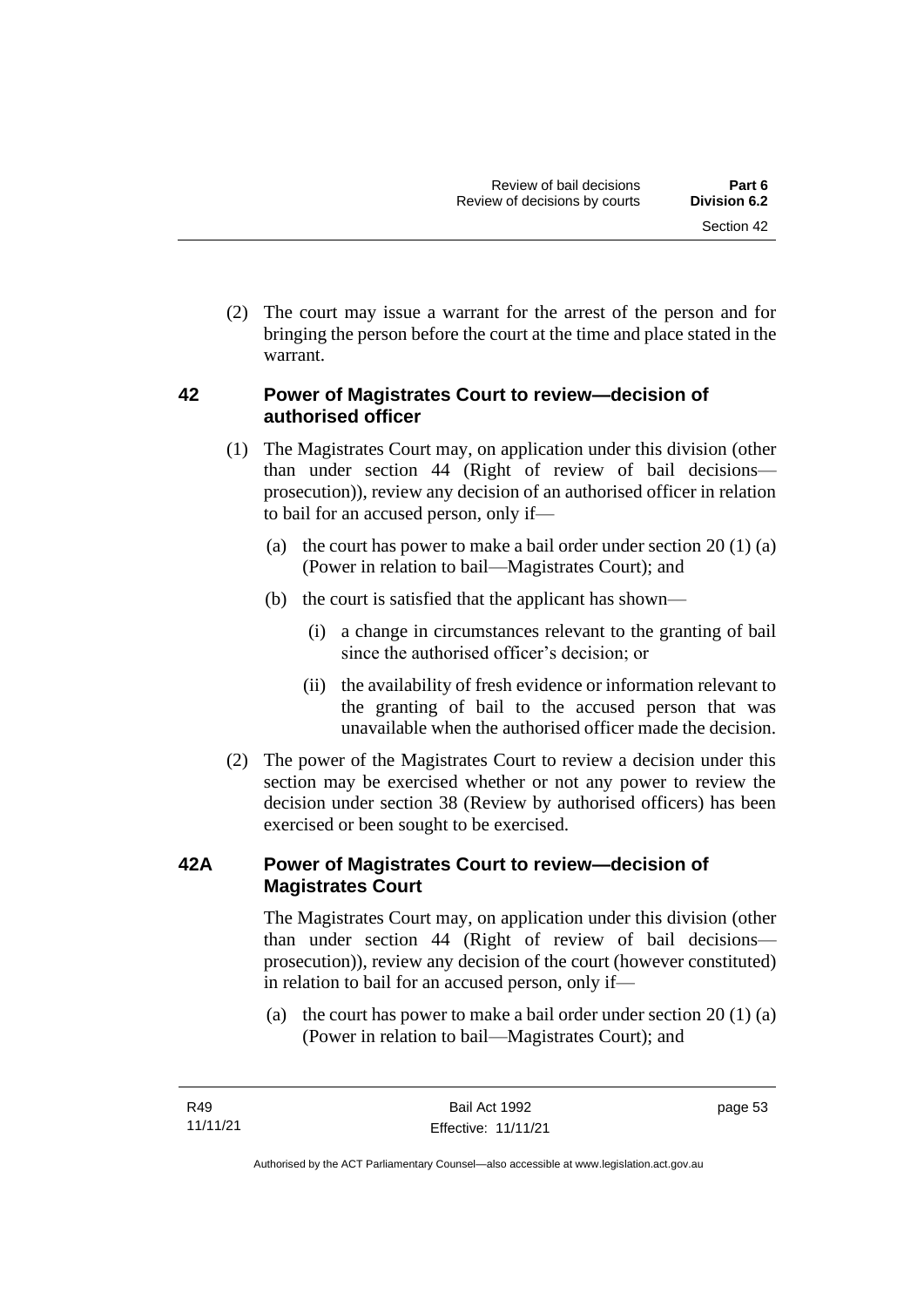(2) The court may issue a warrant for the arrest of the person and for bringing the person before the court at the time and place stated in the warrant.

## 42 Power of Magistrates Court to review—decision of authorised officer

(1) The Magistrates Court may, on application under this division (other than under section 44 (Right of review of bail decisions—prosecution)), review any decision of an authorised officer in relation to bail for an accused person, only if—

(a) the court has power to make a bail order under section 20 (1) (a) (Power in relation to bail—Magistrates Court); and

(b) the court is satisfied that the applicant has shown—

(i) a change in circumstances relevant to the granting of bail since the authorised officer's decision; or

(ii) the availability of fresh evidence or information relevant to the granting of bail to the accused person that was unavailable when the authorised officer made the decision.

(2) The power of the Magistrates Court to review a decision under this section may be exercised whether or not any power to review the decision under section 38 (Review by authorised officers) has been exercised or been sought to be exercised.

## 42A Power of Magistrates Court to review—decision of Magistrates Court

The Magistrates Court may, on application under this division (other than under section 44 (Right of review of bail decisions—prosecution)), review any decision of the court (however constituted) in relation to bail for an accused person, only if—

(a) the court has power to make a bail order under section 20 (1) (a) (Power in relation to bail—Magistrates Court); and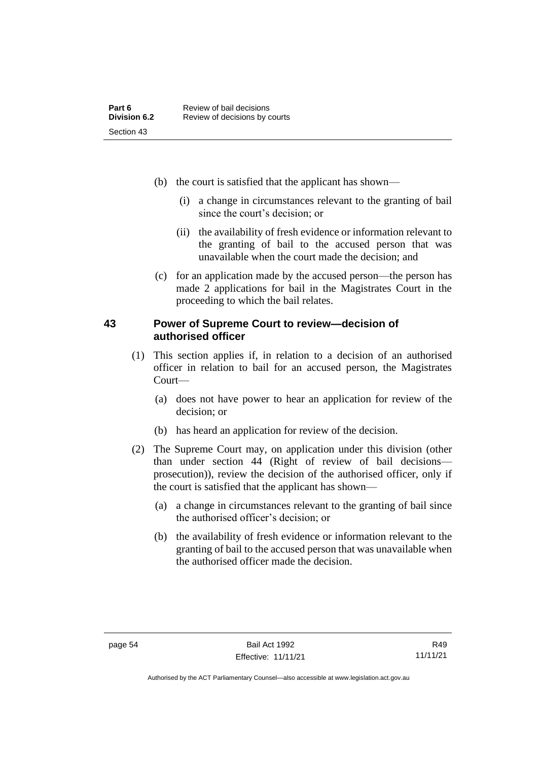(b) the court is satisfied that the applicant has shown—

  (i) a change in circumstances relevant to the granting of bail since the court's decision; or

  (ii) the availability of fresh evidence or information relevant to the granting of bail to the accused person that was unavailable when the court made the decision; and

(c) for an application made by the accused person—the person has made 2 applications for bail in the Magistrates Court in the proceeding to which the bail relates.

## 43 Power of Supreme Court to review—decision of authorised officer

(1) This section applies if, in relation to a decision of an authorised officer in relation to bail for an accused person, the Magistrates Court—

  (a) does not have power to hear an application for review of the decision; or

  (b) has heard an application for review of the decision.

(2) The Supreme Court may, on application under this division (other than under section 44 (Right of review of bail decisions—prosecution)), review the decision of the authorised officer, only if the court is satisfied that the applicant has shown—

  (a) a change in circumstances relevant to the granting of bail since the authorised officer's decision; or

  (b) the availability of fresh evidence or information relevant to the granting of bail to the accused person that was unavailable when the authorised officer made the decision.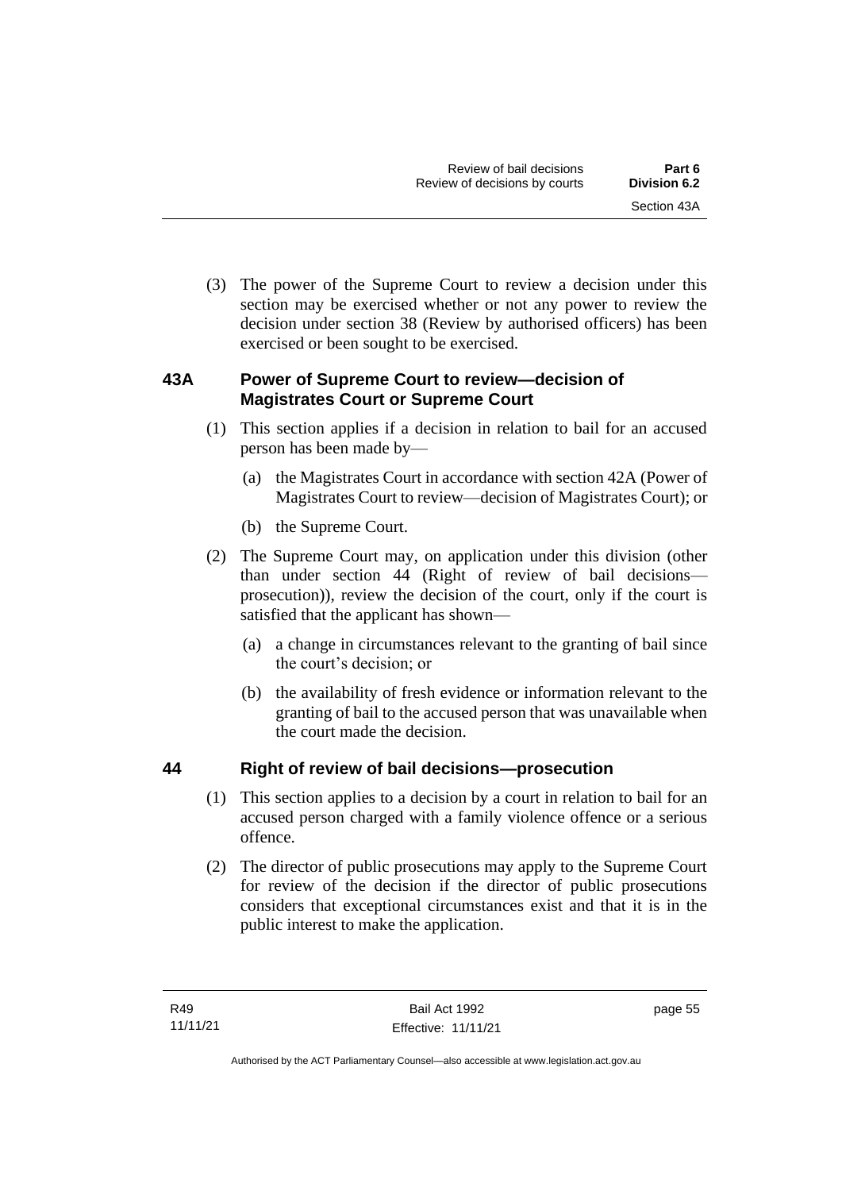(3) The power of the Supreme Court to review a decision under this section may be exercised whether or not any power to review the decision under section 38 (Review by authorised officers) has been exercised or been sought to be exercised.

## 43A Power of Supreme Court to review—decision of Magistrates Court or Supreme Court

(1) This section applies if a decision in relation to bail for an accused person has been made by—

(a) the Magistrates Court in accordance with section 42A (Power of Magistrates Court to review—decision of Magistrates Court); or

(b) the Supreme Court.

(2) The Supreme Court may, on application under this division (other than under section 44 (Right of review of bail decisions—prosecution)), review the decision of the court, only if the court is satisfied that the applicant has shown—

(a) a change in circumstances relevant to the granting of bail since the court's decision; or

(b) the availability of fresh evidence or information relevant to the granting of bail to the accused person that was unavailable when the court made the decision.

## 44 Right of review of bail decisions—prosecution

(1) This section applies to a decision by a court in relation to bail for an accused person charged with a family violence offence or a serious offence.

(2) The director of public prosecutions may apply to the Supreme Court for review of the decision if the director of public prosecutions considers that exceptional circumstances exist and that it is in the public interest to make the application.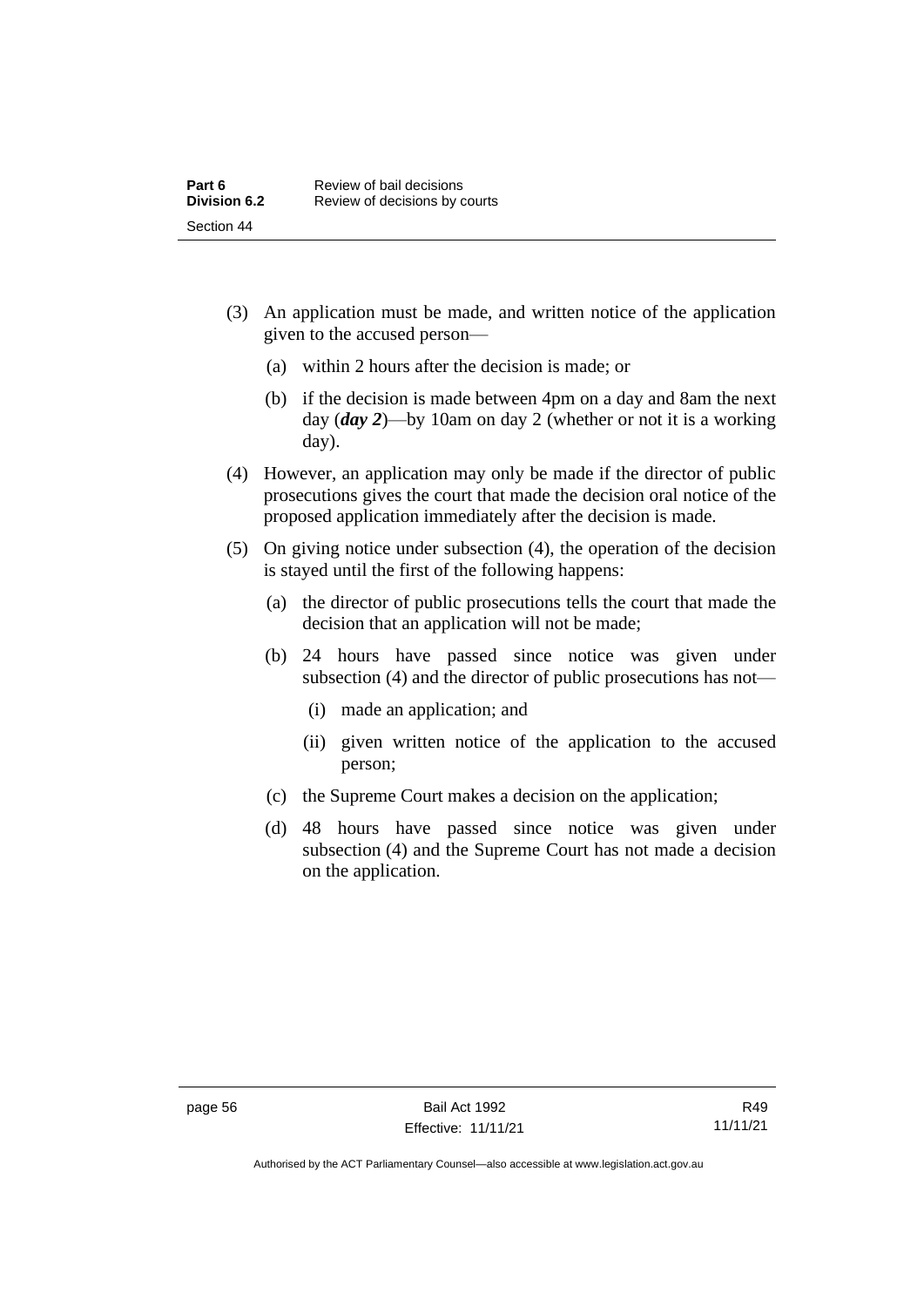(3) An application must be made, and written notice of the application given to the accused person—

(a) within 2 hours after the decision is made; or

(b) if the decision is made between 4pm on a day and 8am the next day (***day 2***)—by 10am on day 2 (whether or not it is a working day).

(4) However, an application may only be made if the director of public prosecutions gives the court that made the decision oral notice of the proposed application immediately after the decision is made.

(5) On giving notice under subsection (4), the operation of the decision is stayed until the first of the following happens:

(a) the director of public prosecutions tells the court that made the decision that an application will not be made;

(b) 24 hours have passed since notice was given under subsection (4) and the director of public prosecutions has not—

(i) made an application; and

(ii) given written notice of the application to the accused person;

(c) the Supreme Court makes a decision on the application;

(d) 48 hours have passed since notice was given under subsection (4) and the Supreme Court has not made a decision on the application.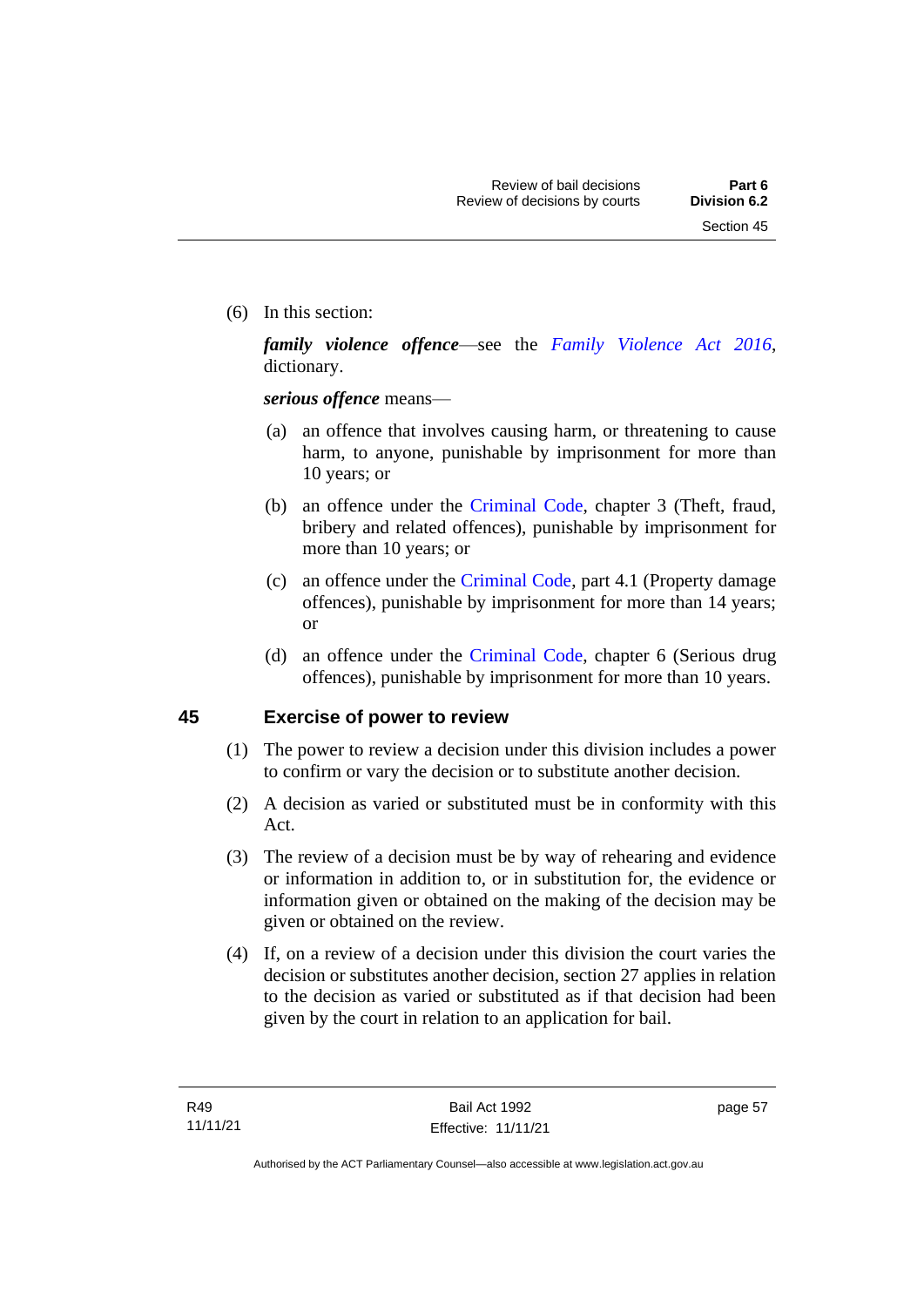(6) In this section:

***family violence offence***—see the *Family Violence Act 2016*, dictionary.

***serious offence*** means—

(a) an offence that involves causing harm, or threatening to cause harm, to anyone, punishable by imprisonment for more than 10 years; or

(b) an offence under the Criminal Code, chapter 3 (Theft, fraud, bribery and related offences), punishable by imprisonment for more than 10 years; or

(c) an offence under the Criminal Code, part 4.1 (Property damage offences), punishable by imprisonment for more than 14 years; or

(d) an offence under the Criminal Code, chapter 6 (Serious drug offences), punishable by imprisonment for more than 10 years.

## 45 Exercise of power to review

(1) The power to review a decision under this division includes a power to confirm or vary the decision or to substitute another decision.

(2) A decision as varied or substituted must be in conformity with this Act.

(3) The review of a decision must be by way of rehearing and evidence or information in addition to, or in substitution for, the evidence or information given or obtained on the making of the decision may be given or obtained on the review.

(4) If, on a review of a decision under this division the court varies the decision or substitutes another decision, section 27 applies in relation to the decision as varied or substituted as if that decision had been given by the court in relation to an application for bail.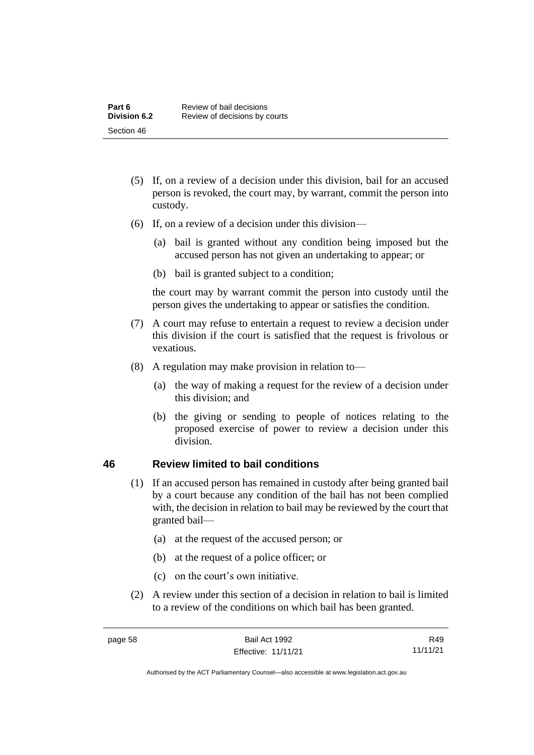(5) If, on a review of a decision under this division, bail for an accused person is revoked, the court may, by warrant, commit the person into custody.

(6) If, on a review of a decision under this division—

  (a) bail is granted without any condition being imposed but the accused person has not given an undertaking to appear; or

  (b) bail is granted subject to a condition;

the court may by warrant commit the person into custody until the person gives the undertaking to appear or satisfies the condition.

(7) A court may refuse to entertain a request to review a decision under this division if the court is satisfied that the request is frivolous or vexatious.

(8) A regulation may make provision in relation to—

  (a) the way of making a request for the review of a decision under this division; and

  (b) the giving or sending to people of notices relating to the proposed exercise of power to review a decision under this division.

## 46 Review limited to bail conditions

(1) If an accused person has remained in custody after being granted bail by a court because any condition of the bail has not been complied with, the decision in relation to bail may be reviewed by the court that granted bail—

  (a) at the request of the accused person; or

  (b) at the request of a police officer; or

  (c) on the court's own initiative.

(2) A review under this section of a decision in relation to bail is limited to a review of the conditions on which bail has been granted.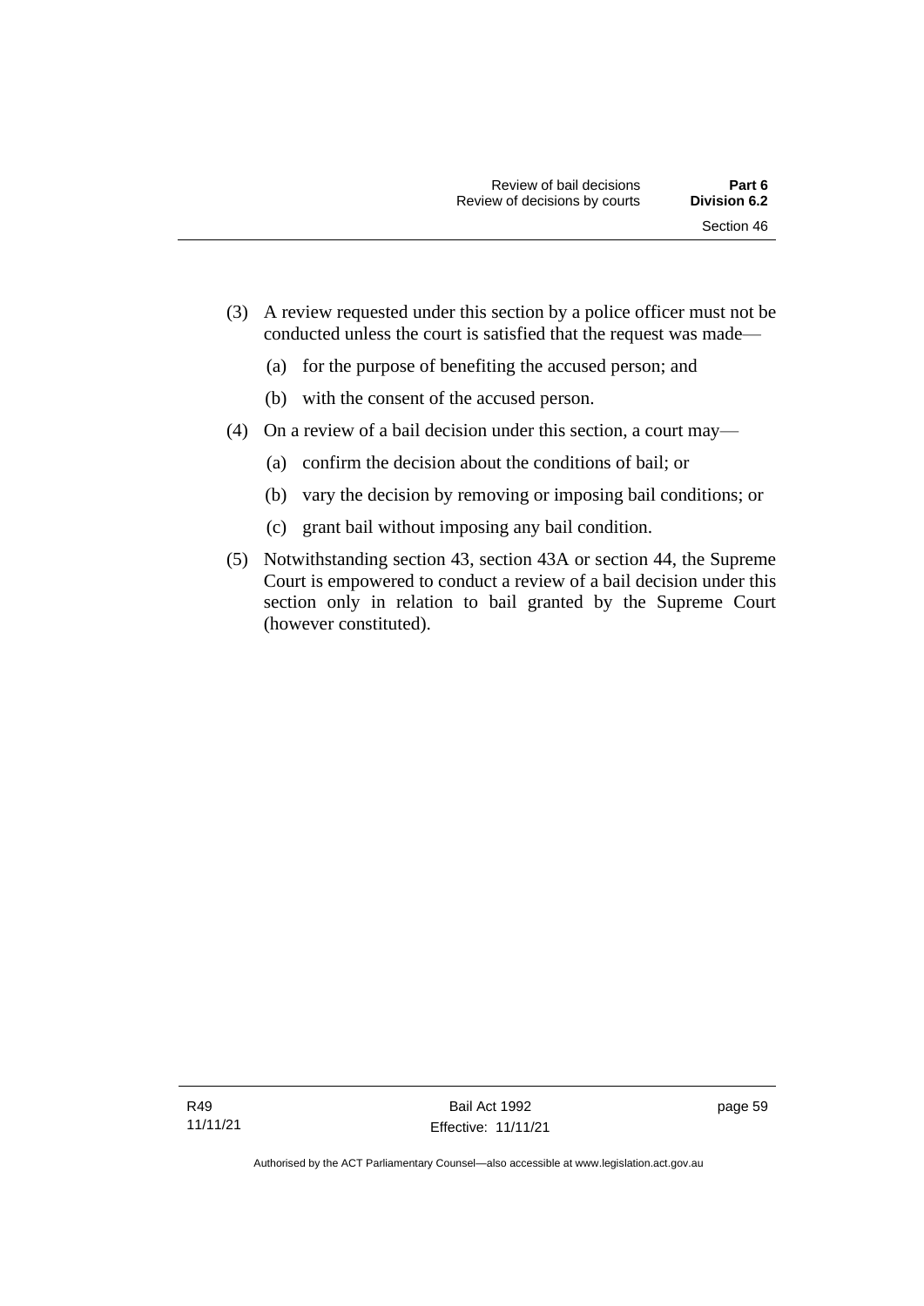(3) A review requested under this section by a police officer must not be conducted unless the court is satisfied that the request was made—

(a) for the purpose of benefiting the accused person; and

(b) with the consent of the accused person.

(4) On a review of a bail decision under this section, a court may—

(a) confirm the decision about the conditions of bail; or

(b) vary the decision by removing or imposing bail conditions; or

(c) grant bail without imposing any bail condition.

(5) Notwithstanding section 43, section 43A or section 44, the Supreme Court is empowered to conduct a review of a bail decision under this section only in relation to bail granted by the Supreme Court (however constituted).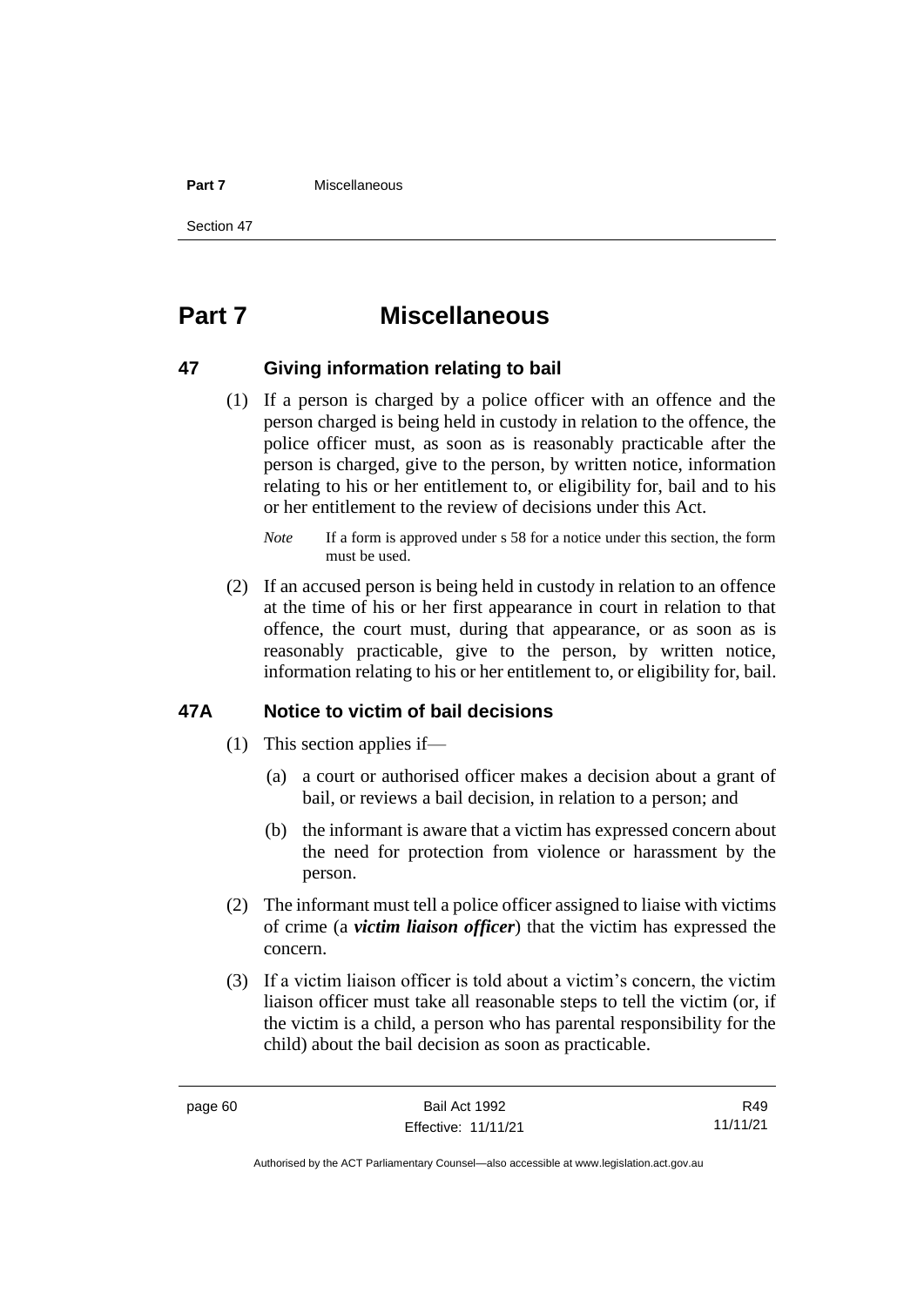# Part 7 Miscellaneous

## 47 Giving information relating to bail

(1) If a person is charged by a police officer with an offence and the person charged is being held in custody in relation to the offence, the police officer must, as soon as is reasonably practicable after the person is charged, give to the person, by written notice, information relating to his or her entitlement to, or eligibility for, bail and to his or her entitlement to the review of decisions under this Act.

*Note* If a form is approved under s 58 for a notice under this section, the form must be used.

(2) If an accused person is being held in custody in relation to an offence at the time of his or her first appearance in court in relation to that offence, the court must, during that appearance, or as soon as is reasonably practicable, give to the person, by written notice, information relating to his or her entitlement to, or eligibility for, bail.

## 47A Notice to victim of bail decisions

(1) This section applies if—

(a) a court or authorised officer makes a decision about a grant of bail, or reviews a bail decision, in relation to a person; and

(b) the informant is aware that a victim has expressed concern about the need for protection from violence or harassment by the person.

(2) The informant must tell a police officer assigned to liaise with victims of crime (a ***victim liaison officer***) that the victim has expressed the concern.

(3) If a victim liaison officer is told about a victim's concern, the victim liaison officer must take all reasonable steps to tell the victim (or, if the victim is a child, a person who has parental responsibility for the child) about the bail decision as soon as practicable.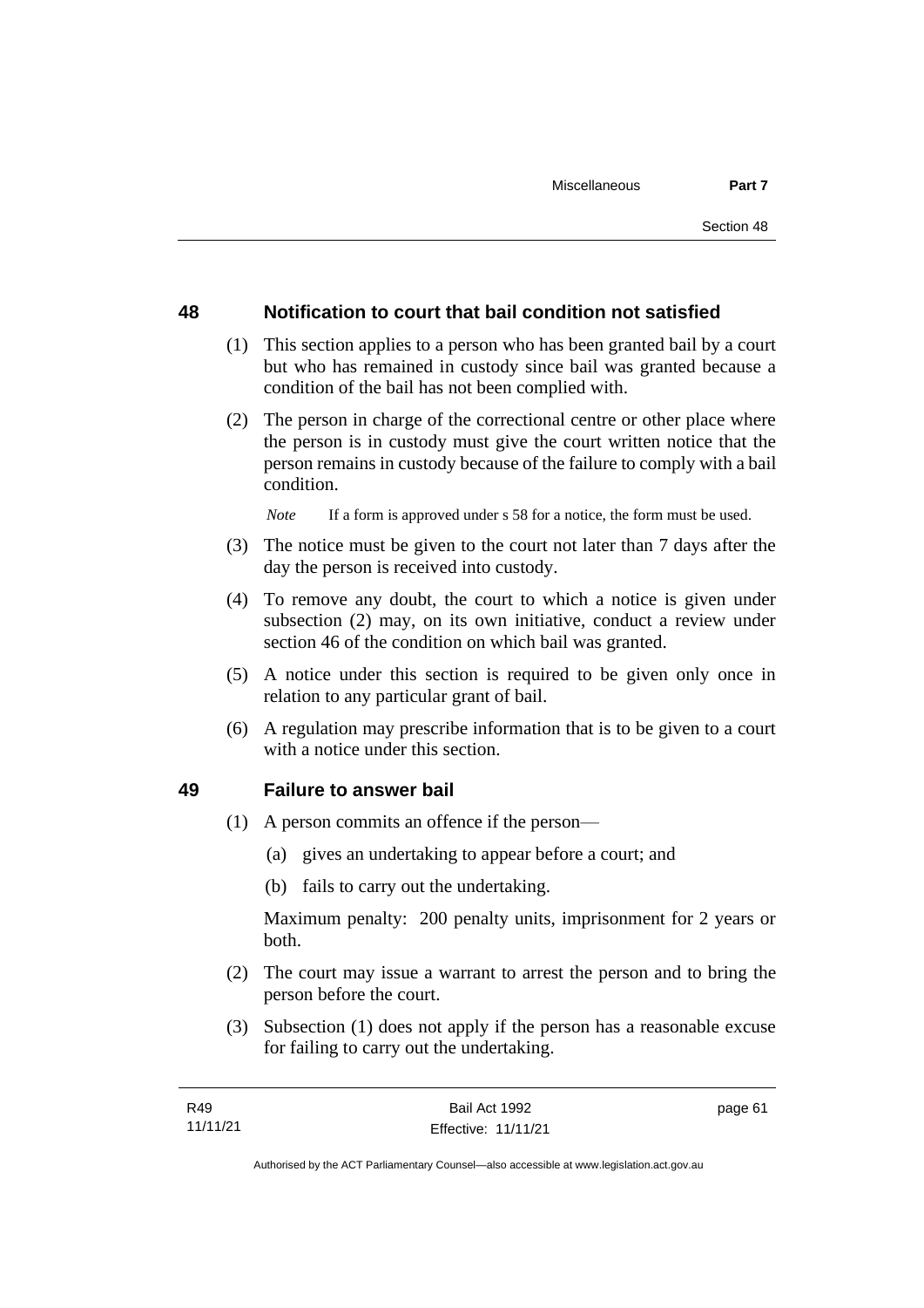## 48 Notification to court that bail condition not satisfied

(1) This section applies to a person who has been granted bail by a court but who has remained in custody since bail was granted because a condition of the bail has not been complied with.

(2) The person in charge of the correctional centre or other place where the person is in custody must give the court written notice that the person remains in custody because of the failure to comply with a bail condition.

*Note* If a form is approved under s 58 for a notice, the form must be used.

(3) The notice must be given to the court not later than 7 days after the day the person is received into custody.

(4) To remove any doubt, the court to which a notice is given under subsection (2) may, on its own initiative, conduct a review under section 46 of the condition on which bail was granted.

(5) A notice under this section is required to be given only once in relation to any particular grant of bail.

(6) A regulation may prescribe information that is to be given to a court with a notice under this section.

## 49 Failure to answer bail

(1) A person commits an offence if the person—

(a) gives an undertaking to appear before a court; and

(b) fails to carry out the undertaking.

Maximum penalty: 200 penalty units, imprisonment for 2 years or both.

(2) The court may issue a warrant to arrest the person and to bring the person before the court.

(3) Subsection (1) does not apply if the person has a reasonable excuse for failing to carry out the undertaking.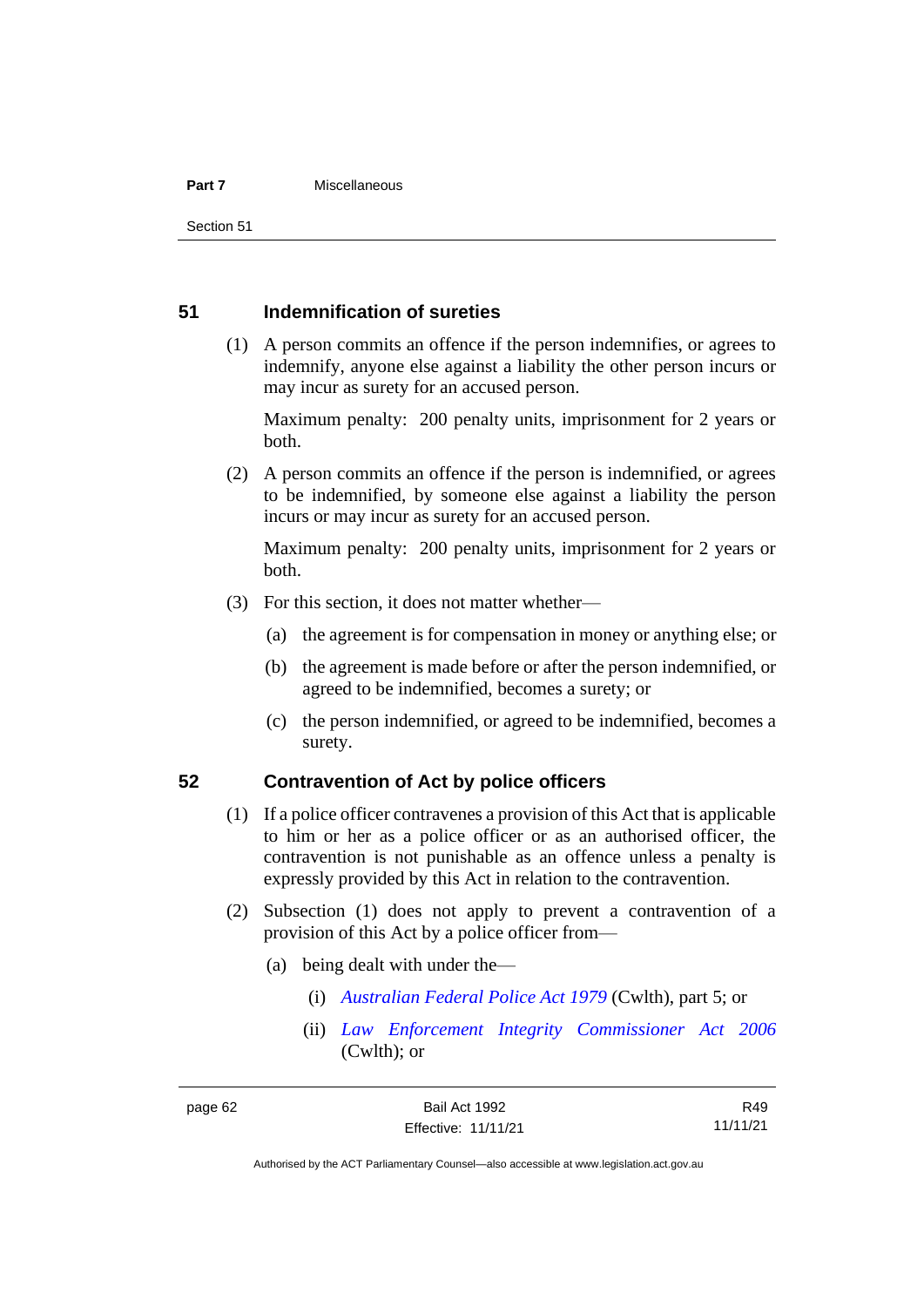## 51 Indemnification of sureties

(1) A person commits an offence if the person indemnifies, or agrees to indemnify, anyone else against a liability the other person incurs or may incur as surety for an accused person.

Maximum penalty: 200 penalty units, imprisonment for 2 years or both.

(2) A person commits an offence if the person is indemnified, or agrees to be indemnified, by someone else against a liability the person incurs or may incur as surety for an accused person.

Maximum penalty: 200 penalty units, imprisonment for 2 years or both.

(3) For this section, it does not matter whether—

(a) the agreement is for compensation in money or anything else; or

(b) the agreement is made before or after the person indemnified, or agreed to be indemnified, becomes a surety; or

(c) the person indemnified, or agreed to be indemnified, becomes a surety.

## 52 Contravention of Act by police officers

(1) If a police officer contravenes a provision of this Act that is applicable to him or her as a police officer or as an authorised officer, the contravention is not punishable as an offence unless a penalty is expressly provided by this Act in relation to the contravention.

(2) Subsection (1) does not apply to prevent a contravention of a provision of this Act by a police officer from—

(a) being dealt with under the—

(i) *Australian Federal Police Act 1979* (Cwlth), part 5; or

(ii) *Law Enforcement Integrity Commissioner Act 2006* (Cwlth); or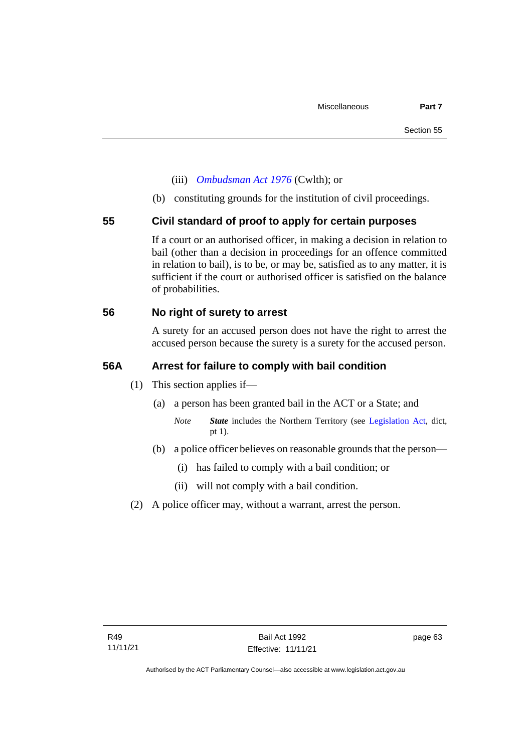(iii) *Ombudsman Act 1976* (Cwlth); or

(b) constituting grounds for the institution of civil proceedings.

### 55 Civil standard of proof to apply for certain purposes

If a court or an authorised officer, in making a decision in relation to bail (other than a decision in proceedings for an offence committed in relation to bail), is to be, or may be, satisfied as to any matter, it is sufficient if the court or authorised officer is satisfied on the balance of probabilities.

### 56 No right of surety to arrest

A surety for an accused person does not have the right to arrest the accused person because the surety is a surety for the accused person.

### 56A Arrest for failure to comply with bail condition

(1) This section applies if—

(a) a person has been granted bail in the ACT or a State; and

*Note* ***State*** includes the Northern Territory (see Legislation Act, dict, pt 1).

(b) a police officer believes on reasonable grounds that the person—

(i) has failed to comply with a bail condition; or

(ii) will not comply with a bail condition.

(2) A police officer may, without a warrant, arrest the person.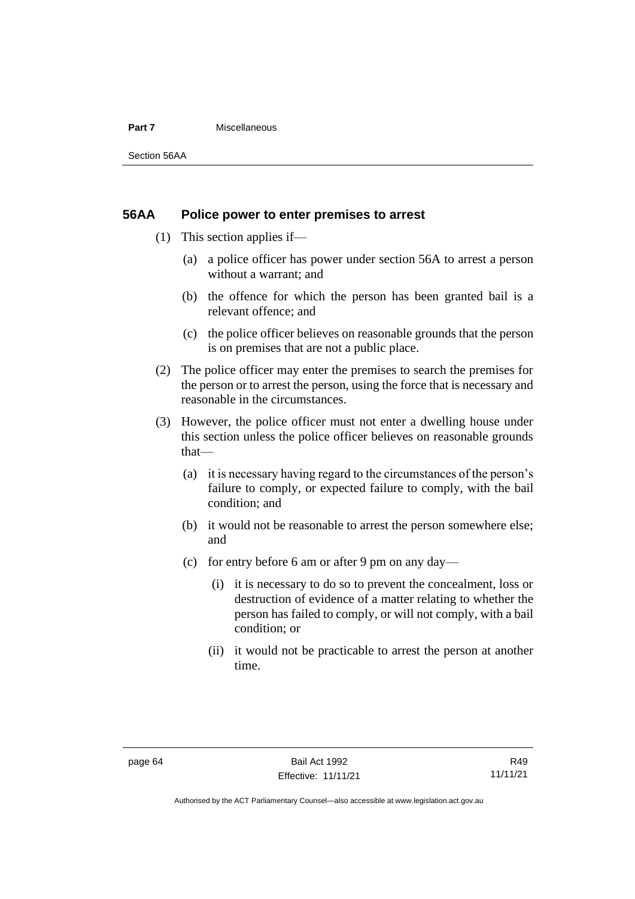## 56AA Police power to enter premises to arrest

(1) This section applies if—

(a) a police officer has power under section 56A to arrest a person without a warrant; and

(b) the offence for which the person has been granted bail is a relevant offence; and

(c) the police officer believes on reasonable grounds that the person is on premises that are not a public place.

(2) The police officer may enter the premises to search the premises for the person or to arrest the person, using the force that is necessary and reasonable in the circumstances.

(3) However, the police officer must not enter a dwelling house under this section unless the police officer believes on reasonable grounds that—

(a) it is necessary having regard to the circumstances of the person's failure to comply, or expected failure to comply, with the bail condition; and

(b) it would not be reasonable to arrest the person somewhere else; and

(c) for entry before 6 am or after 9 pm on any day—

(i) it is necessary to do so to prevent the concealment, loss or destruction of evidence of a matter relating to whether the person has failed to comply, or will not comply, with a bail condition; or

(ii) it would not be practicable to arrest the person at another time.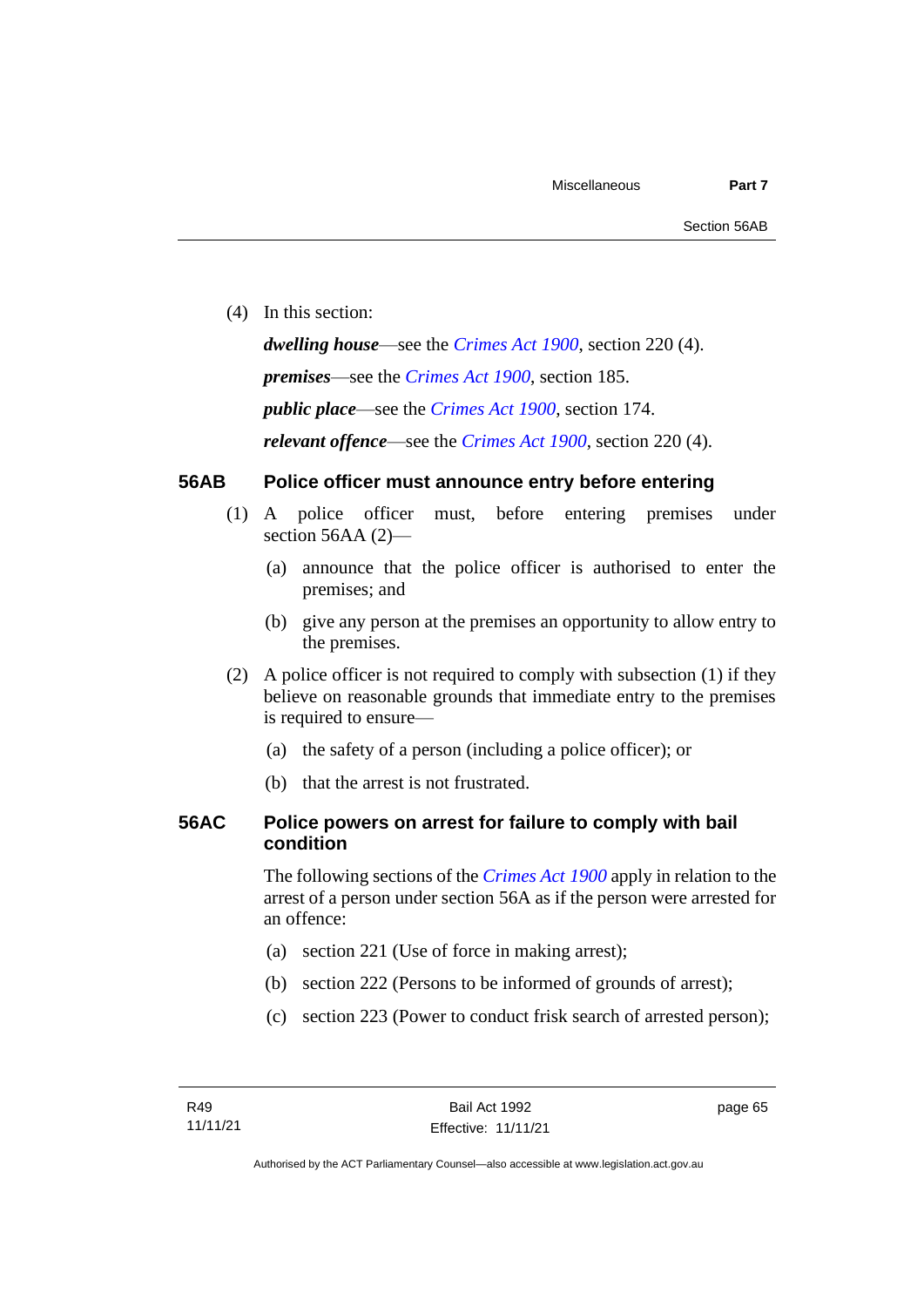(4) In this section:

***dwelling house***—see the *Crimes Act 1900*, section 220 (4).

***premises***—see the *Crimes Act 1900*, section 185.

***public place***—see the *Crimes Act 1900*, section 174.

***relevant offence***—see the *Crimes Act 1900*, section 220 (4).

### 56AB Police officer must announce entry before entering

(1) A police officer must, before entering premises under section 56AA (2)—

(a) announce that the police officer is authorised to enter the premises; and

(b) give any person at the premises an opportunity to allow entry to the premises.

(2) A police officer is not required to comply with subsection (1) if they believe on reasonable grounds that immediate entry to the premises is required to ensure—

(a) the safety of a person (including a police officer); or

(b) that the arrest is not frustrated.

### 56AC Police powers on arrest for failure to comply with bail condition

The following sections of the *Crimes Act 1900* apply in relation to the arrest of a person under section 56A as if the person were arrested for an offence:

(a) section 221 (Use of force in making arrest);

(b) section 222 (Persons to be informed of grounds of arrest);

(c) section 223 (Power to conduct frisk search of arrested person);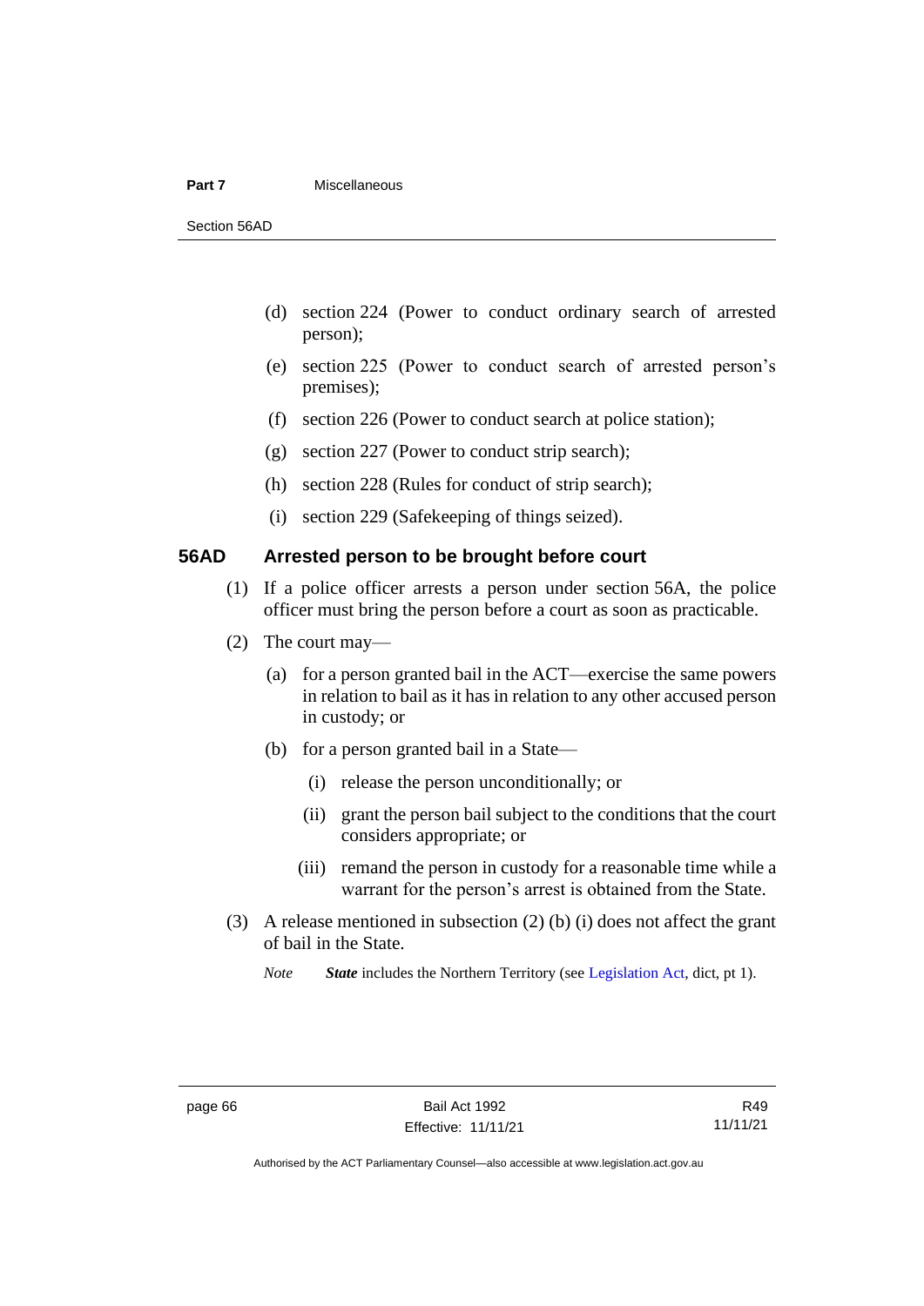(d) section 224 (Power to conduct ordinary search of arrested person);

(e) section 225 (Power to conduct search of arrested person's premises);

(f) section 226 (Power to conduct search at police station);

(g) section 227 (Power to conduct strip search);

(h) section 228 (Rules for conduct of strip search);

(i) section 229 (Safekeeping of things seized).

### 56AD Arrested person to be brought before court

(1) If a police officer arrests a person under section 56A, the police officer must bring the person before a court as soon as practicable.

(2) The court may—

(a) for a person granted bail in the ACT—exercise the same powers in relation to bail as it has in relation to any other accused person in custody; or

(b) for a person granted bail in a State—

(i) release the person unconditionally; or

(ii) grant the person bail subject to the conditions that the court considers appropriate; or

(iii) remand the person in custody for a reasonable time while a warrant for the person's arrest is obtained from the State.

(3) A release mentioned in subsection (2) (b) (i) does not affect the grant of bail in the State.

*Note* ***State*** includes the Northern Territory (see Legislation Act, dict, pt 1).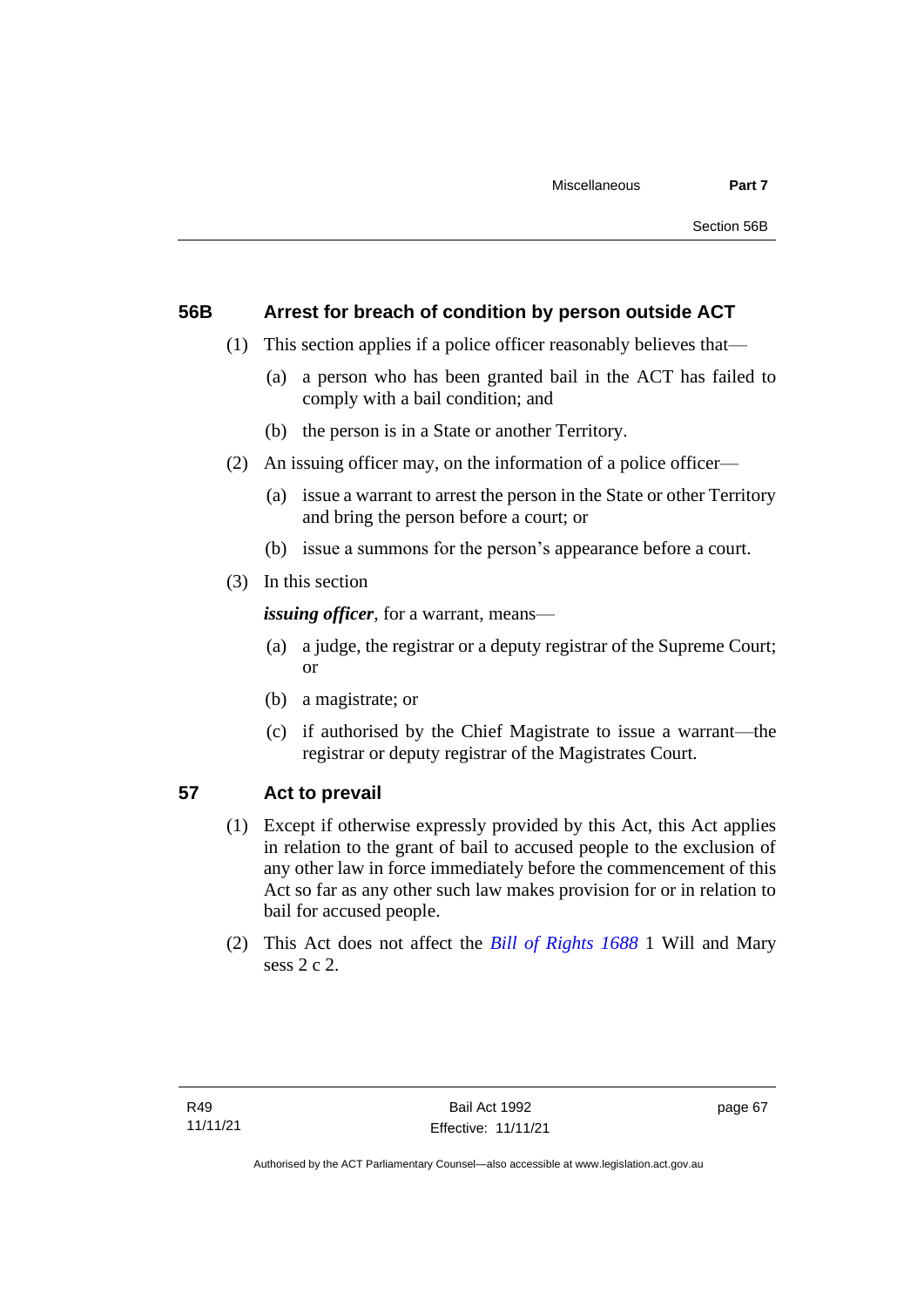## 56B Arrest for breach of condition by person outside ACT

(1) This section applies if a police officer reasonably believes that—

(a) a person who has been granted bail in the ACT has failed to comply with a bail condition; and

(b) the person is in a State or another Territory.

(2) An issuing officer may, on the information of a police officer—

(a) issue a warrant to arrest the person in the State or other Territory and bring the person before a court; or

(b) issue a summons for the person's appearance before a court.

(3) In this section

***issuing officer***, for a warrant, means—

(a) a judge, the registrar or a deputy registrar of the Supreme Court; or

(b) a magistrate; or

(c) if authorised by the Chief Magistrate to issue a warrant—the registrar or deputy registrar of the Magistrates Court.

## 57 Act to prevail

(1) Except if otherwise expressly provided by this Act, this Act applies in relation to the grant of bail to accused people to the exclusion of any other law in force immediately before the commencement of this Act so far as any other such law makes provision for or in relation to bail for accused people.

(2) This Act does not affect the *Bill of Rights 1688* 1 Will and Mary sess 2 c 2.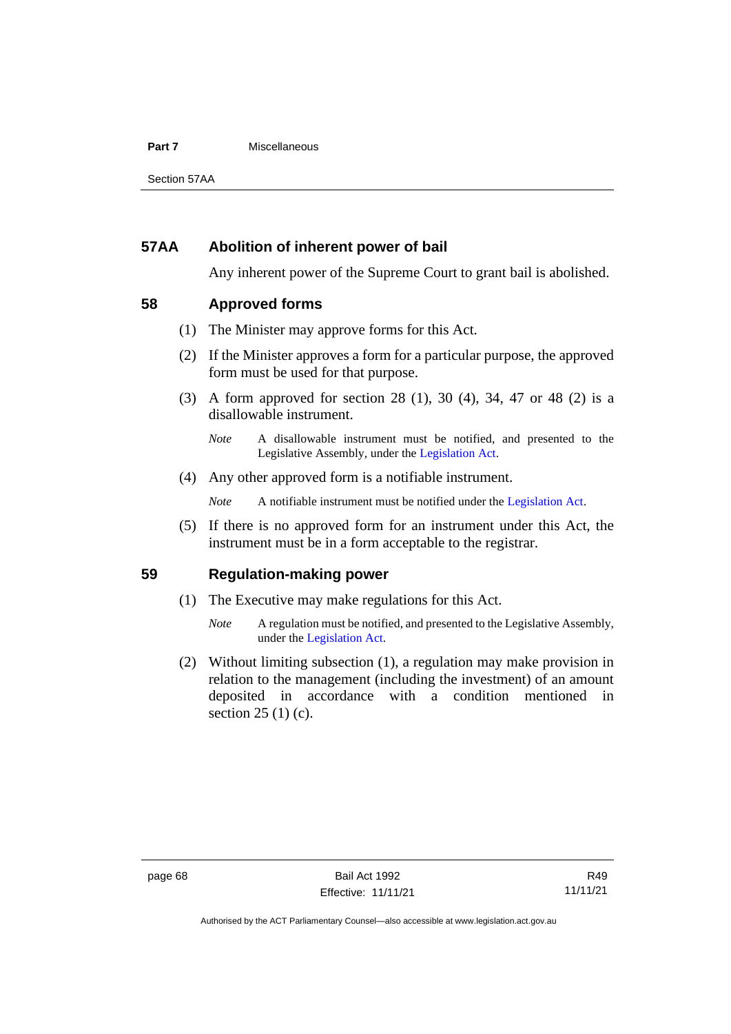## 57AA Abolition of inherent power of bail

Any inherent power of the Supreme Court to grant bail is abolished.

## 58 Approved forms

(1) The Minister may approve forms for this Act.

(2) If the Minister approves a form for a particular purpose, the approved form must be used for that purpose.

(3) A form approved for section 28 (1), 30 (4), 34, 47 or 48 (2) is a disallowable instrument.

*Note* A disallowable instrument must be notified, and presented to the Legislative Assembly, under the Legislation Act.

(4) Any other approved form is a notifiable instrument.

*Note* A notifiable instrument must be notified under the Legislation Act.

(5) If there is no approved form for an instrument under this Act, the instrument must be in a form acceptable to the registrar.

## 59 Regulation-making power

(1) The Executive may make regulations for this Act.

*Note* A regulation must be notified, and presented to the Legislative Assembly, under the Legislation Act.

(2) Without limiting subsection (1), a regulation may make provision in relation to the management (including the investment) of an amount deposited in accordance with a condition mentioned in section 25 (1) (c).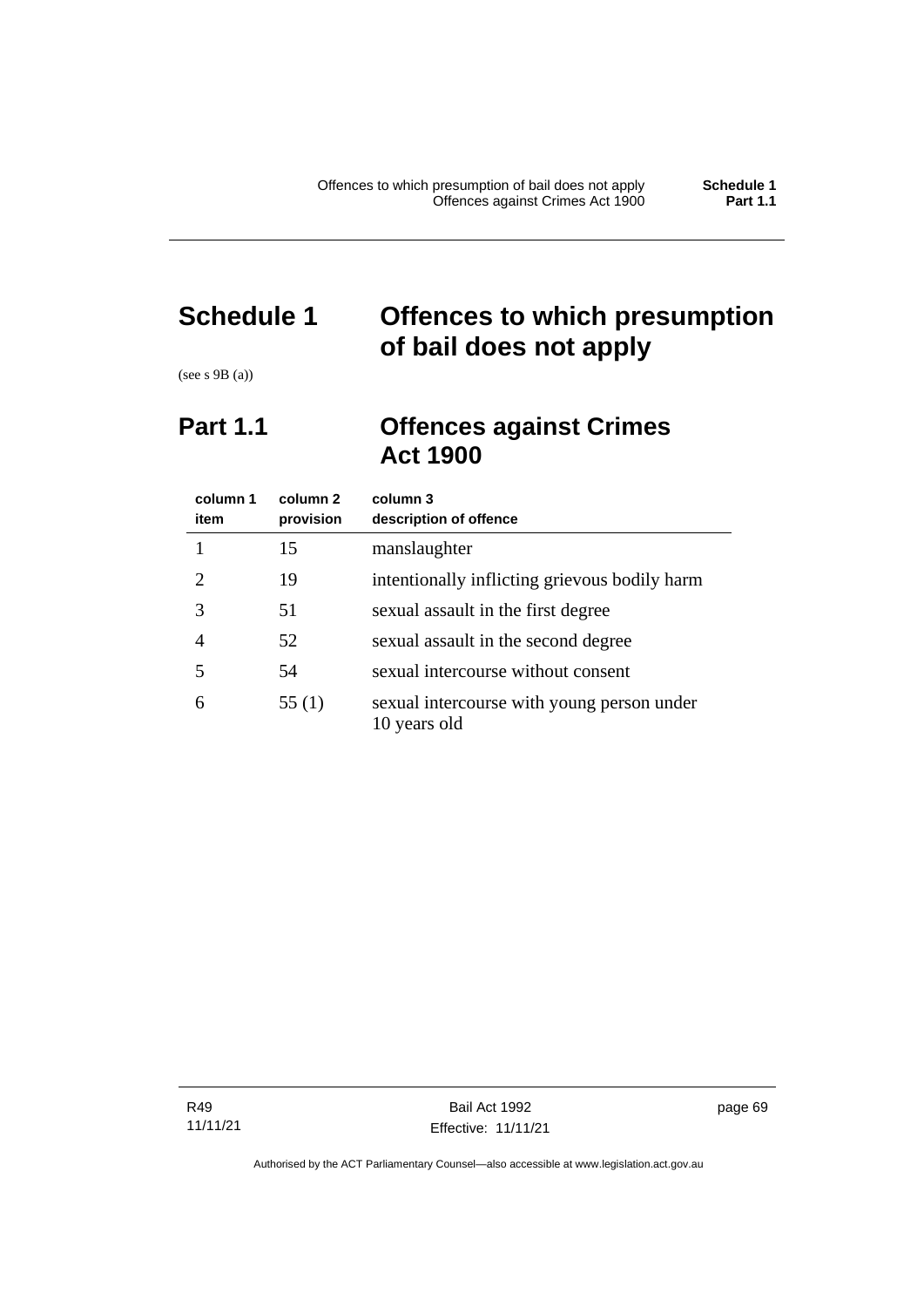# Schedule 1 Offences to which presumption of bail does not apply

(see s 9B (a))

## Part 1.1 Offences against Crimes Act 1900

| column 1 item | column 2 provision | column 3 description of offence |
|---|---|---|
| 1 | 15 | manslaughter |
| 2 | 19 | intentionally inflicting grievous bodily harm |
| 3 | 51 | sexual assault in the first degree |
| 4 | 52 | sexual assault in the second degree |
| 5 | 54 | sexual intercourse without consent |
| 6 | 55 (1) | sexual intercourse with young person under 10 years old |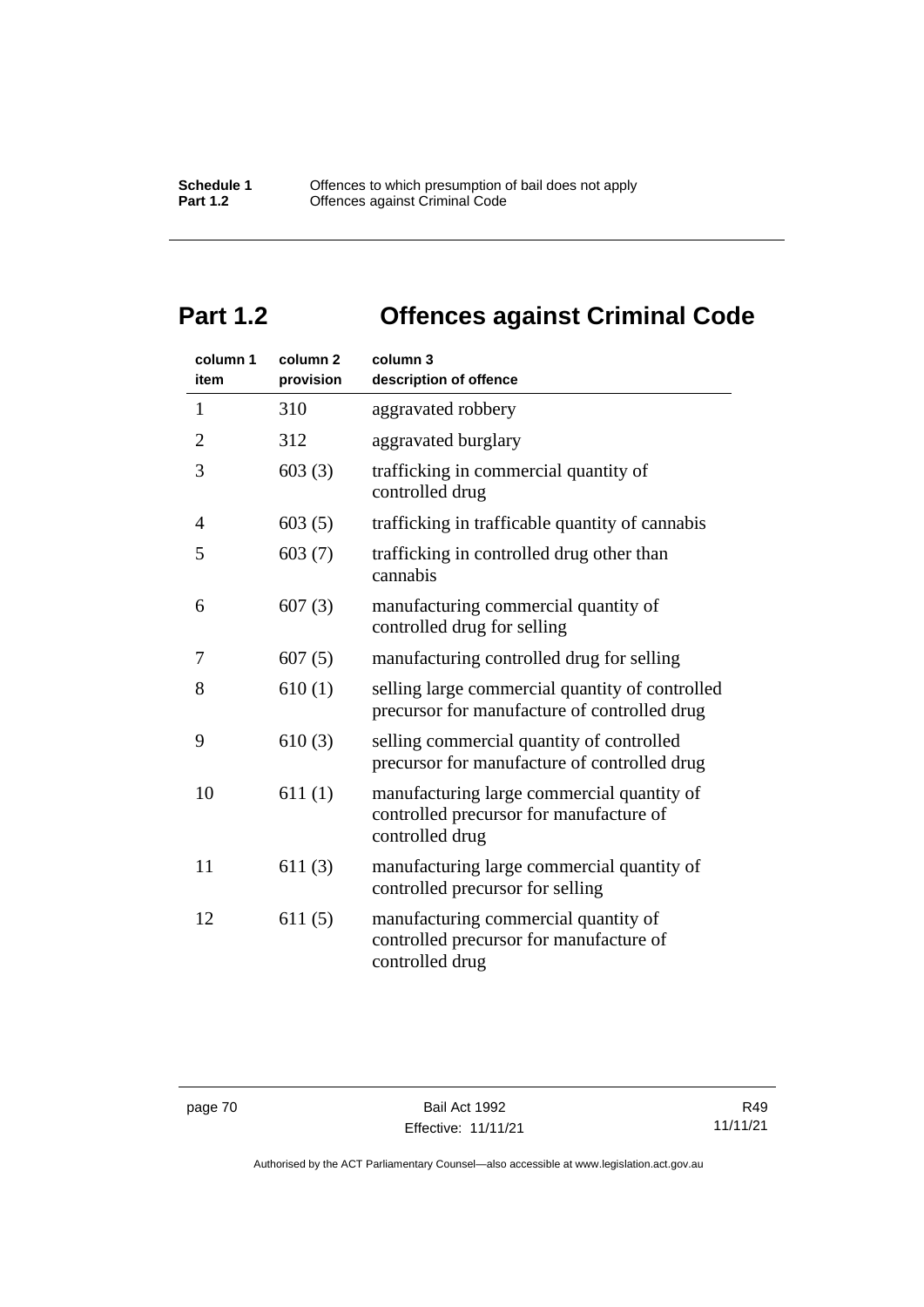# Part 1.2 Offences against Criminal Code

| column 1 item | column 2 provision | column 3 description of offence |
|---|---|---|
| 1 | 310 | aggravated robbery |
| 2 | 312 | aggravated burglary |
| 3 | 603 (3) | trafficking in commercial quantity of controlled drug |
| 4 | 603 (5) | trafficking in trafficable quantity of cannabis |
| 5 | 603 (7) | trafficking in controlled drug other than cannabis |
| 6 | 607 (3) | manufacturing commercial quantity of controlled drug for selling |
| 7 | 607 (5) | manufacturing controlled drug for selling |
| 8 | 610 (1) | selling large commercial quantity of controlled precursor for manufacture of controlled drug |
| 9 | 610 (3) | selling commercial quantity of controlled precursor for manufacture of controlled drug |
| 10 | 611 (1) | manufacturing large commercial quantity of controlled precursor for manufacture of controlled drug |
| 11 | 611 (3) | manufacturing large commercial quantity of controlled precursor for selling |
| 12 | 611 (5) | manufacturing commercial quantity of controlled precursor for manufacture of controlled drug |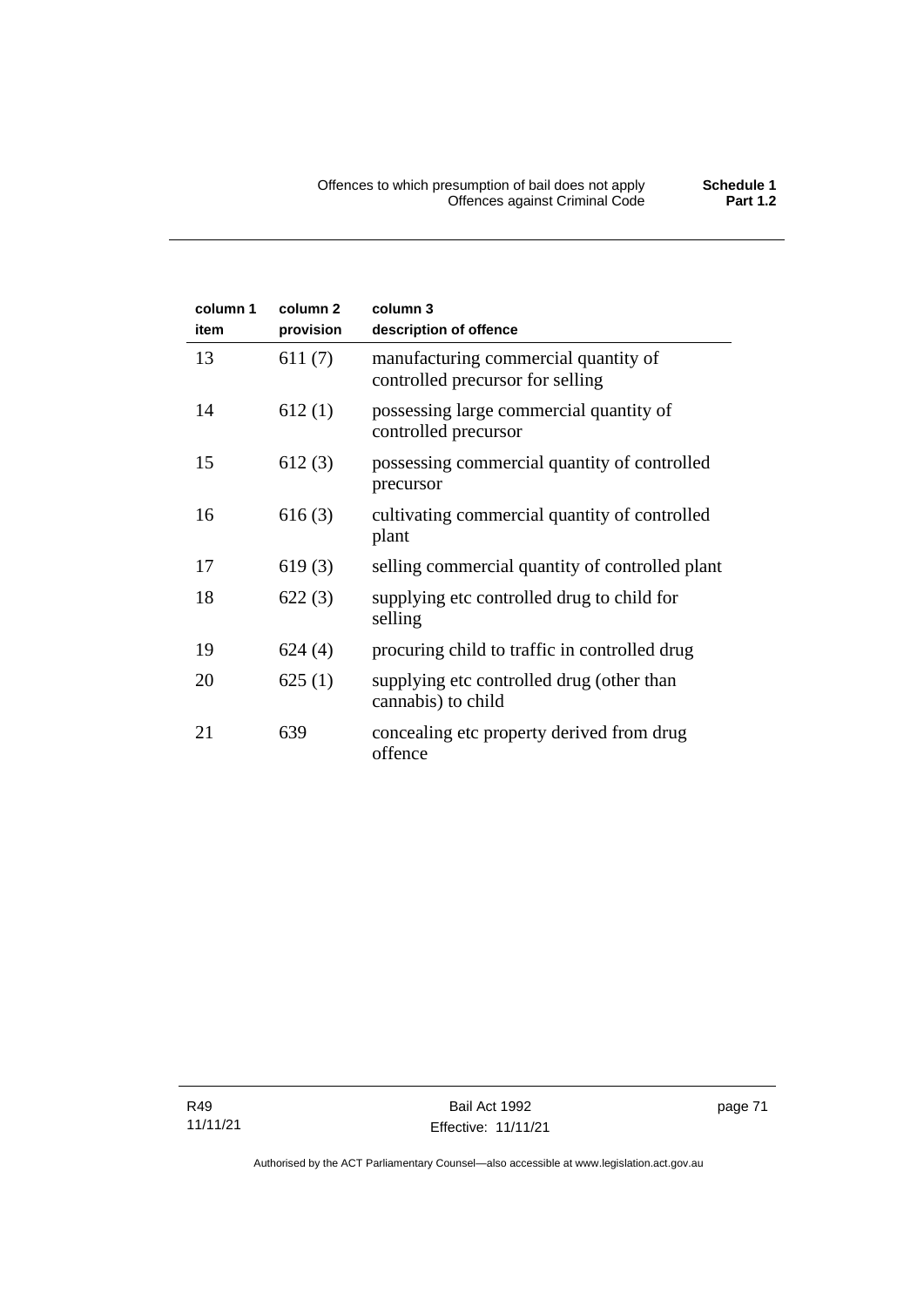| column 1 item | column 2 provision | column 3 description of offence |
|---|---|---|
| 13 | 611 (7) | manufacturing commercial quantity of controlled precursor for selling |
| 14 | 612 (1) | possessing large commercial quantity of controlled precursor |
| 15 | 612 (3) | possessing commercial quantity of controlled precursor |
| 16 | 616 (3) | cultivating commercial quantity of controlled plant |
| 17 | 619 (3) | selling commercial quantity of controlled plant |
| 18 | 622 (3) | supplying etc controlled drug to child for selling |
| 19 | 624 (4) | procuring child to traffic in controlled drug |
| 20 | 625 (1) | supplying etc controlled drug (other than cannabis) to child |
| 21 | 639 | concealing etc property derived from drug offence |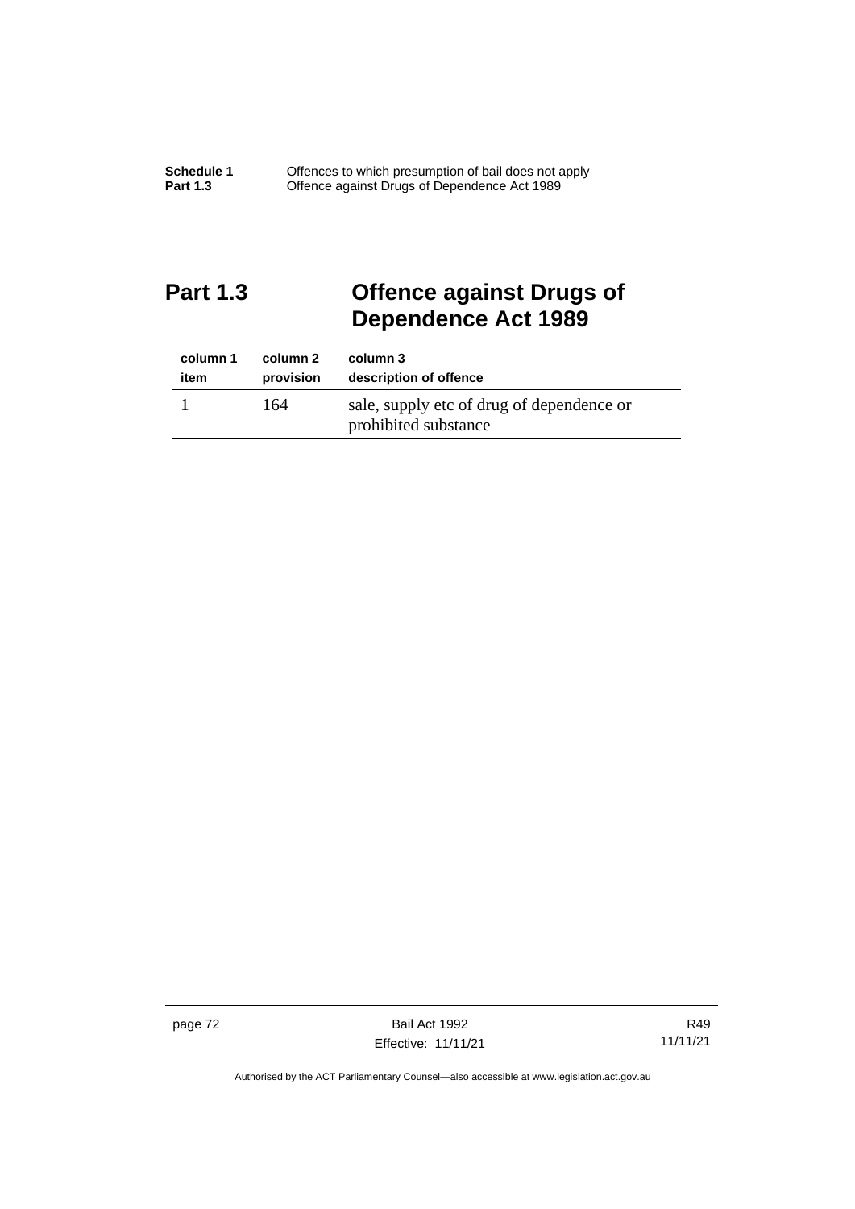## Part 1.3 Offence against Drugs of Dependence Act 1989

| column 1<br>item | column 2<br>provision | column 3<br>description of offence |
|---|---|---|
| 1 | 164 | sale, supply etc of drug of dependence or prohibited substance |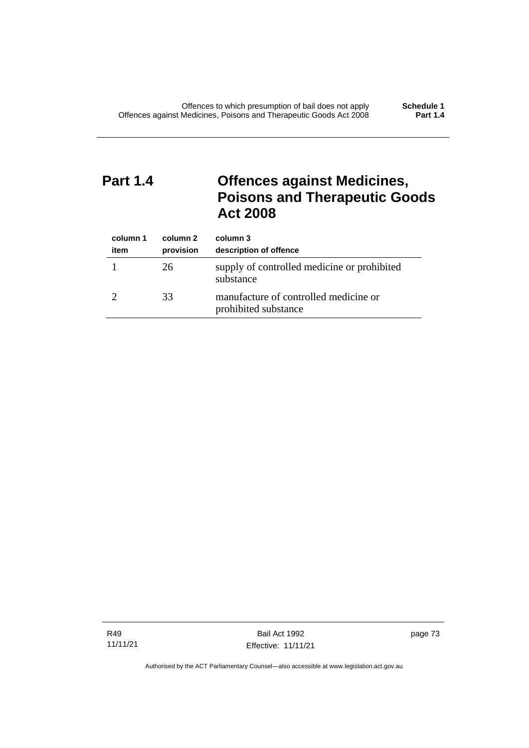## Part 1.4 Offences against Medicines, Poisons and Therapeutic Goods Act 2008

| column 1<br>item | column 2<br>provision | column 3<br>description of offence |
|---|---|---|
| 1 | 26 | supply of controlled medicine or prohibited substance |
| 2 | 33 | manufacture of controlled medicine or prohibited substance |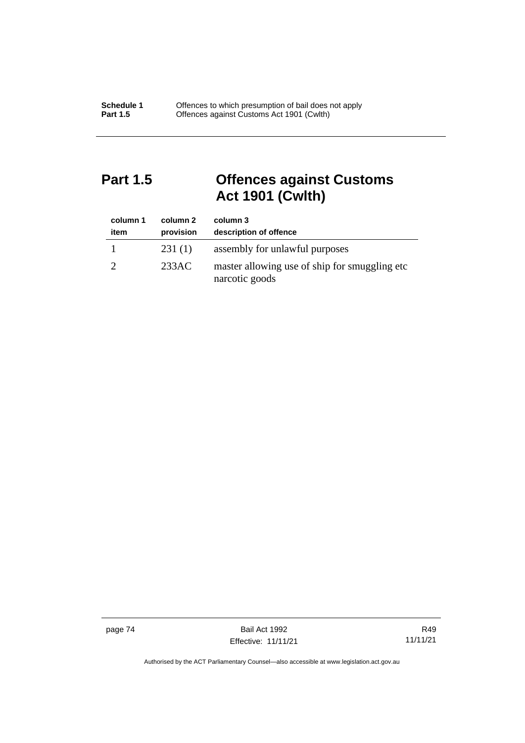## Part 1.5 Offences against Customs Act 1901 (Cwlth)

| column 1<br>item | column 2<br>provision | column 3<br>description of offence |
|---|---|---|
| 1 | 231 (1) | assembly for unlawful purposes |
| 2 | 233AC | master allowing use of ship for smuggling etc narcotic goods |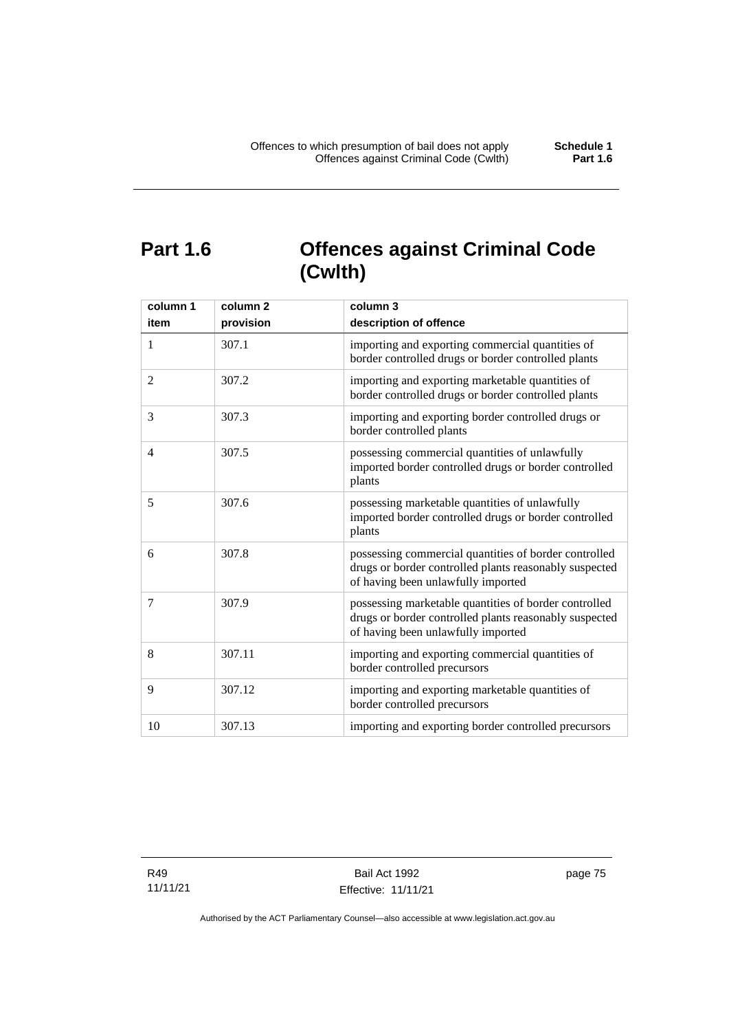# Part 1.6 Offences against Criminal Code (Cwlth)

| column 1<br>item | column 2<br>provision | column 3<br>description of offence |
|---|---|---|
| 1 | 307.1 | importing and exporting commercial quantities of border controlled drugs or border controlled plants |
| 2 | 307.2 | importing and exporting marketable quantities of border controlled drugs or border controlled plants |
| 3 | 307.3 | importing and exporting border controlled drugs or border controlled plants |
| 4 | 307.5 | possessing commercial quantities of unlawfully imported border controlled drugs or border controlled plants |
| 5 | 307.6 | possessing marketable quantities of unlawfully imported border controlled drugs or border controlled plants |
| 6 | 307.8 | possessing commercial quantities of border controlled drugs or border controlled plants reasonably suspected of having been unlawfully imported |
| 7 | 307.9 | possessing marketable quantities of border controlled drugs or border controlled plants reasonably suspected of having been unlawfully imported |
| 8 | 307.11 | importing and exporting commercial quantities of border controlled precursors |
| 9 | 307.12 | importing and exporting marketable quantities of border controlled precursors |
| 10 | 307.13 | importing and exporting border controlled precursors |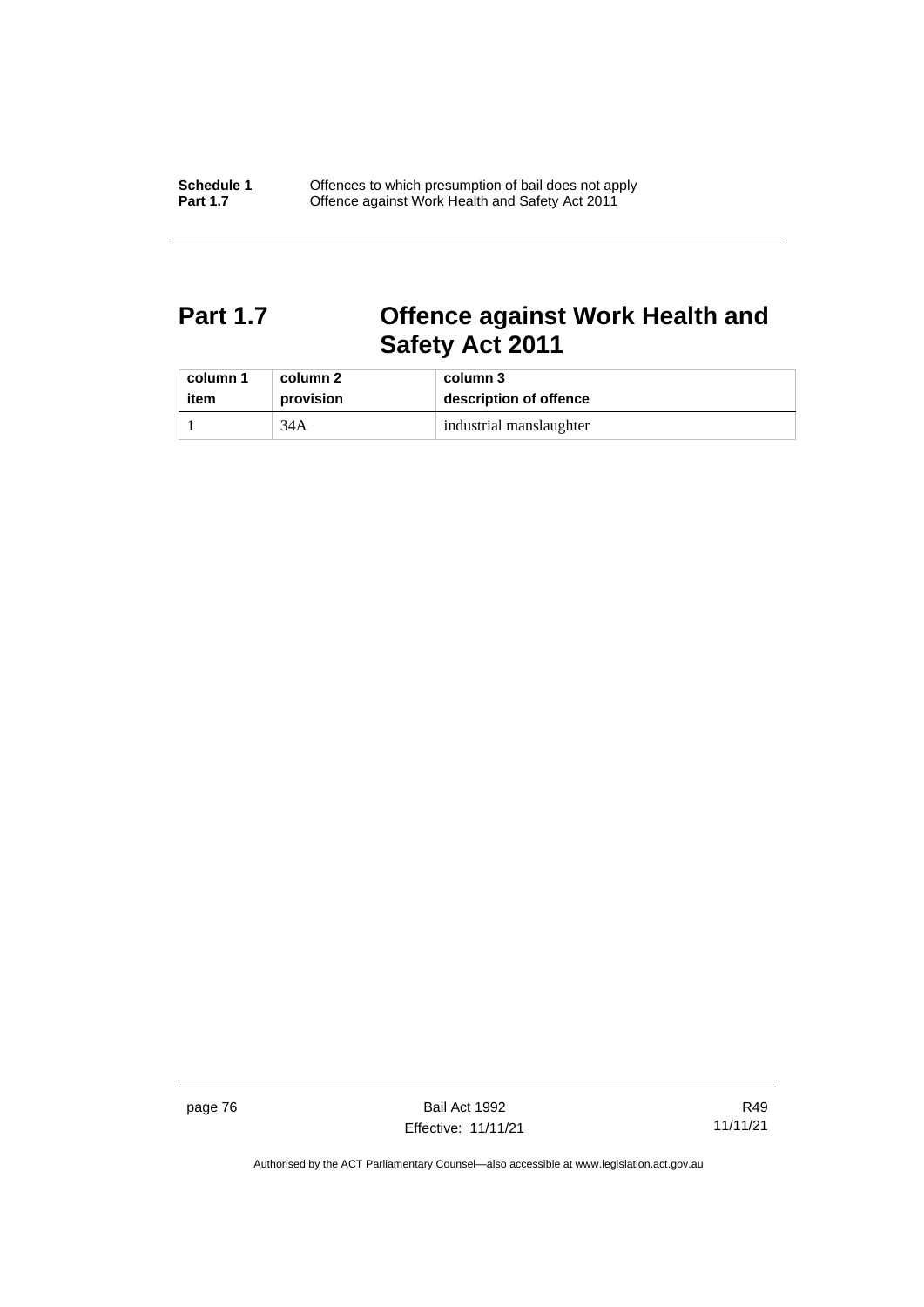## Part 1.7 Offence against Work Health and Safety Act 2011

| column 1 item | column 2 provision | column 3 description of offence |
|---|---|---|
| 1 | 34A | industrial manslaughter |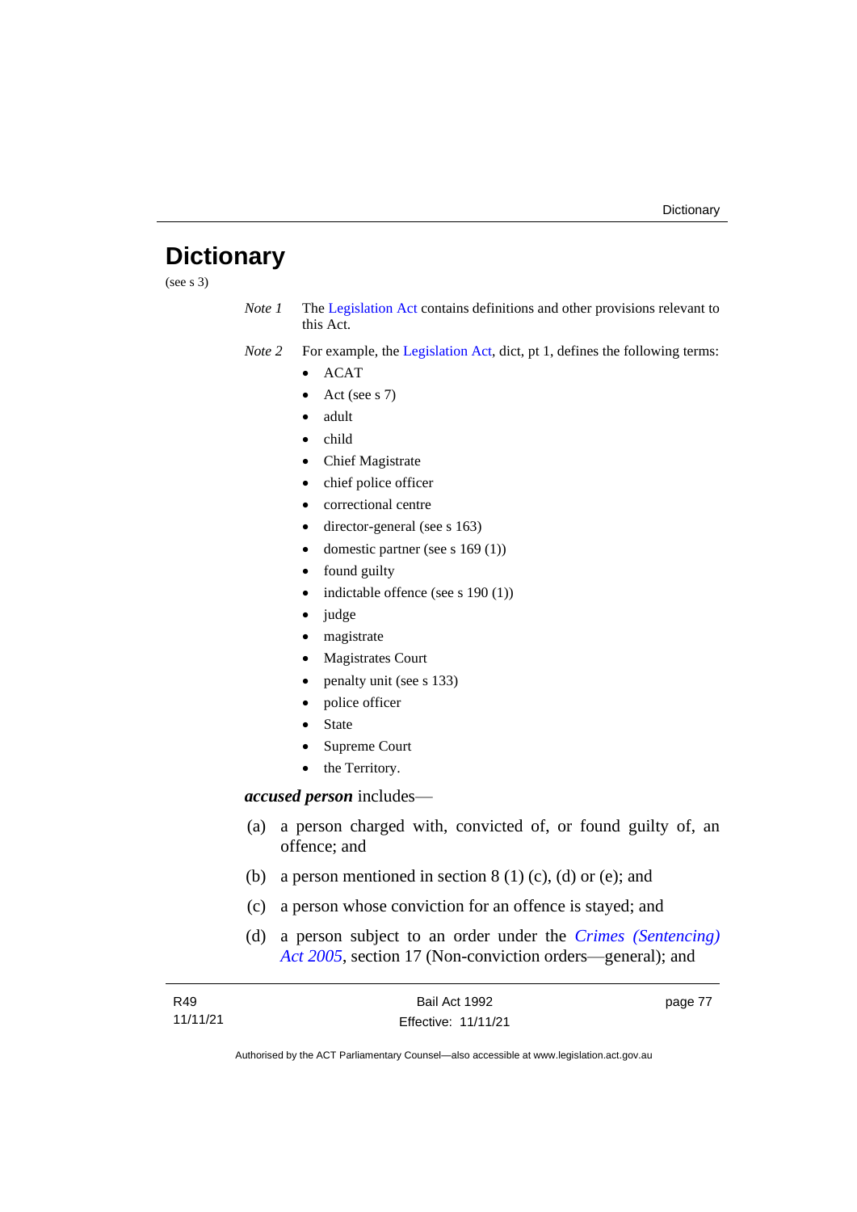# Dictionary

(see s 3)

*Note 1* The Legislation Act contains definitions and other provisions relevant to this Act.

*Note 2* For example, the Legislation Act, dict, pt 1, defines the following terms:

- ACAT
- Act (see s 7)
- adult
- child
- Chief Magistrate
- chief police officer
- correctional centre
- director-general (see s 163)
- domestic partner (see s 169 (1))
- found guilty
- indictable offence (see s 190 (1))
- judge
- magistrate
- Magistrates Court
- penalty unit (see s 133)
- police officer
- State
- Supreme Court
- the Territory.

***accused person*** includes—

(a) a person charged with, convicted of, or found guilty of, an offence; and

(b) a person mentioned in section 8 (1) (c), (d) or (e); and

(c) a person whose conviction for an offence is stayed; and

(d) a person subject to an order under the *Crimes (Sentencing) Act 2005*, section 17 (Non-conviction orders—general); and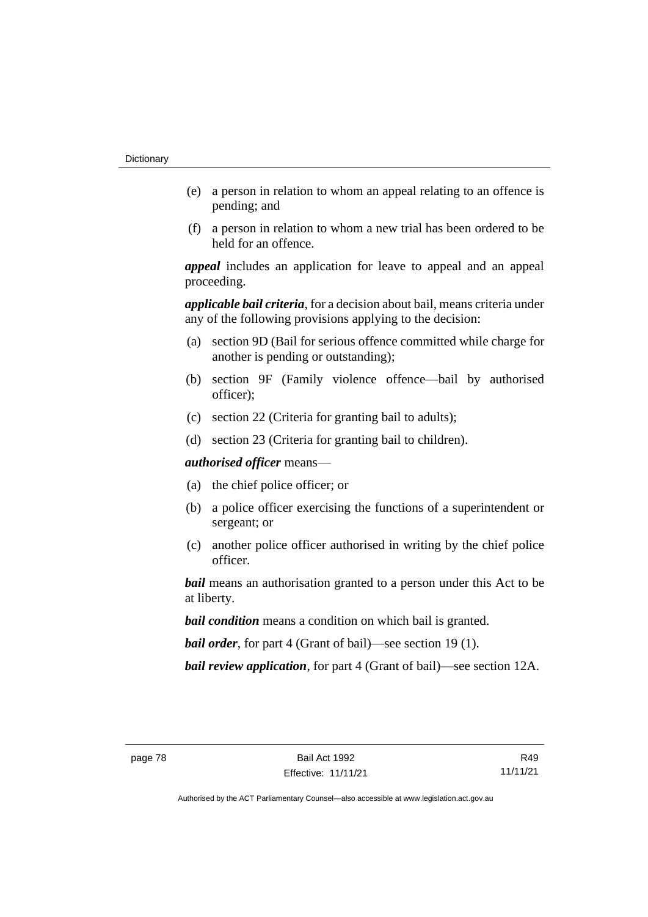(e) a person in relation to whom an appeal relating to an offence is pending; and

(f) a person in relation to whom a new trial has been ordered to be held for an offence.

***appeal*** includes an application for leave to appeal and an appeal proceeding.

***applicable bail criteria***, for a decision about bail, means criteria under any of the following provisions applying to the decision:

(a) section 9D (Bail for serious offence committed while charge for another is pending or outstanding);

(b) section 9F (Family violence offence—bail by authorised officer);

(c) section 22 (Criteria for granting bail to adults);

(d) section 23 (Criteria for granting bail to children).

***authorised officer*** means—

(a) the chief police officer; or

(b) a police officer exercising the functions of a superintendent or sergeant; or

(c) another police officer authorised in writing by the chief police officer.

***bail*** means an authorisation granted to a person under this Act to be at liberty.

***bail condition*** means a condition on which bail is granted.

***bail order***, for part 4 (Grant of bail)—see section 19 (1).

***bail review application***, for part 4 (Grant of bail)—see section 12A.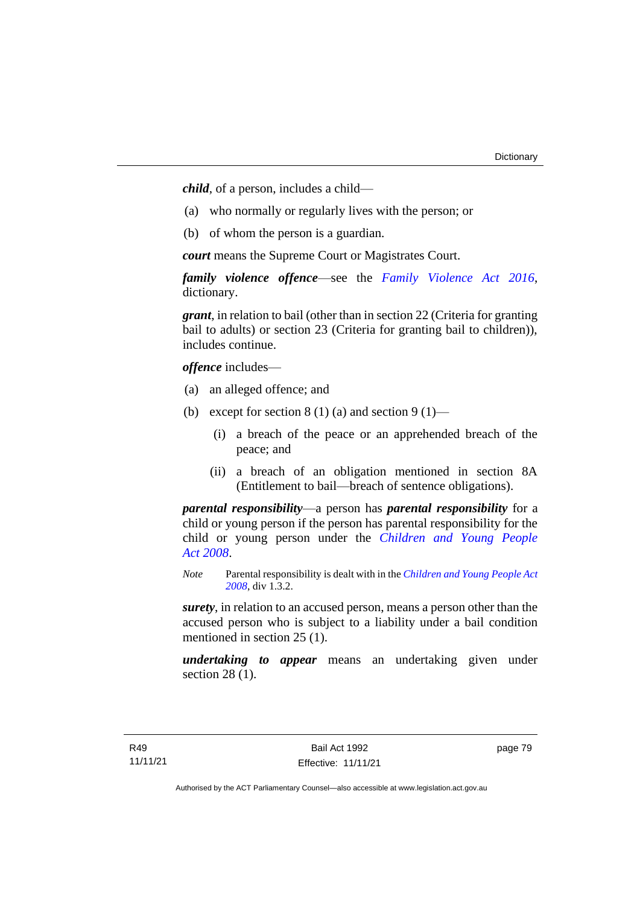***child***, of a person, includes a child—

(a) who normally or regularly lives with the person; or

(b) of whom the person is a guardian.

***court*** means the Supreme Court or Magistrates Court.

***family violence offence***—see the *Family Violence Act 2016*, dictionary.

***grant***, in relation to bail (other than in section 22 (Criteria for granting bail to adults) or section 23 (Criteria for granting bail to children)), includes continue.

***offence*** includes—

(a) an alleged offence; and

(b) except for section 8 (1) (a) and section 9 (1)—

  (i) a breach of the peace or an apprehended breach of the peace; and

  (ii) a breach of an obligation mentioned in section 8A (Entitlement to bail—breach of sentence obligations).

***parental responsibility***—a person has ***parental responsibility*** for a child or young person if the person has parental responsibility for the child or young person under the *Children and Young People Act 2008*.

*Note* Parental responsibility is dealt with in the *Children and Young People Act 2008*, div 1.3.2.

***surety***, in relation to an accused person, means a person other than the accused person who is subject to a liability under a bail condition mentioned in section 25 (1).

***undertaking to appear*** means an undertaking given under section 28 (1).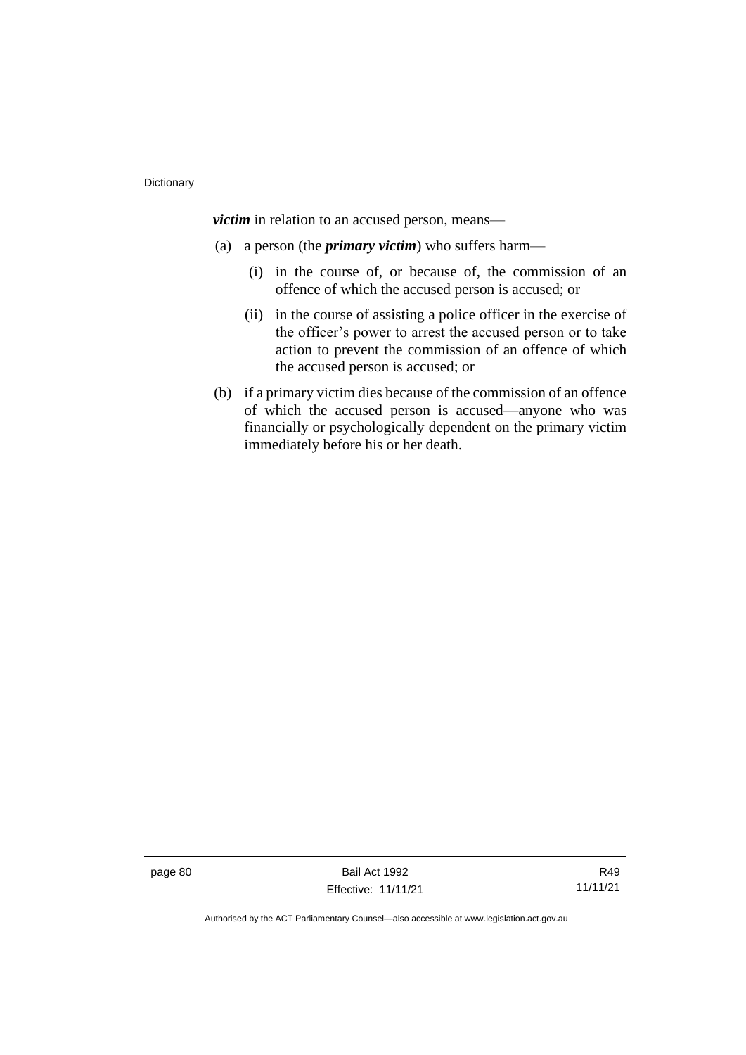***victim*** in relation to an accused person, means—

(a) a person (the ***primary victim***) who suffers harm—

  (i) in the course of, or because of, the commission of an offence of which the accused person is accused; or

  (ii) in the course of assisting a police officer in the exercise of the officer's power to arrest the accused person or to take action to prevent the commission of an offence of which the accused person is accused; or

(b) if a primary victim dies because of the commission of an offence of which the accused person is accused—anyone who was financially or psychologically dependent on the primary victim immediately before his or her death.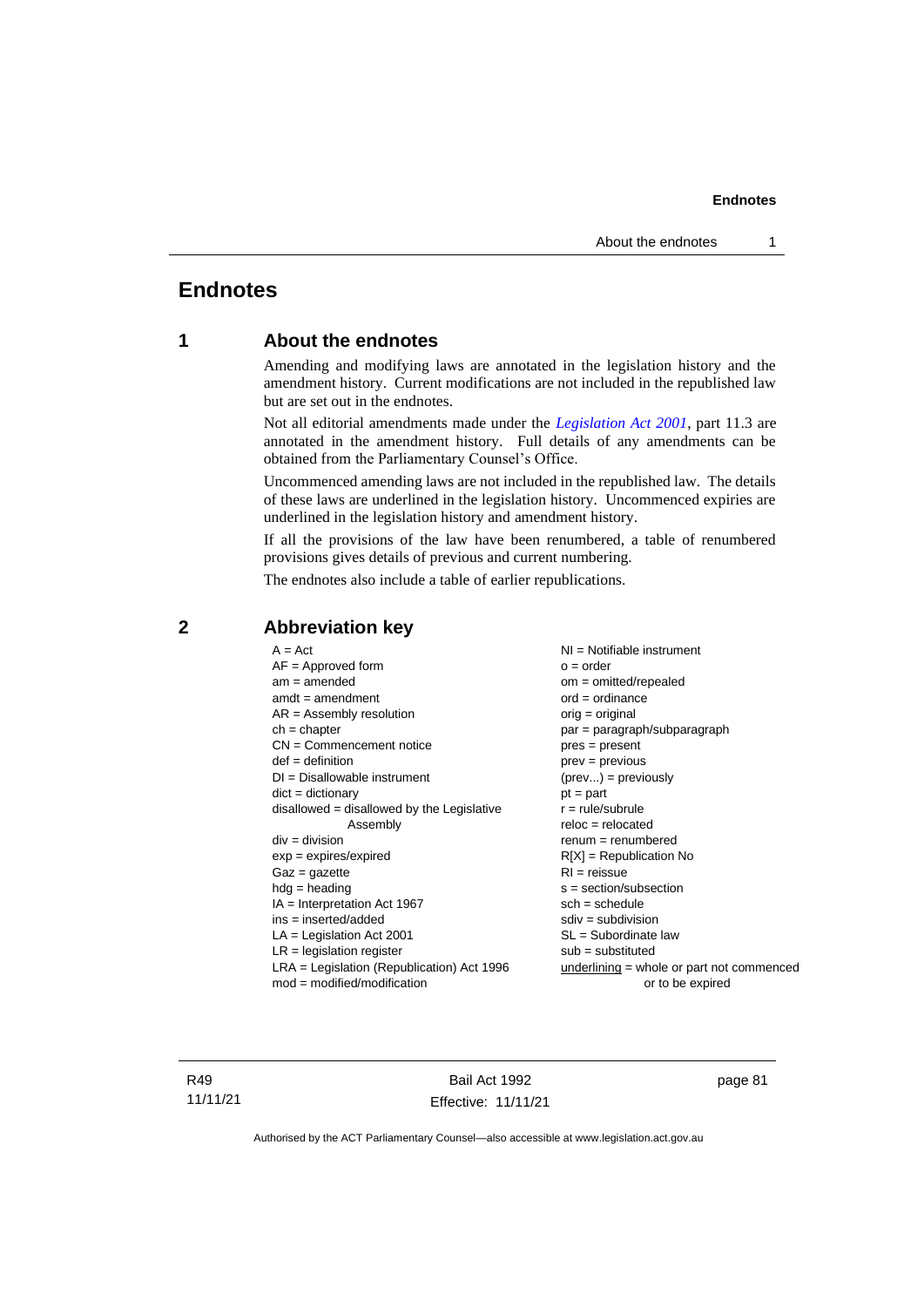# Endnotes

## 1 About the endnotes

Amending and modifying laws are annotated in the legislation history and the amendment history. Current modifications are not included in the republished law but are set out in the endnotes.

Not all editorial amendments made under the *Legislation Act 2001*, part 11.3 are annotated in the amendment history. Full details of any amendments can be obtained from the Parliamentary Counsel's Office.

Uncommenced amending laws are not included in the republished law. The details of these laws are underlined in the legislation history. Uncommenced expiries are underlined in the legislation history and amendment history.

If all the provisions of the law have been renumbered, a table of renumbered provisions gives details of previous and current numbering.

The endnotes also include a table of earlier republications.

## 2 Abbreviation key

A = Act
AF = Approved form
am = amended
amdt = amendment
AR = Assembly resolution
ch = chapter
CN = Commencement notice
def = definition
DI = Disallowable instrument
dict = dictionary
disallowed = disallowed by the Legislative Assembly
div = division
exp = expires/expired
Gaz = gazette
hdg = heading
IA = Interpretation Act 1967
ins = inserted/added
LA = Legislation Act 2001
LR = legislation register
LRA = Legislation (Republication) Act 1996
mod = modified/modification
NI = Notifiable instrument
o = order
om = omitted/repealed
ord = ordinance
orig = original
par = paragraph/subparagraph
pres = present
prev = previous
(prev...) = previously
pt = part
r = rule/subrule
reloc = relocated
renum = renumbered
R[X] = Republication No
RI = reissue
s = section/subsection
sch = schedule
sdiv = subdivision
SL = Subordinate law
sub = substituted
underlining = whole or part not commenced or to be expired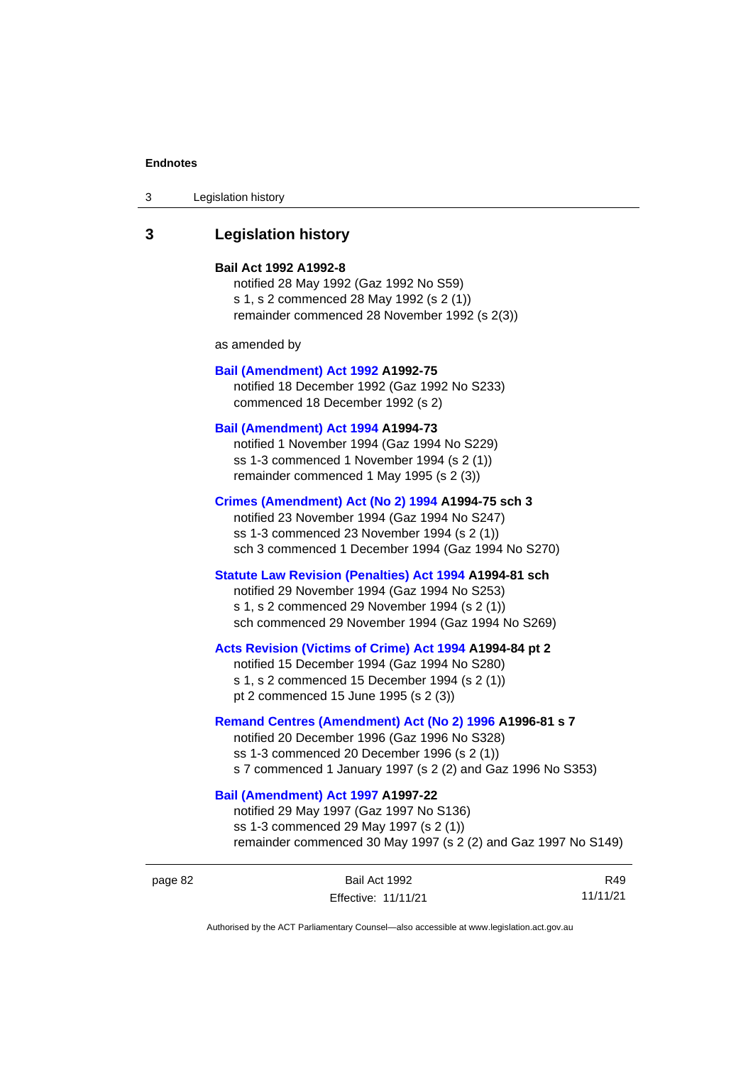## 3 Legislation history

**Bail Act 1992 A1992-8**
notified 28 May 1992 (Gaz 1992 No S59)
s 1, s 2 commenced 28 May 1992 (s 2 (1))
remainder commenced 28 November 1992 (s 2(3))

as amended by

**Bail (Amendment) Act 1992 A1992-75**
notified 18 December 1992 (Gaz 1992 No S233)
commenced 18 December 1992 (s 2)

**Bail (Amendment) Act 1994 A1994-73**
notified 1 November 1994 (Gaz 1994 No S229)
ss 1-3 commenced 1 November 1994 (s 2 (1))
remainder commenced 1 May 1995 (s 2 (3))

**Crimes (Amendment) Act (No 2) 1994 A1994-75 sch 3**
notified 23 November 1994 (Gaz 1994 No S247)
ss 1-3 commenced 23 November 1994 (s 2 (1))
sch 3 commenced 1 December 1994 (Gaz 1994 No S270)

**Statute Law Revision (Penalties) Act 1994 A1994-81 sch**
notified 29 November 1994 (Gaz 1994 No S253)
s 1, s 2 commenced 29 November 1994 (s 2 (1))
sch commenced 29 November 1994 (Gaz 1994 No S269)

**Acts Revision (Victims of Crime) Act 1994 A1994-84 pt 2**
notified 15 December 1994 (Gaz 1994 No S280)
s 1, s 2 commenced 15 December 1994 (s 2 (1))
pt 2 commenced 15 June 1995 (s 2 (3))

**Remand Centres (Amendment) Act (No 2) 1996 A1996-81 s 7**
notified 20 December 1996 (Gaz 1996 No S328)
ss 1-3 commenced 20 December 1996 (s 2 (1))
s 7 commenced 1 January 1997 (s 2 (2) and Gaz 1996 No S353)

**Bail (Amendment) Act 1997 A1997-22**
notified 29 May 1997 (Gaz 1997 No S136)
ss 1-3 commenced 29 May 1997 (s 2 (1))
remainder commenced 30 May 1997 (s 2 (2) and Gaz 1997 No S149)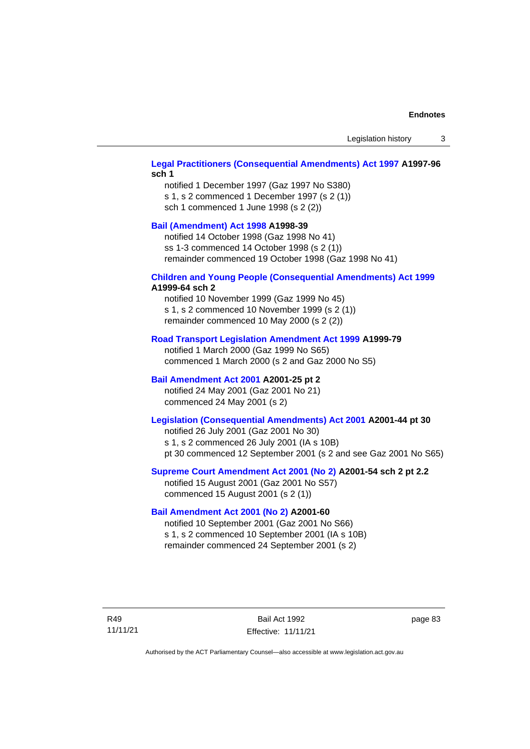**Legal Practitioners (Consequential Amendments) Act 1997 A1997-96 sch 1**

notified 1 December 1997 (Gaz 1997 No S380)
s 1, s 2 commenced 1 December 1997 (s 2 (1))
sch 1 commenced 1 June 1998 (s 2 (2))

**Bail (Amendment) Act 1998 A1998-39**

notified 14 October 1998 (Gaz 1998 No 41)
ss 1-3 commenced 14 October 1998 (s 2 (1))
remainder commenced 19 October 1998 (Gaz 1998 No 41)

**Children and Young People (Consequential Amendments) Act 1999 A1999-64 sch 2**

notified 10 November 1999 (Gaz 1999 No 45)
s 1, s 2 commenced 10 November 1999 (s 2 (1))
remainder commenced 10 May 2000 (s 2 (2))

**Road Transport Legislation Amendment Act 1999 A1999-79**

notified 1 March 2000 (Gaz 1999 No S65)
commenced 1 March 2000 (s 2 and Gaz 2000 No S5)

**Bail Amendment Act 2001 A2001-25 pt 2**

notified 24 May 2001 (Gaz 2001 No 21)
commenced 24 May 2001 (s 2)

**Legislation (Consequential Amendments) Act 2001 A2001-44 pt 30**

notified 26 July 2001 (Gaz 2001 No 30)
s 1, s 2 commenced 26 July 2001 (IA s 10B)
pt 30 commenced 12 September 2001 (s 2 and see Gaz 2001 No S65)

**Supreme Court Amendment Act 2001 (No 2) A2001-54 sch 2 pt 2.2**

notified 15 August 2001 (Gaz 2001 No S57)
commenced 15 August 2001 (s 2 (1))

**Bail Amendment Act 2001 (No 2) A2001-60**

notified 10 September 2001 (Gaz 2001 No S66)
s 1, s 2 commenced 10 September 2001 (IA s 10B)
remainder commenced 24 September 2001 (s 2)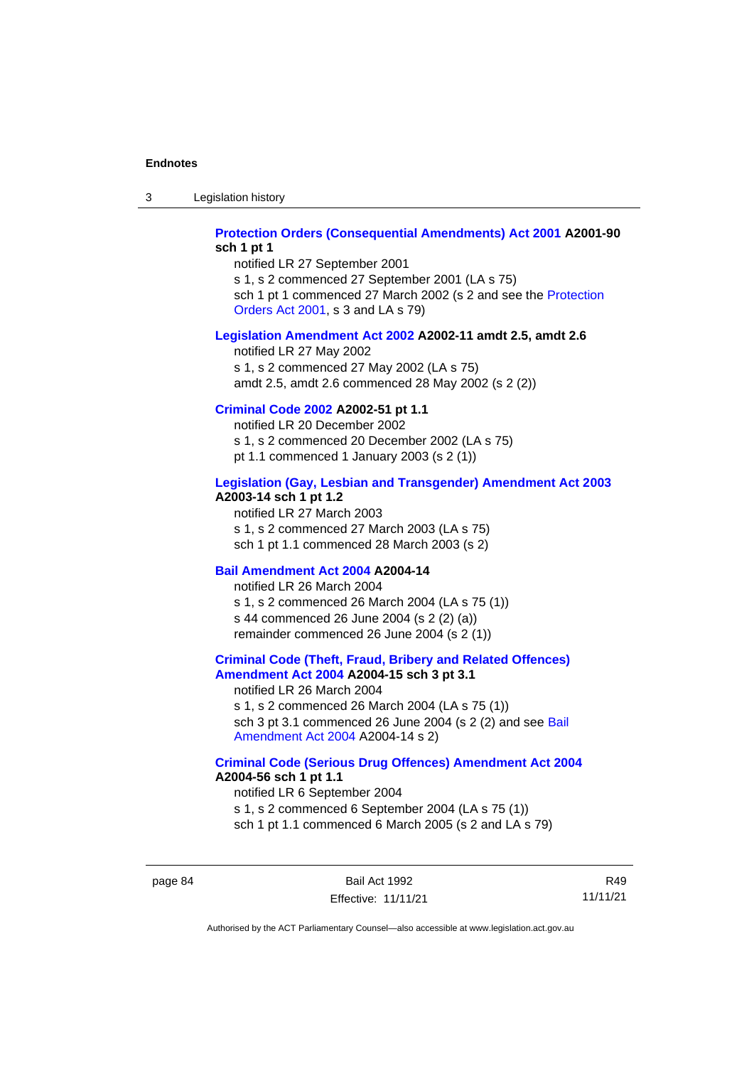**Protection Orders (Consequential Amendments) Act 2001 A2001-90 sch 1 pt 1**

notified LR 27 September 2001

s 1, s 2 commenced 27 September 2001 (LA s 75)

sch 1 pt 1 commenced 27 March 2002 (s 2 and see the Protection Orders Act 2001, s 3 and LA s 79)

**Legislation Amendment Act 2002 A2002-11 amdt 2.5, amdt 2.6**

notified LR 27 May 2002

s 1, s 2 commenced 27 May 2002 (LA s 75)

amdt 2.5, amdt 2.6 commenced 28 May 2002 (s 2 (2))

**Criminal Code 2002 A2002-51 pt 1.1**

notified LR 20 December 2002

s 1, s 2 commenced 20 December 2002 (LA s 75)

pt 1.1 commenced 1 January 2003 (s 2 (1))

**Legislation (Gay, Lesbian and Transgender) Amendment Act 2003 A2003-14 sch 1 pt 1.2**

notified LR 27 March 2003

s 1, s 2 commenced 27 March 2003 (LA s 75)

sch 1 pt 1.1 commenced 28 March 2003 (s 2)

**Bail Amendment Act 2004 A2004-14**

notified LR 26 March 2004

s 1, s 2 commenced 26 March 2004 (LA s 75 (1))

s 44 commenced 26 June 2004 (s 2 (2) (a))

remainder commenced 26 June 2004 (s 2 (1))

**Criminal Code (Theft, Fraud, Bribery and Related Offences) Amendment Act 2004 A2004-15 sch 3 pt 3.1**

notified LR 26 March 2004

s 1, s 2 commenced 26 March 2004 (LA s 75 (1))

sch 3 pt 3.1 commenced 26 June 2004 (s 2 (2) and see Bail Amendment Act 2004 A2004-14 s 2)

**Criminal Code (Serious Drug Offences) Amendment Act 2004 A2004-56 sch 1 pt 1.1**

notified LR 6 September 2004

s 1, s 2 commenced 6 September 2004 (LA s 75 (1))

sch 1 pt 1.1 commenced 6 March 2005 (s 2 and LA s 79)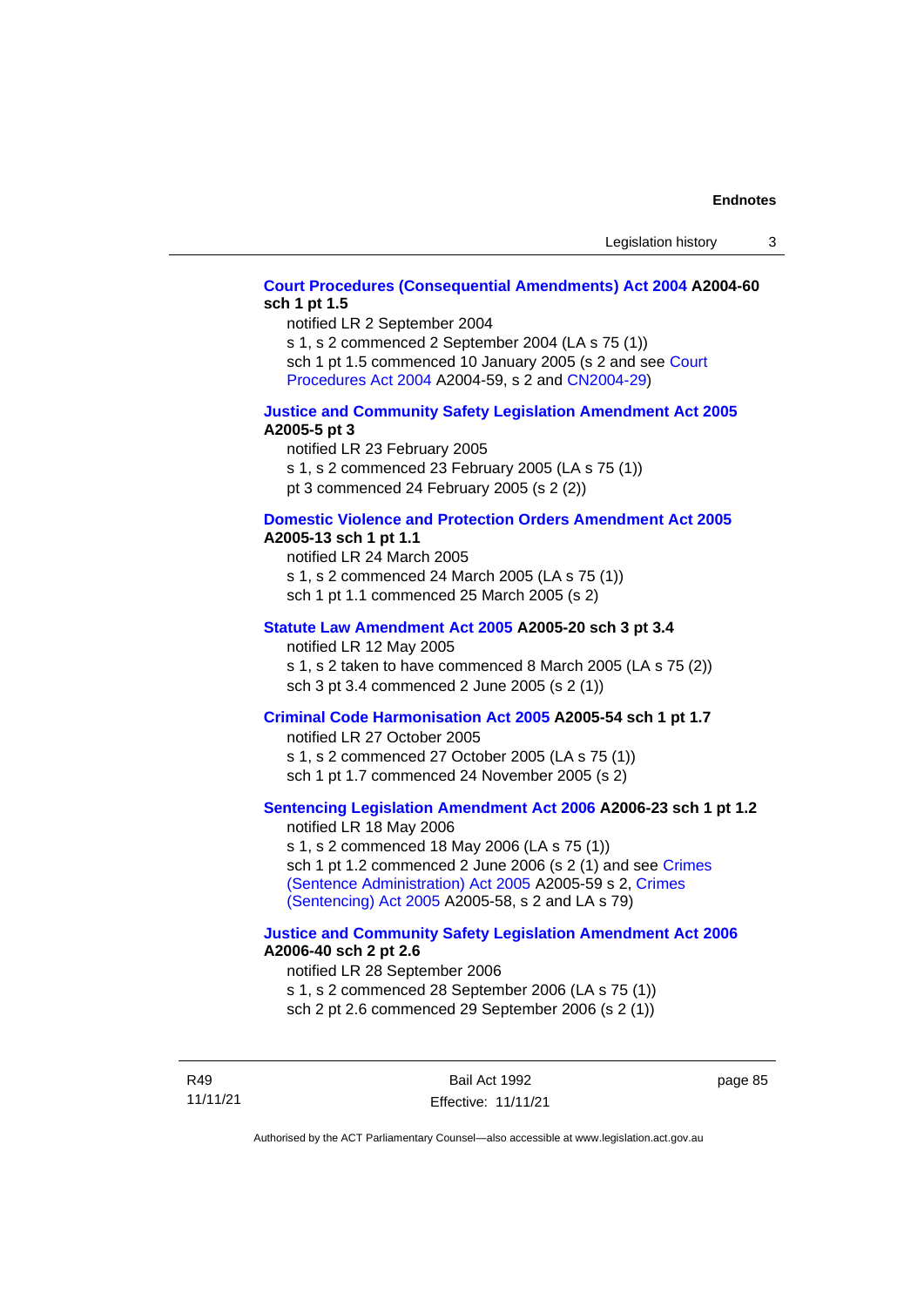**Court Procedures (Consequential Amendments) Act 2004 A2004-60 sch 1 pt 1.5**

notified LR 2 September 2004

s 1, s 2 commenced 2 September 2004 (LA s 75 (1))

sch 1 pt 1.5 commenced 10 January 2005 (s 2 and see Court Procedures Act 2004 A2004-59, s 2 and CN2004-29)

**Justice and Community Safety Legislation Amendment Act 2005 A2005-5 pt 3**

notified LR 23 February 2005

s 1, s 2 commenced 23 February 2005 (LA s 75 (1))

pt 3 commenced 24 February 2005 (s 2 (2))

**Domestic Violence and Protection Orders Amendment Act 2005 A2005-13 sch 1 pt 1.1**

notified LR 24 March 2005

s 1, s 2 commenced 24 March 2005 (LA s 75 (1))

sch 1 pt 1.1 commenced 25 March 2005 (s 2)

**Statute Law Amendment Act 2005 A2005-20 sch 3 pt 3.4**

notified LR 12 May 2005

s 1, s 2 taken to have commenced 8 March 2005 (LA s 75 (2))

sch 3 pt 3.4 commenced 2 June 2005 (s 2 (1))

**Criminal Code Harmonisation Act 2005 A2005-54 sch 1 pt 1.7**

notified LR 27 October 2005

s 1, s 2 commenced 27 October 2005 (LA s 75 (1))

sch 1 pt 1.7 commenced 24 November 2005 (s 2)

**Sentencing Legislation Amendment Act 2006 A2006-23 sch 1 pt 1.2**

notified LR 18 May 2006

s 1, s 2 commenced 18 May 2006 (LA s 75 (1))

sch 1 pt 1.2 commenced 2 June 2006 (s 2 (1) and see Crimes (Sentence Administration) Act 2005 A2005-59 s 2, Crimes (Sentencing) Act 2005 A2005-58, s 2 and LA s 79)

**Justice and Community Safety Legislation Amendment Act 2006 A2006-40 sch 2 pt 2.6**

notified LR 28 September 2006

s 1, s 2 commenced 28 September 2006 (LA s 75 (1))

sch 2 pt 2.6 commenced 29 September 2006 (s 2 (1))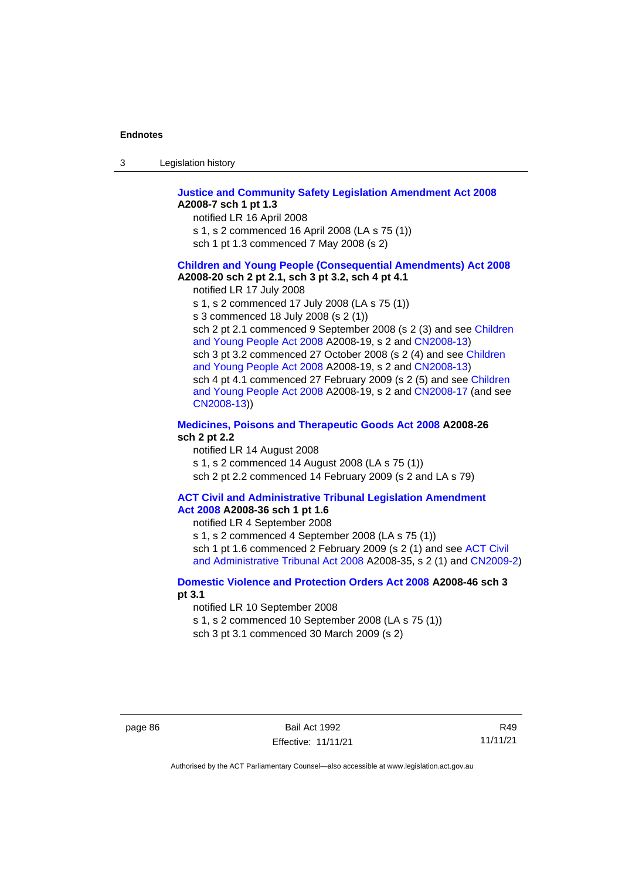**Justice and Community Safety Legislation Amendment Act 2008 A2008-7 sch 1 pt 1.3**

notified LR 16 April 2008
s 1, s 2 commenced 16 April 2008 (LA s 75 (1))
sch 1 pt 1.3 commenced 7 May 2008 (s 2)

**Children and Young People (Consequential Amendments) Act 2008 A2008-20 sch 2 pt 2.1, sch 3 pt 3.2, sch 4 pt 4.1**

notified LR 17 July 2008
s 1, s 2 commenced 17 July 2008 (LA s 75 (1))
s 3 commenced 18 July 2008 (s 2 (1))
sch 2 pt 2.1 commenced 9 September 2008 (s 2 (3) and see Children and Young People Act 2008 A2008-19, s 2 and CN2008-13)
sch 3 pt 3.2 commenced 27 October 2008 (s 2 (4) and see Children and Young People Act 2008 A2008-19, s 2 and CN2008-13)
sch 4 pt 4.1 commenced 27 February 2009 (s 2 (5) and see Children and Young People Act 2008 A2008-19, s 2 and CN2008-17 (and see CN2008-13))

**Medicines, Poisons and Therapeutic Goods Act 2008 A2008-26 sch 2 pt 2.2**

notified LR 14 August 2008
s 1, s 2 commenced 14 August 2008 (LA s 75 (1))
sch 2 pt 2.2 commenced 14 February 2009 (s 2 and LA s 79)

**ACT Civil and Administrative Tribunal Legislation Amendment Act 2008 A2008-36 sch 1 pt 1.6**

notified LR 4 September 2008
s 1, s 2 commenced 4 September 2008 (LA s 75 (1))
sch 1 pt 1.6 commenced 2 February 2009 (s 2 (1) and see ACT Civil and Administrative Tribunal Act 2008 A2008-35, s 2 (1) and CN2009-2)

**Domestic Violence and Protection Orders Act 2008 A2008-46 sch 3 pt 3.1**

notified LR 10 September 2008
s 1, s 2 commenced 10 September 2008 (LA s 75 (1))
sch 3 pt 3.1 commenced 30 March 2009 (s 2)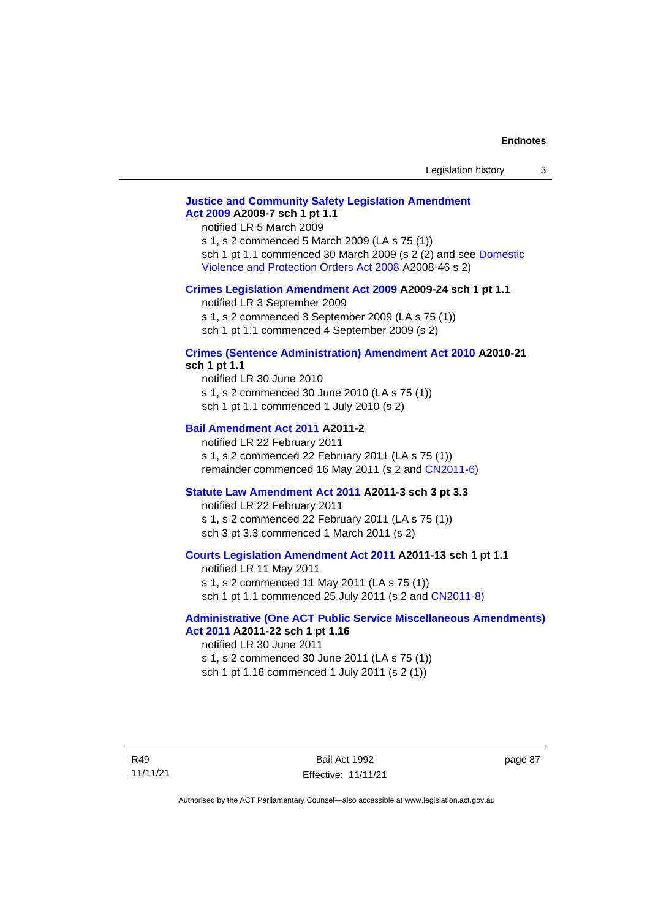**Justice and Community Safety Legislation Amendment Act 2009 A2009-7 sch 1 pt 1.1**

notified LR 5 March 2009

s 1, s 2 commenced 5 March 2009 (LA s 75 (1))

sch 1 pt 1.1 commenced 30 March 2009 (s 2 (2) and see Domestic Violence and Protection Orders Act 2008 A2008-46 s 2)

**Crimes Legislation Amendment Act 2009 A2009-24 sch 1 pt 1.1**

notified LR 3 September 2009

s 1, s 2 commenced 3 September 2009 (LA s 75 (1))

sch 1 pt 1.1 commenced 4 September 2009 (s 2)

**Crimes (Sentence Administration) Amendment Act 2010 A2010-21 sch 1 pt 1.1**

notified LR 30 June 2010

s 1, s 2 commenced 30 June 2010 (LA s 75 (1))

sch 1 pt 1.1 commenced 1 July 2010 (s 2)

**Bail Amendment Act 2011 A2011-2**

notified LR 22 February 2011

s 1, s 2 commenced 22 February 2011 (LA s 75 (1))

remainder commenced 16 May 2011 (s 2 and CN2011-6)

**Statute Law Amendment Act 2011 A2011-3 sch 3 pt 3.3**

notified LR 22 February 2011

s 1, s 2 commenced 22 February 2011 (LA s 75 (1))

sch 3 pt 3.3 commenced 1 March 2011 (s 2)

**Courts Legislation Amendment Act 2011 A2011-13 sch 1 pt 1.1**

notified LR 11 May 2011

s 1, s 2 commenced 11 May 2011 (LA s 75 (1))

sch 1 pt 1.1 commenced 25 July 2011 (s 2 and CN2011-8)

**Administrative (One ACT Public Service Miscellaneous Amendments) Act 2011 A2011-22 sch 1 pt 1.16**

notified LR 30 June 2011

s 1, s 2 commenced 30 June 2011 (LA s 75 (1))

sch 1 pt 1.16 commenced 1 July 2011 (s 2 (1))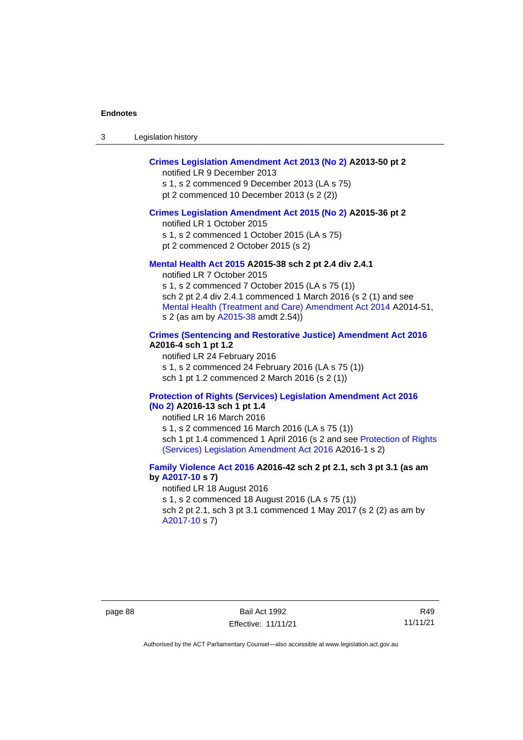**Crimes Legislation Amendment Act 2013 (No 2) A2013-50 pt 2**

notified LR 9 December 2013

s 1, s 2 commenced 9 December 2013 (LA s 75)

pt 2 commenced 10 December 2013 (s 2 (2))

**Crimes Legislation Amendment Act 2015 (No 2) A2015-36 pt 2**

notified LR 1 October 2015

s 1, s 2 commenced 1 October 2015 (LA s 75)

pt 2 commenced 2 October 2015 (s 2)

**Mental Health Act 2015 A2015-38 sch 2 pt 2.4 div 2.4.1**

notified LR 7 October 2015

s 1, s 2 commenced 7 October 2015 (LA s 75 (1))

sch 2 pt 2.4 div 2.4.1 commenced 1 March 2016 (s 2 (1) and see Mental Health (Treatment and Care) Amendment Act 2014 A2014-51, s 2 (as am by A2015-38 amdt 2.54))

**Crimes (Sentencing and Restorative Justice) Amendment Act 2016 A2016-4 sch 1 pt 1.2**

notified LR 24 February 2016

s 1, s 2 commenced 24 February 2016 (LA s 75 (1))

sch 1 pt 1.2 commenced 2 March 2016 (s 2 (1))

**Protection of Rights (Services) Legislation Amendment Act 2016 (No 2) A2016-13 sch 1 pt 1.4**

notified LR 16 March 2016

s 1, s 2 commenced 16 March 2016 (LA s 75 (1))

sch 1 pt 1.4 commenced 1 April 2016 (s 2 and see Protection of Rights (Services) Legislation Amendment Act 2016 A2016-1 s 2)

**Family Violence Act 2016 A2016-42 sch 2 pt 2.1, sch 3 pt 3.1 (as am by A2017-10 s 7)**

notified LR 18 August 2016

s 1, s 2 commenced 18 August 2016 (LA s 75 (1))

sch 2 pt 2.1, sch 3 pt 3.1 commenced 1 May 2017 (s 2 (2) as am by A2017-10 s 7)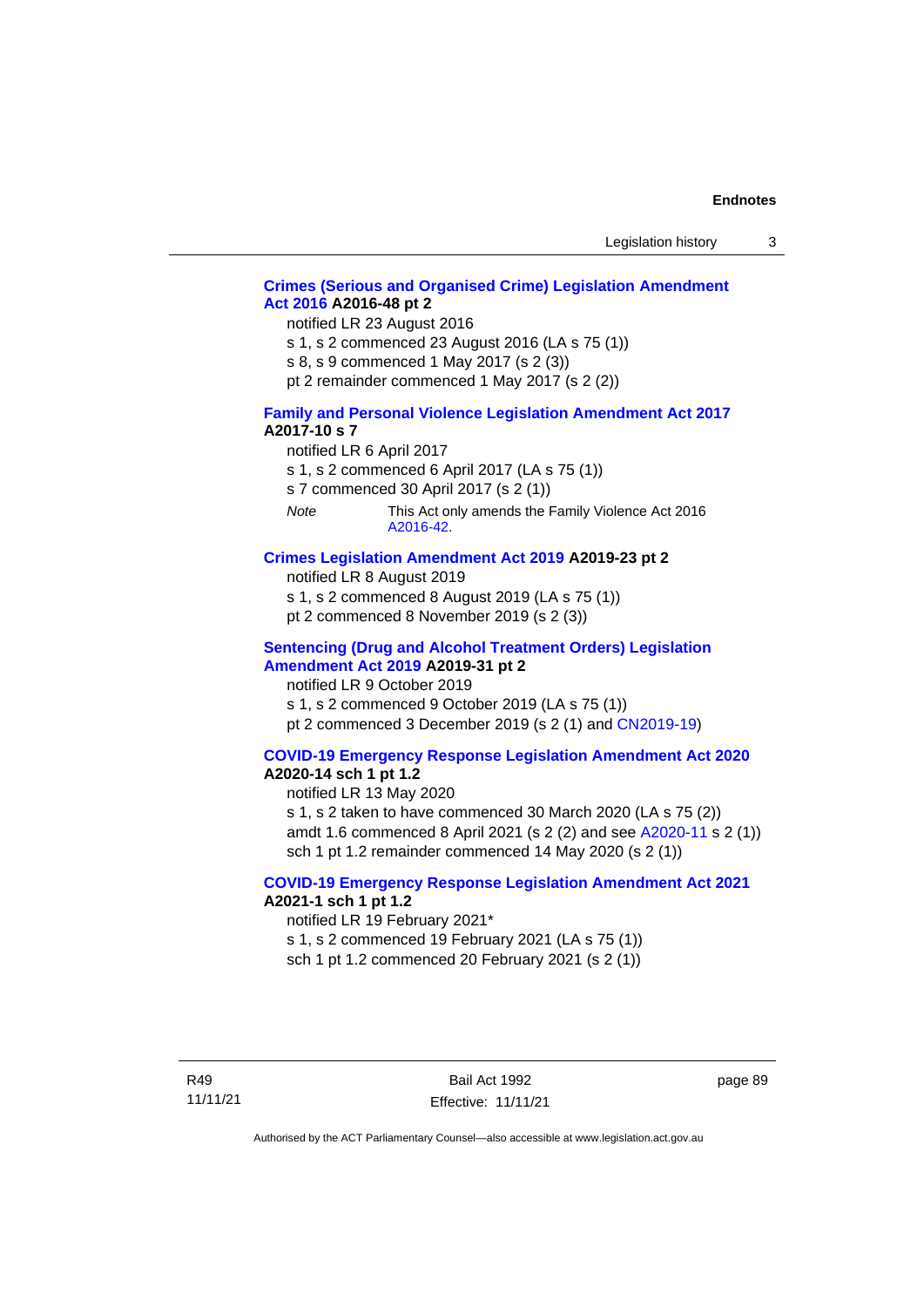**Crimes (Serious and Organised Crime) Legislation Amendment Act 2016 A2016-48 pt 2**

notified LR 23 August 2016

s 1, s 2 commenced 23 August 2016 (LA s 75 (1))

s 8, s 9 commenced 1 May 2017 (s 2 (3))

pt 2 remainder commenced 1 May 2017 (s 2 (2))

**Family and Personal Violence Legislation Amendment Act 2017 A2017-10 s 7**

notified LR 6 April 2017

s 1, s 2 commenced 6 April 2017 (LA s 75 (1))

s 7 commenced 30 April 2017 (s 2 (1))

*Note* This Act only amends the Family Violence Act 2016 A2016-42.

**Crimes Legislation Amendment Act 2019 A2019-23 pt 2**

notified LR 8 August 2019

s 1, s 2 commenced 8 August 2019 (LA s 75 (1))

pt 2 commenced 8 November 2019 (s 2 (3))

**Sentencing (Drug and Alcohol Treatment Orders) Legislation Amendment Act 2019 A2019-31 pt 2**

notified LR 9 October 2019

s 1, s 2 commenced 9 October 2019 (LA s 75 (1))

pt 2 commenced 3 December 2019 (s 2 (1) and CN2019-19)

**COVID-19 Emergency Response Legislation Amendment Act 2020 A2020-14 sch 1 pt 1.2**

notified LR 13 May 2020

s 1, s 2 taken to have commenced 30 March 2020 (LA s 75 (2))

amdt 1.6 commenced 8 April 2021 (s 2 (2) and see A2020-11 s 2 (1))

sch 1 pt 1.2 remainder commenced 14 May 2020 (s 2 (1))

**COVID-19 Emergency Response Legislation Amendment Act 2021 A2021-1 sch 1 pt 1.2**

notified LR 19 February 2021*

s 1, s 2 commenced 19 February 2021 (LA s 75 (1))

sch 1 pt 1.2 commenced 20 February 2021 (s 2 (1))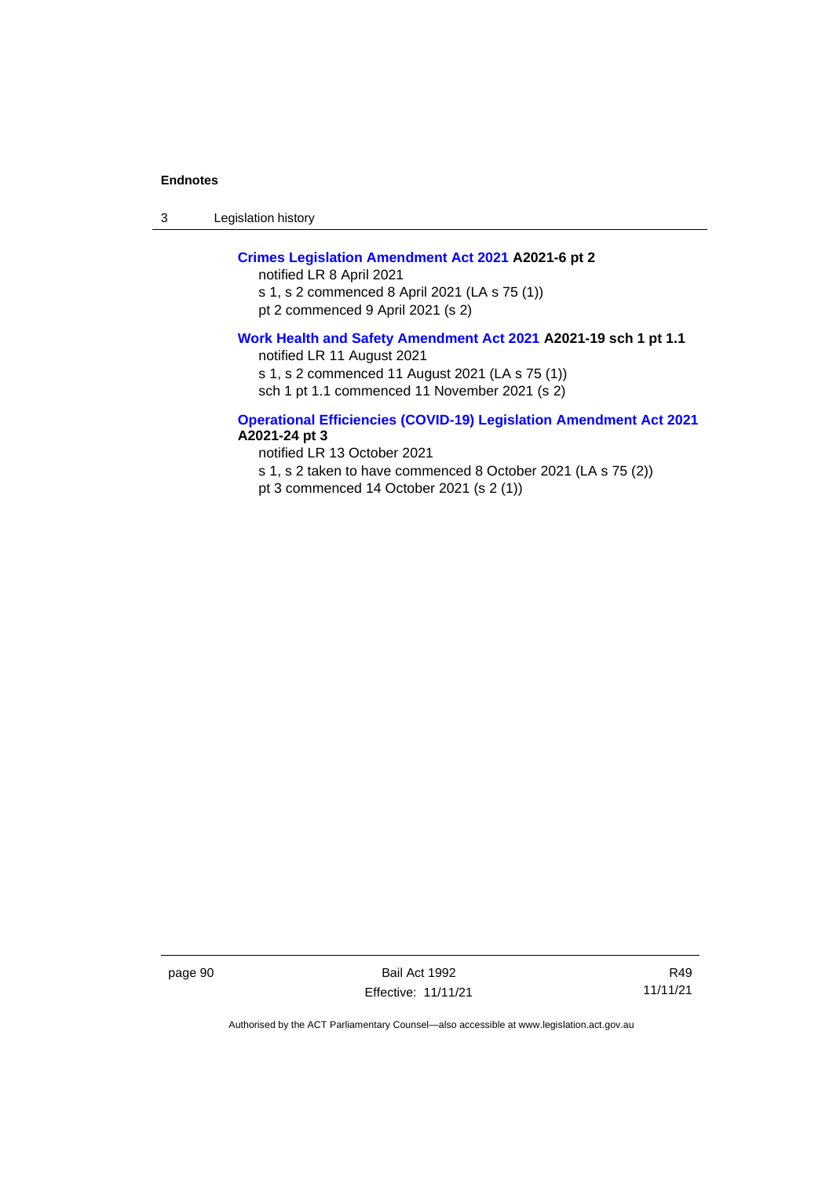**Crimes Legislation Amendment Act 2021** **A2021-6 pt 2**

notified LR 8 April 2021

s 1, s 2 commenced 8 April 2021 (LA s 75 (1))

pt 2 commenced 9 April 2021 (s 2)

**Work Health and Safety Amendment Act 2021** **A2021-19 sch 1 pt 1.1**

notified LR 11 August 2021

s 1, s 2 commenced 11 August 2021 (LA s 75 (1))

sch 1 pt 1.1 commenced 11 November 2021 (s 2)

**Operational Efficiencies (COVID-19) Legislation Amendment Act 2021** **A2021-24 pt 3**

notified LR 13 October 2021

s 1, s 2 taken to have commenced 8 October 2021 (LA s 75 (2))

pt 3 commenced 14 October 2021 (s 2 (1))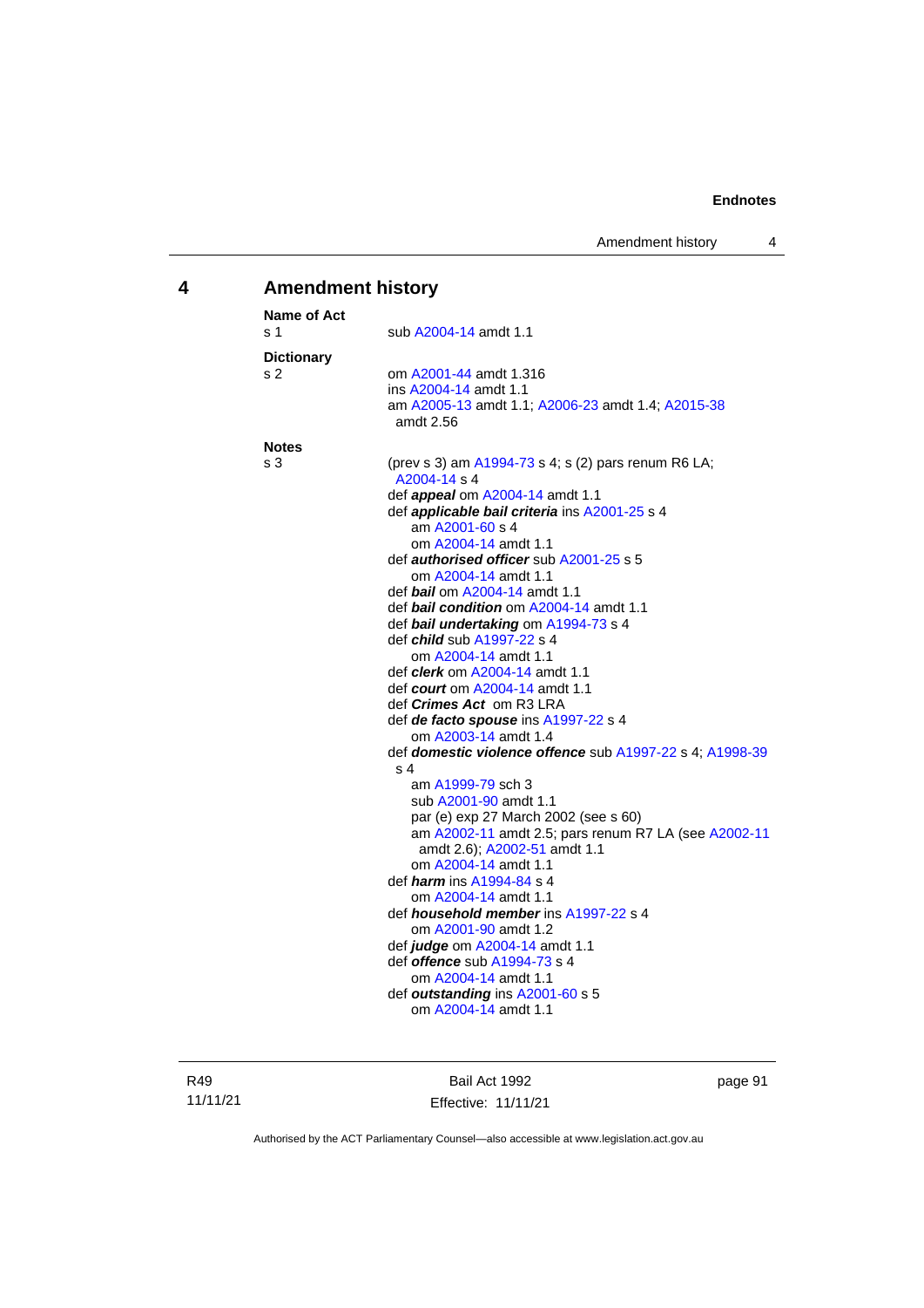## 4 Amendment history

**Name of Act**

s 1 sub A2004-14 amdt 1.1

**Dictionary**

s 2 om A2001-44 amdt 1.316
ins A2004-14 amdt 1.1
am A2005-13 amdt 1.1; A2006-23 amdt 1.4; A2015-38 amdt 2.56

**Notes**

s 3 (prev s 3) am A1994-73 s 4; s (2) pars renum R6 LA; A2004-14 s 4
def ***appeal*** om A2004-14 amdt 1.1
def ***applicable bail criteria*** ins A2001-25 s 4
am A2001-60 s 4
om A2004-14 amdt 1.1
def ***authorised officer*** sub A2001-25 s 5
om A2004-14 amdt 1.1
def ***bail*** om A2004-14 amdt 1.1
def ***bail condition*** om A2004-14 amdt 1.1
def ***bail undertaking*** om A1994-73 s 4
def ***child*** sub A1997-22 s 4
om A2004-14 amdt 1.1
def ***clerk*** om A2004-14 amdt 1.1
def ***court*** om A2004-14 amdt 1.1
def ***Crimes Act*** om R3 LRA
def ***de facto spouse*** ins A1997-22 s 4
om A2003-14 amdt 1.4
def ***domestic violence offence*** sub A1997-22 s 4; A1998-39 s 4
am A1999-79 sch 3
sub A2001-90 amdt 1.1
par (e) exp 27 March 2002 (see s 60)
am A2002-11 amdt 2.5; pars renum R7 LA (see A2002-11 amdt 2.6); A2002-51 amdt 1.1
om A2004-14 amdt 1.1
def ***harm*** ins A1994-84 s 4
om A2004-14 amdt 1.1
def ***household member*** ins A1997-22 s 4
om A2001-90 amdt 1.2
def ***judge*** om A2004-14 amdt 1.1
def ***offence*** sub A1994-73 s 4
om A2004-14 amdt 1.1
def ***outstanding*** ins A2001-60 s 5
om A2004-14 amdt 1.1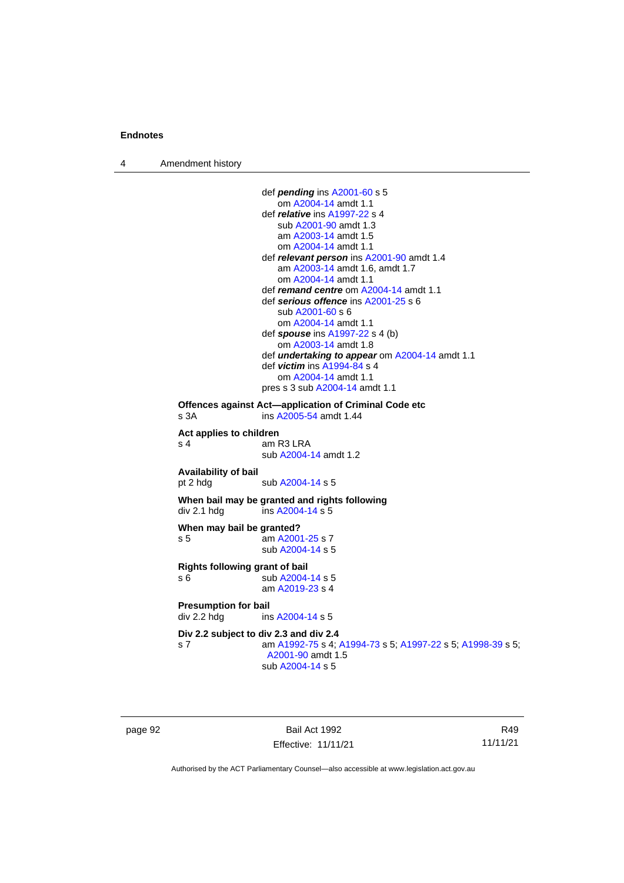def ***pending*** ins A2001-60 s 5
om A2004-14 amdt 1.1
def ***relative*** ins A1997-22 s 4
sub A2001-90 amdt 1.3
am A2003-14 amdt 1.5
om A2004-14 amdt 1.1
def ***relevant person*** ins A2001-90 amdt 1.4
am A2003-14 amdt 1.6, amdt 1.7
om A2004-14 amdt 1.1
def ***remand centre*** om A2004-14 amdt 1.1
def ***serious offence*** ins A2001-25 s 6
sub A2001-60 s 6
om A2004-14 amdt 1.1
def ***spouse*** ins A1997-22 s 4 (b)
om A2003-14 amdt 1.8
def ***undertaking to appear*** om A2004-14 amdt 1.1
def ***victim*** ins A1994-84 s 4
om A2004-14 amdt 1.1
pres s 3 sub A2004-14 amdt 1.1

**Offences against Act—application of Criminal Code etc**
s 3A ins A2005-54 amdt 1.44

**Act applies to children**
s 4 am R3 LRA
sub A2004-14 amdt 1.2

**Availability of bail**
pt 2 hdg sub A2004-14 s 5

**When bail may be granted and rights following**
div 2.1 hdg ins A2004-14 s 5

**When may bail be granted?**
s 5 am A2001-25 s 7
sub A2004-14 s 5

**Rights following grant of bail**
s 6 sub A2004-14 s 5
am A2019-23 s 4

**Presumption for bail**
div 2.2 hdg ins A2004-14 s 5

**Div 2.2 subject to div 2.3 and div 2.4**
s 7 am A1992-75 s 4; A1994-73 s 5; A1997-22 s 5; A1998-39 s 5; A2001-90 amdt 1.5
sub A2004-14 s 5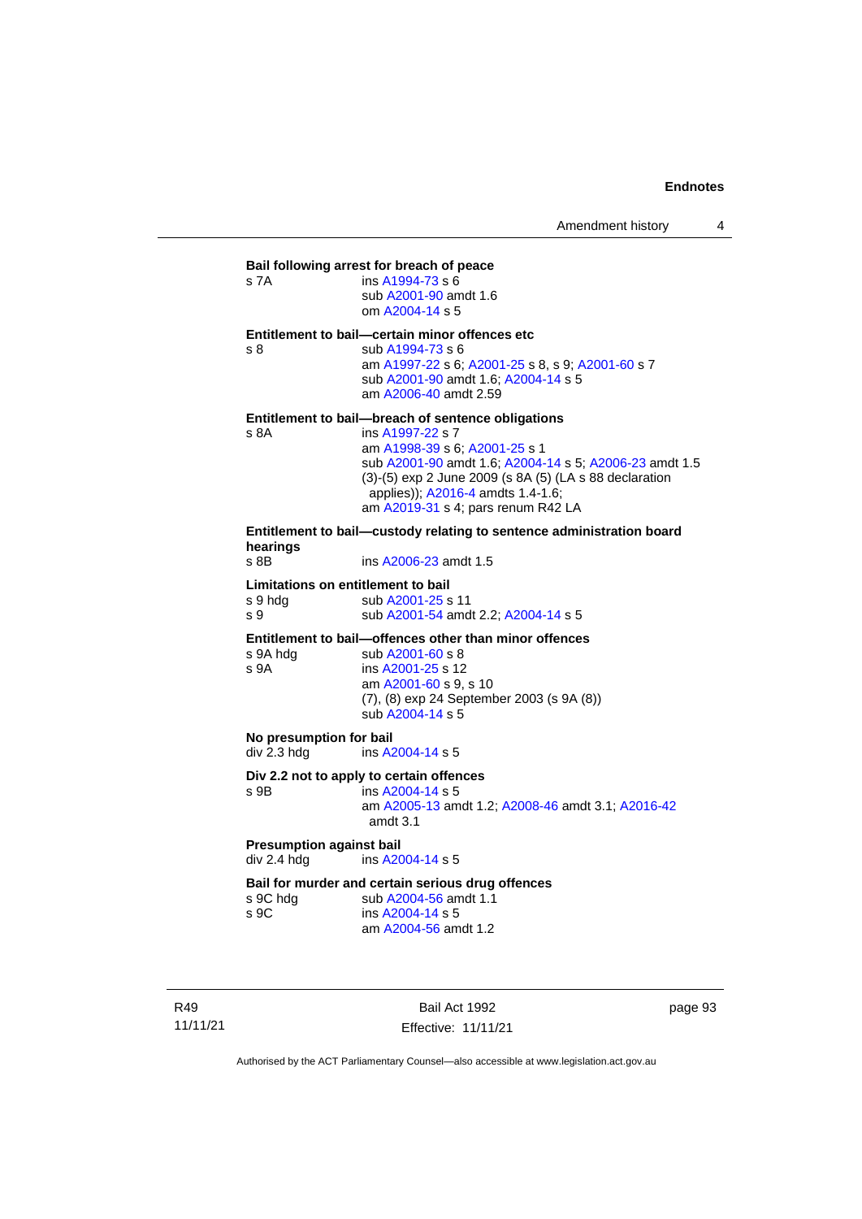**Bail following arrest for breach of peace**

s 7A ins A1994-73 s 6
sub A2001-90 amdt 1.6
om A2004-14 s 5

**Entitlement to bail—certain minor offences etc**

s 8 sub A1994-73 s 6
am A1997-22 s 6; A2001-25 s 8, s 9; A2001-60 s 7
sub A2001-90 amdt 1.6; A2004-14 s 5
am A2006-40 amdt 2.59

**Entitlement to bail—breach of sentence obligations**

s 8A ins A1997-22 s 7
am A1998-39 s 6; A2001-25 s 1
sub A2001-90 amdt 1.6; A2004-14 s 5; A2006-23 amdt 1.5
(3)-(5) exp 2 June 2009 (s 8A (5) (LA s 88 declaration applies)); A2016-4 amdts 1.4-1.6;
am A2019-31 s 4; pars renum R42 LA

**Entitlement to bail—custody relating to sentence administration board hearings**

s 8B ins A2006-23 amdt 1.5

**Limitations on entitlement to bail**

s 9 hdg sub A2001-25 s 11
s 9 sub A2001-54 amdt 2.2; A2004-14 s 5

**Entitlement to bail—offences other than minor offences**

s 9A hdg sub A2001-60 s 8
s 9A ins A2001-25 s 12
am A2001-60 s 9, s 10
(7), (8) exp 24 September 2003 (s 9A (8))
sub A2004-14 s 5

**No presumption for bail**

div 2.3 hdg ins A2004-14 s 5

**Div 2.2 not to apply to certain offences**

s 9B ins A2004-14 s 5
am A2005-13 amdt 1.2; A2008-46 amdt 3.1; A2016-42 amdt 3.1

**Presumption against bail**

div 2.4 hdg ins A2004-14 s 5

**Bail for murder and certain serious drug offences**

s 9C hdg sub A2004-56 amdt 1.1
s 9C ins A2004-14 s 5
am A2004-56 amdt 1.2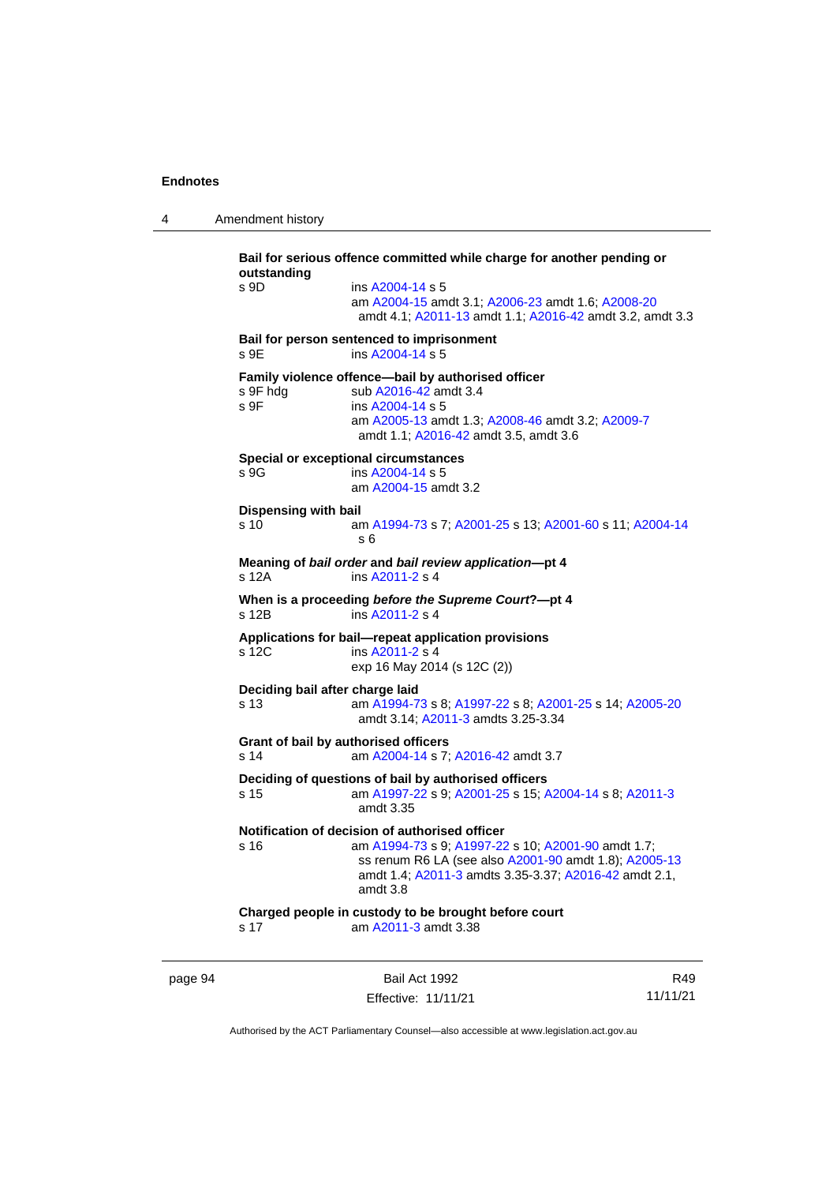**Bail for serious offence committed while charge for another pending or outstanding**

s 9D ins A2004-14 s 5
am A2004-15 amdt 3.1; A2006-23 amdt 1.6; A2008-20 amdt 4.1; A2011-13 amdt 1.1; A2016-42 amdt 3.2, amdt 3.3

**Bail for person sentenced to imprisonment**

s 9E ins A2004-14 s 5

**Family violence offence—bail by authorised officer**

s 9F hdg sub A2016-42 amdt 3.4
s 9F ins A2004-14 s 5
am A2005-13 amdt 1.3; A2008-46 amdt 3.2; A2009-7 amdt 1.1; A2016-42 amdt 3.5, amdt 3.6

**Special or exceptional circumstances**

s 9G ins A2004-14 s 5
am A2004-15 amdt 3.2

**Dispensing with bail**

s 10 am A1994-73 s 7; A2001-25 s 13; A2001-60 s 11; A2004-14 s 6

**Meaning of *bail order* and *bail review application*—pt 4**

s 12A ins A2011-2 s 4

**When is a proceeding *before the Supreme Court*?—pt 4**

s 12B ins A2011-2 s 4

**Applications for bail—repeat application provisions**

s 12C ins A2011-2 s 4
exp 16 May 2014 (s 12C (2))

**Deciding bail after charge laid**

s 13 am A1994-73 s 8; A1997-22 s 8; A2001-25 s 14; A2005-20 amdt 3.14; A2011-3 amdts 3.25-3.34

**Grant of bail by authorised officers**

s 14 am A2004-14 s 7; A2016-42 amdt 3.7

**Deciding of questions of bail by authorised officers**

s 15 am A1997-22 s 9; A2001-25 s 15; A2004-14 s 8; A2011-3 amdt 3.35

**Notification of decision of authorised officer**

s 16 am A1994-73 s 9; A1997-22 s 10; A2001-90 amdt 1.7; ss renum R6 LA (see also A2001-90 amdt 1.8); A2005-13 amdt 1.4; A2011-3 amdts 3.35-3.37; A2016-42 amdt 2.1, amdt 3.8

**Charged people in custody to be brought before court**

s 17 am A2011-3 amdt 3.38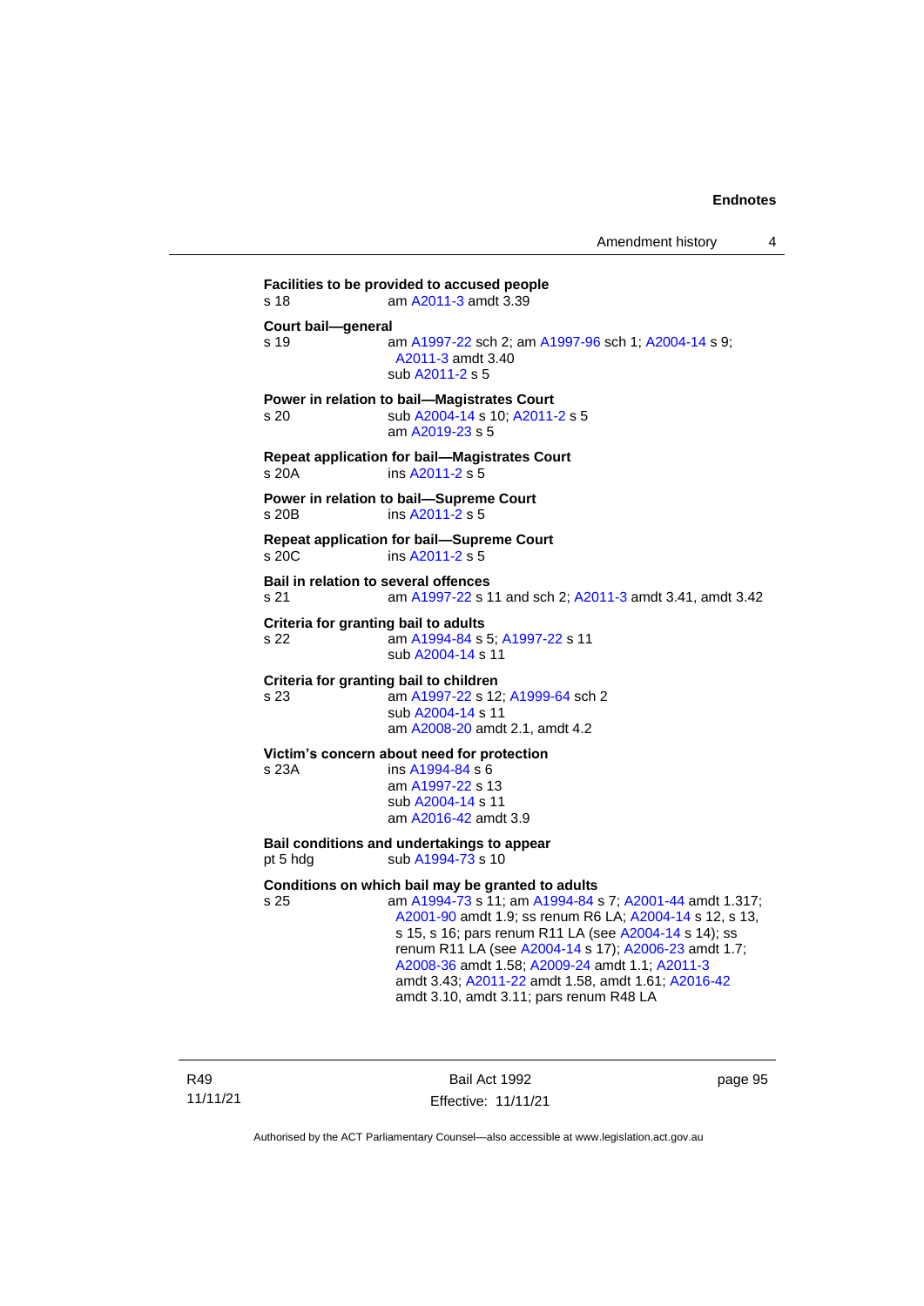**Facilities to be provided to accused people**
s 18 am A2011-3 amdt 3.39

**Court bail—general**
s 19 am A1997-22 sch 2; am A1997-96 sch 1; A2004-14 s 9; A2011-3 amdt 3.40
sub A2011-2 s 5

**Power in relation to bail—Magistrates Court**
s 20 sub A2004-14 s 10; A2011-2 s 5
am A2019-23 s 5

**Repeat application for bail—Magistrates Court**
s 20A ins A2011-2 s 5

**Power in relation to bail—Supreme Court**
s 20B ins A2011-2 s 5

**Repeat application for bail—Supreme Court**
s 20C ins A2011-2 s 5

**Bail in relation to several offences**
s 21 am A1997-22 s 11 and sch 2; A2011-3 amdt 3.41, amdt 3.42

**Criteria for granting bail to adults**
s 22 am A1994-84 s 5; A1997-22 s 11
sub A2004-14 s 11

**Criteria for granting bail to children**
s 23 am A1997-22 s 12; A1999-64 sch 2
sub A2004-14 s 11
am A2008-20 amdt 2.1, amdt 4.2

**Victim's concern about need for protection**
s 23A ins A1994-84 s 6
am A1997-22 s 13
sub A2004-14 s 11
am A2016-42 amdt 3.9

**Bail conditions and undertakings to appear**
pt 5 hdg sub A1994-73 s 10

**Conditions on which bail may be granted to adults**
s 25 am A1994-73 s 11; am A1994-84 s 7; A2001-44 amdt 1.317; A2001-90 amdt 1.9; ss renum R6 LA; A2004-14 s 12, s 13, s 15, s 16; pars renum R11 LA (see A2004-14 s 14); ss renum R11 LA (see A2004-14 s 17); A2006-23 amdt 1.7; A2008-36 amdt 1.58; A2009-24 amdt 1.1; A2011-3 amdt 3.43; A2011-22 amdt 1.58, amdt 1.61; A2016-42 amdt 3.10, amdt 3.11; pars renum R48 LA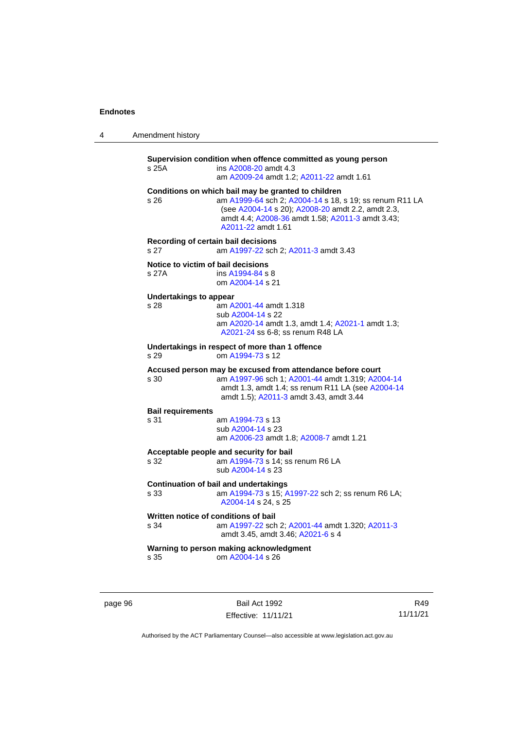**Supervision condition when offence committed as young person**

s 25A ins A2008-20 amdt 4.3
am A2009-24 amdt 1.2; A2011-22 amdt 1.61

**Conditions on which bail may be granted to children**

s 26 am A1999-64 sch 2; A2004-14 s 18, s 19; ss renum R11 LA (see A2004-14 s 20); A2008-20 amdt 2.2, amdt 2.3, amdt 4.4; A2008-36 amdt 1.58; A2011-3 amdt 3.43; A2011-22 amdt 1.61

**Recording of certain bail decisions**

s 27 am A1997-22 sch 2; A2011-3 amdt 3.43

**Notice to victim of bail decisions**

s 27A ins A1994-84 s 8
om A2004-14 s 21

**Undertakings to appear**

s 28 am A2001-44 amdt 1.318
sub A2004-14 s 22
am A2020-14 amdt 1.3, amdt 1.4; A2021-1 amdt 1.3; A2021-24 ss 6-8; ss renum R48 LA

**Undertakings in respect of more than 1 offence**

s 29 om A1994-73 s 12

**Accused person may be excused from attendance before court**

s 30 am A1997-96 sch 1; A2001-44 amdt 1.319; A2004-14 amdt 1.3, amdt 1.4; ss renum R11 LA (see A2004-14 amdt 1.5); A2011-3 amdt 3.43, amdt 3.44

**Bail requirements**

s 31 am A1994-73 s 13
sub A2004-14 s 23
am A2006-23 amdt 1.8; A2008-7 amdt 1.21

**Acceptable people and security for bail**

s 32 am A1994-73 s 14; ss renum R6 LA
sub A2004-14 s 23

**Continuation of bail and undertakings**

s 33 am A1994-73 s 15; A1997-22 sch 2; ss renum R6 LA; A2004-14 s 24, s 25

**Written notice of conditions of bail**

s 34 am A1997-22 sch 2; A2001-44 amdt 1.320; A2011-3 amdt 3.45, amdt 3.46; A2021-6 s 4

**Warning to person making acknowledgment**

s 35 om A2004-14 s 26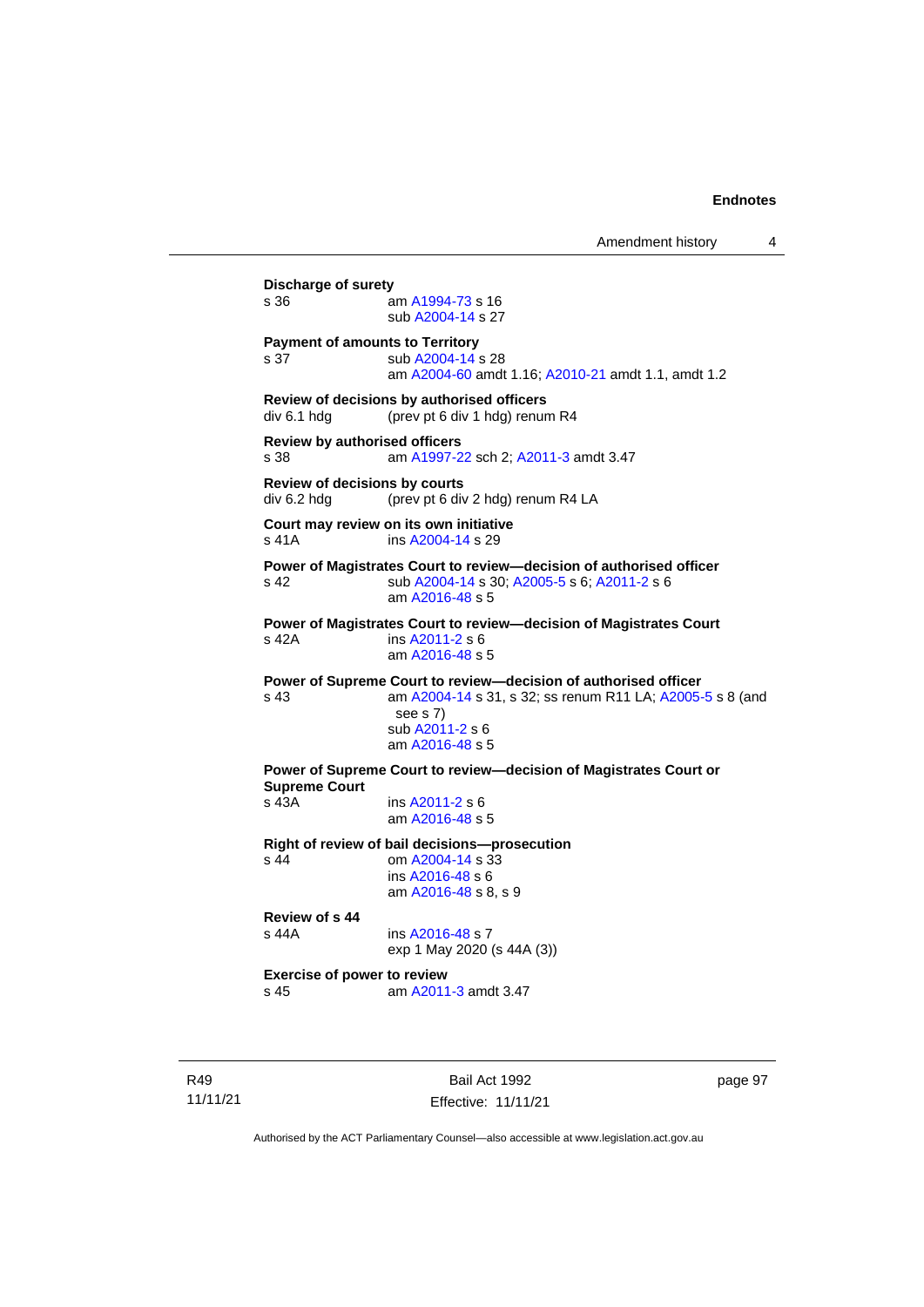**Discharge of surety**

s 36 am A1994-73 s 16
sub A2004-14 s 27

**Payment of amounts to Territory**

s 37 sub A2004-14 s 28
am A2004-60 amdt 1.16; A2010-21 amdt 1.1, amdt 1.2

**Review of decisions by authorised officers**

div 6.1 hdg (prev pt 6 div 1 hdg) renum R4

**Review by authorised officers**

s 38 am A1997-22 sch 2; A2011-3 amdt 3.47

**Review of decisions by courts**

div 6.2 hdg (prev pt 6 div 2 hdg) renum R4 LA

**Court may review on its own initiative**

s 41A ins A2004-14 s 29

**Power of Magistrates Court to review—decision of authorised officer**

s 42 sub A2004-14 s 30; A2005-5 s 6; A2011-2 s 6
am A2016-48 s 5

**Power of Magistrates Court to review—decision of Magistrates Court**

s 42A ins A2011-2 s 6
am A2016-48 s 5

**Power of Supreme Court to review—decision of authorised officer**

s 43 am A2004-14 s 31, s 32; ss renum R11 LA; A2005-5 s 8 (and see s 7)
sub A2011-2 s 6
am A2016-48 s 5

**Power of Supreme Court to review—decision of Magistrates Court or Supreme Court**

s 43A ins A2011-2 s 6
am A2016-48 s 5

**Right of review of bail decisions—prosecution**

s 44 om A2004-14 s 33
ins A2016-48 s 6
am A2016-48 s 8, s 9

**Review of s 44**

s 44A ins A2016-48 s 7
exp 1 May 2020 (s 44A (3))

**Exercise of power to review**

s 45 am A2011-3 amdt 3.47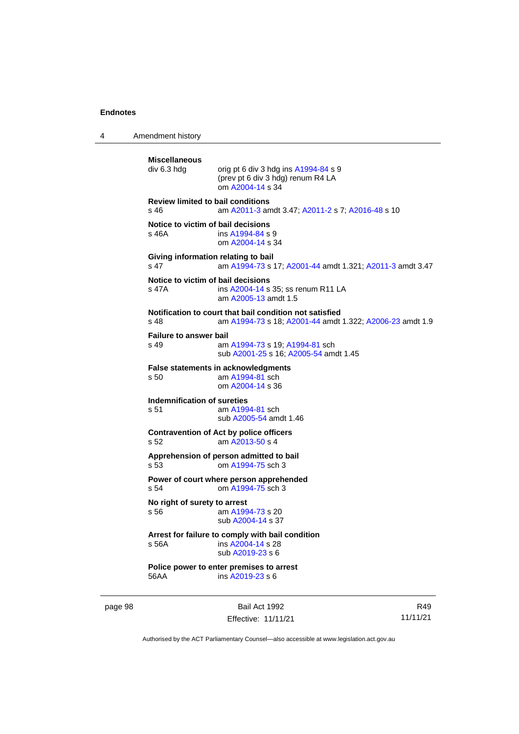**Miscellaneous**

div 6.3 hdg — orig pt 6 div 3 hdg ins A1994-84 s 9
(prev pt 6 div 3 hdg) renum R4 LA
om A2004-14 s 34

**Review limited to bail conditions**

s 46 — am A2011-3 amdt 3.47; A2011-2 s 7; A2016-48 s 10

**Notice to victim of bail decisions**

s 46A — ins A1994-84 s 9
om A2004-14 s 34

**Giving information relating to bail**

s 47 — am A1994-73 s 17; A2001-44 amdt 1.321; A2011-3 amdt 3.47

**Notice to victim of bail decisions**

s 47A — ins A2004-14 s 35; ss renum R11 LA
am A2005-13 amdt 1.5

**Notification to court that bail condition not satisfied**

s 48 — am A1994-73 s 18; A2001-44 amdt 1.322; A2006-23 amdt 1.9

**Failure to answer bail**

s 49 — am A1994-73 s 19; A1994-81 sch
sub A2001-25 s 16; A2005-54 amdt 1.45

**False statements in acknowledgments**

s 50 — am A1994-81 sch
om A2004-14 s 36

**Indemnification of sureties**

s 51 — am A1994-81 sch
sub A2005-54 amdt 1.46

**Contravention of Act by police officers**

s 52 — am A2013-50 s 4

**Apprehension of person admitted to bail**

s 53 — om A1994-75 sch 3

**Power of court where person apprehended**

s 54 — om A1994-75 sch 3

**No right of surety to arrest**

s 56 — am A1994-73 s 20
sub A2004-14 s 37

**Arrest for failure to comply with bail condition**

s 56A — ins A2004-14 s 28
sub A2019-23 s 6

**Police power to enter premises to arrest**

56AA — ins A2019-23 s 6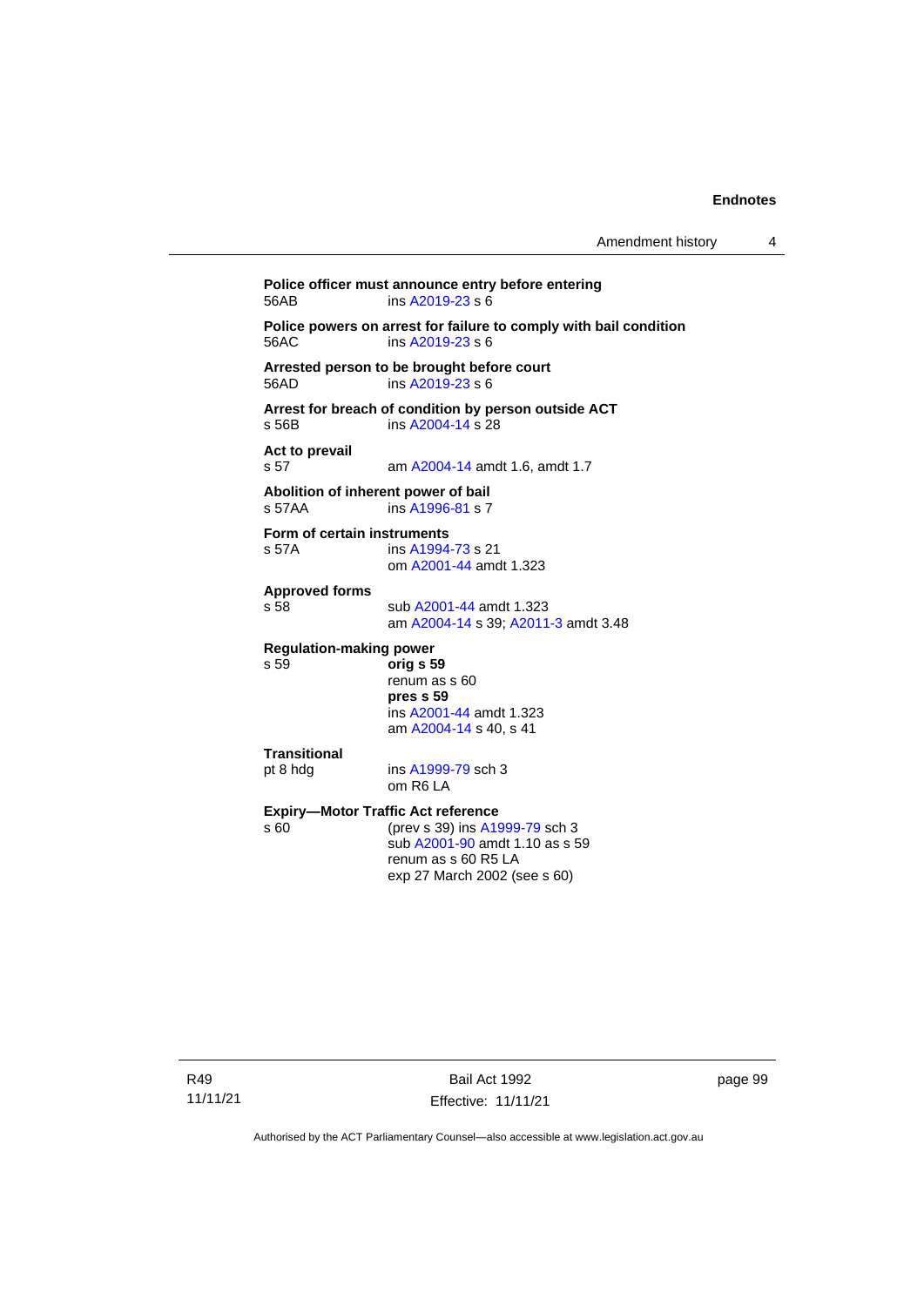**Police officer must announce entry before entering**
56AB ins A2019-23 s 6

**Police powers on arrest for failure to comply with bail condition**
56AC ins A2019-23 s 6

**Arrested person to be brought before court**
56AD ins A2019-23 s 6

**Arrest for breach of condition by person outside ACT**
s 56B ins A2004-14 s 28

**Act to prevail**
s 57 am A2004-14 amdt 1.6, amdt 1.7

**Abolition of inherent power of bail**
s 57AA ins A1996-81 s 7

**Form of certain instruments**
s 57A ins A1994-73 s 21
om A2001-44 amdt 1.323

**Approved forms**
s 58 sub A2001-44 amdt 1.323
am A2004-14 s 39; A2011-3 amdt 3.48

**Regulation-making power**
s 59 **orig s 59**
renum as s 60
**pres s 59**
ins A2001-44 amdt 1.323
am A2004-14 s 40, s 41

**Transitional**
pt 8 hdg ins A1999-79 sch 3
om R6 LA

**Expiry—Motor Traffic Act reference**
s 60 (prev s 39) ins A1999-79 sch 3
sub A2001-90 amdt 1.10 as s 59
renum as s 60 R5 LA
exp 27 March 2002 (see s 60)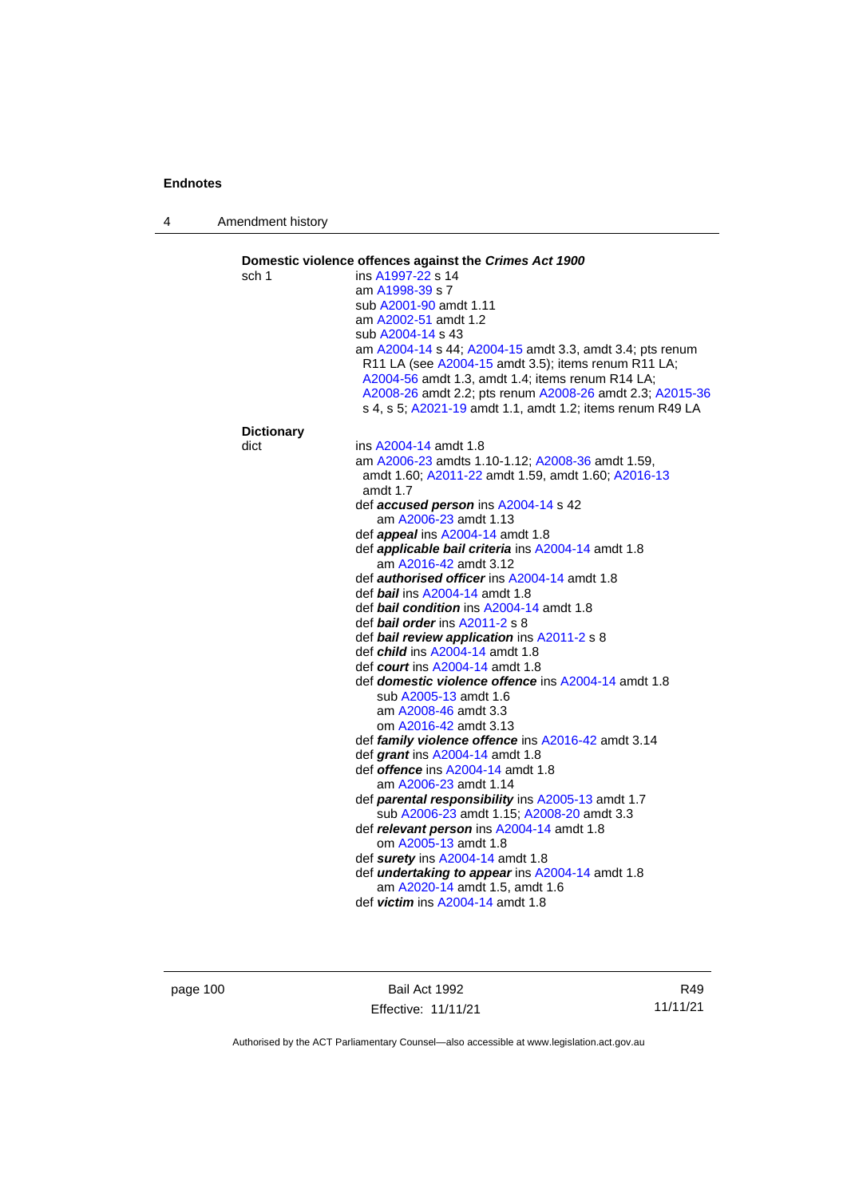**Domestic violence offences against the *Crimes Act 1900***

sch 1 — ins A1997-22 s 14
am A1998-39 s 7
sub A2001-90 amdt 1.11
am A2002-51 amdt 1.2
sub A2004-14 s 43
am A2004-14 s 44; A2004-15 amdt 3.3, amdt 3.4; pts renum R11 LA (see A2004-15 amdt 3.5); items renum R11 LA; A2004-56 amdt 1.3, amdt 1.4; items renum R14 LA; A2008-26 amdt 2.2; pts renum A2008-26 amdt 2.3; A2015-36 s 4, s 5; A2021-19 amdt 1.1, amdt 1.2; items renum R49 LA

**Dictionary**

dict — ins A2004-14 amdt 1.8
am A2006-23 amdts 1.10-1.12; A2008-36 amdt 1.59, amdt 1.60; A2011-22 amdt 1.59, amdt 1.60; A2016-13 amdt 1.7
def ***accused person*** ins A2004-14 s 42
  am A2006-23 amdt 1.13
def ***appeal*** ins A2004-14 amdt 1.8
def ***applicable bail criteria*** ins A2004-14 amdt 1.8
  am A2016-42 amdt 3.12
def ***authorised officer*** ins A2004-14 amdt 1.8
def ***bail*** ins A2004-14 amdt 1.8
def ***bail condition*** ins A2004-14 amdt 1.8
def ***bail order*** ins A2011-2 s 8
def ***bail review application*** ins A2011-2 s 8
def ***child*** ins A2004-14 amdt 1.8
def ***court*** ins A2004-14 amdt 1.8
def ***domestic violence offence*** ins A2004-14 amdt 1.8
  sub A2005-13 amdt 1.6
  am A2008-46 amdt 3.3
  om A2016-42 amdt 3.13
def ***family violence offence*** ins A2016-42 amdt 3.14
def ***grant*** ins A2004-14 amdt 1.8
def ***offence*** ins A2004-14 amdt 1.8
  am A2006-23 amdt 1.14
def ***parental responsibility*** ins A2005-13 amdt 1.7
  sub A2006-23 amdt 1.15; A2008-20 amdt 3.3
def ***relevant person*** ins A2004-14 amdt 1.8
  om A2005-13 amdt 1.8
def ***surety*** ins A2004-14 amdt 1.8
def ***undertaking to appear*** ins A2004-14 amdt 1.8
  am A2020-14 amdt 1.5, amdt 1.6
def ***victim*** ins A2004-14 amdt 1.8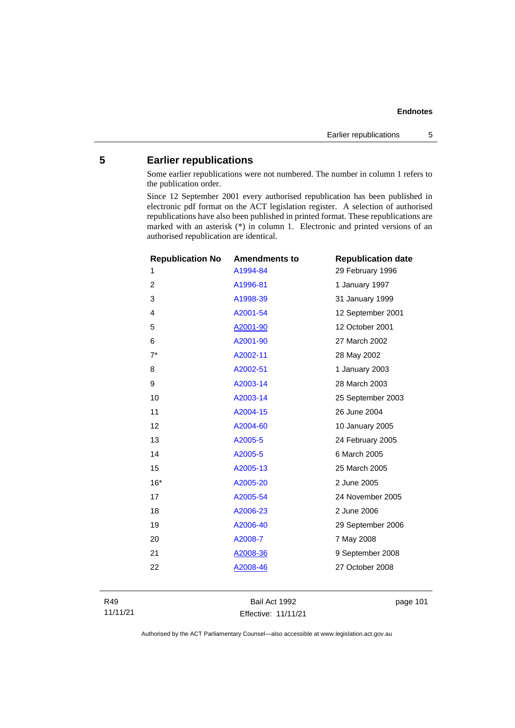## 5 Earlier republications

Some earlier republications were not numbered. The number in column 1 refers to the publication order.

Since 12 September 2001 every authorised republication has been published in electronic pdf format on the ACT legislation register. A selection of authorised republications have also been published in printed format. These republications are marked with an asterisk (*) in column 1. Electronic and printed versions of an authorised republication are identical.

| Republication No | Amendments to | Republication date |
|---|---|---|
| 1 | A1994-84 | 29 February 1996 |
| 2 | A1996-81 | 1 January 1997 |
| 3 | A1998-39 | 31 January 1999 |
| 4 | A2001-54 | 12 September 2001 |
| 5 | A2001-90 | 12 October 2001 |
| 6 | A2001-90 | 27 March 2002 |
| 7* | A2002-11 | 28 May 2002 |
| 8 | A2002-51 | 1 January 2003 |
| 9 | A2003-14 | 28 March 2003 |
| 10 | A2003-14 | 25 September 2003 |
| 11 | A2004-15 | 26 June 2004 |
| 12 | A2004-60 | 10 January 2005 |
| 13 | A2005-5 | 24 February 2005 |
| 14 | A2005-5 | 6 March 2005 |
| 15 | A2005-13 | 25 March 2005 |
| 16* | A2005-20 | 2 June 2005 |
| 17 | A2005-54 | 24 November 2005 |
| 18 | A2006-23 | 2 June 2006 |
| 19 | A2006-40 | 29 September 2006 |
| 20 | A2008-7 | 7 May 2008 |
| 21 | A2008-36 | 9 September 2008 |
| 22 | A2008-46 | 27 October 2008 |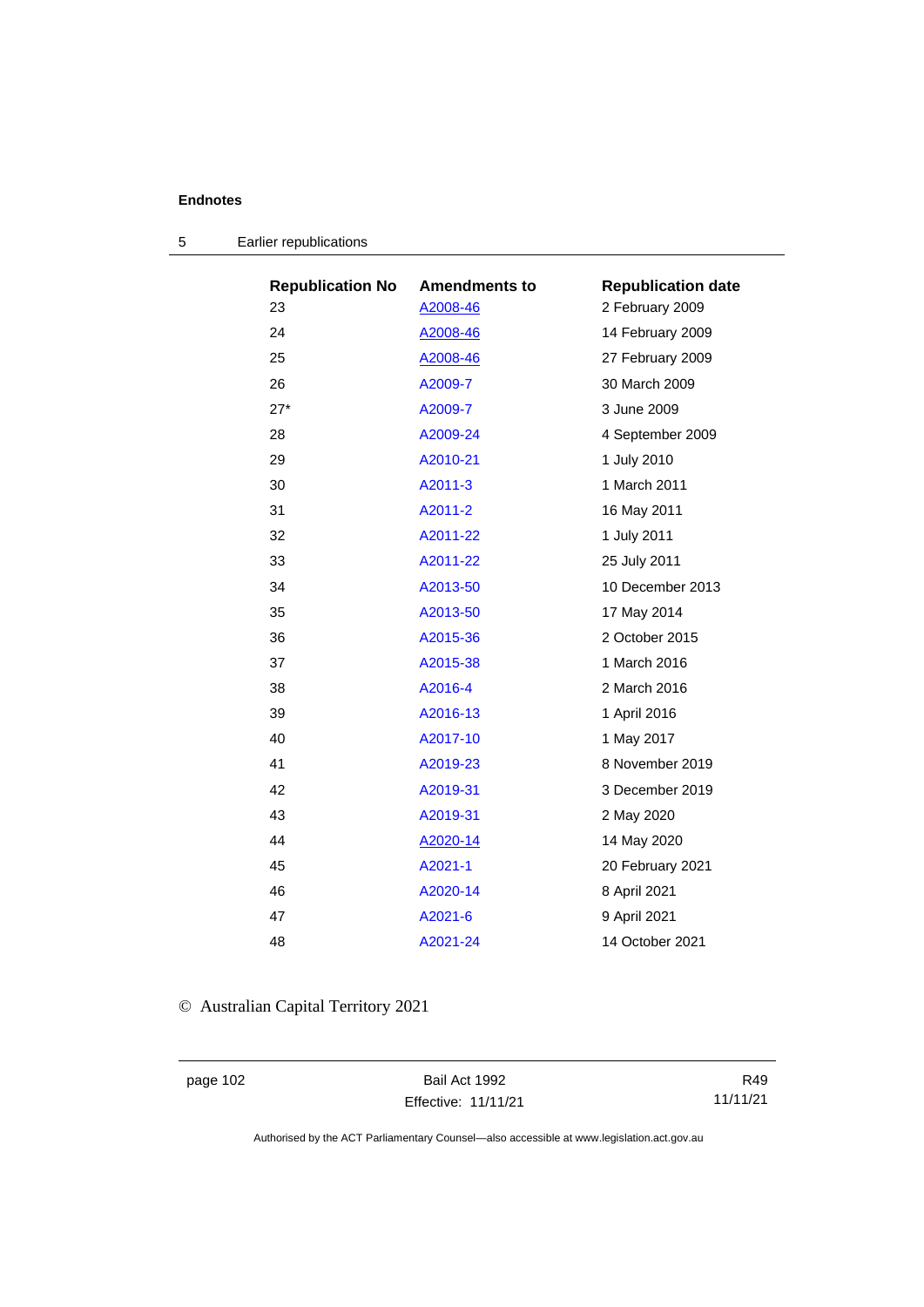## 5 Earlier republications

| Republication No | Amendments to | Republication date |
|---|---|---|
| 23 | A2008-46 | 2 February 2009 |
| 24 | A2008-46 | 14 February 2009 |
| 25 | A2008-46 | 27 February 2009 |
| 26 | A2009-7 | 30 March 2009 |
| 27* | A2009-7 | 3 June 2009 |
| 28 | A2009-24 | 4 September 2009 |
| 29 | A2010-21 | 1 July 2010 |
| 30 | A2011-3 | 1 March 2011 |
| 31 | A2011-2 | 16 May 2011 |
| 32 | A2011-22 | 1 July 2011 |
| 33 | A2011-22 | 25 July 2011 |
| 34 | A2013-50 | 10 December 2013 |
| 35 | A2013-50 | 17 May 2014 |
| 36 | A2015-36 | 2 October 2015 |
| 37 | A2015-38 | 1 March 2016 |
| 38 | A2016-4 | 2 March 2016 |
| 39 | A2016-13 | 1 April 2016 |
| 40 | A2017-10 | 1 May 2017 |
| 41 | A2019-23 | 8 November 2019 |
| 42 | A2019-31 | 3 December 2019 |
| 43 | A2019-31 | 2 May 2020 |
| 44 | A2020-14 | 14 May 2020 |
| 45 | A2021-1 | 20 February 2021 |
| 46 | A2020-14 | 8 April 2021 |
| 47 | A2021-6 | 9 April 2021 |
| 48 | A2021-24 | 14 October 2021 |

© Australian Capital Territory 2021